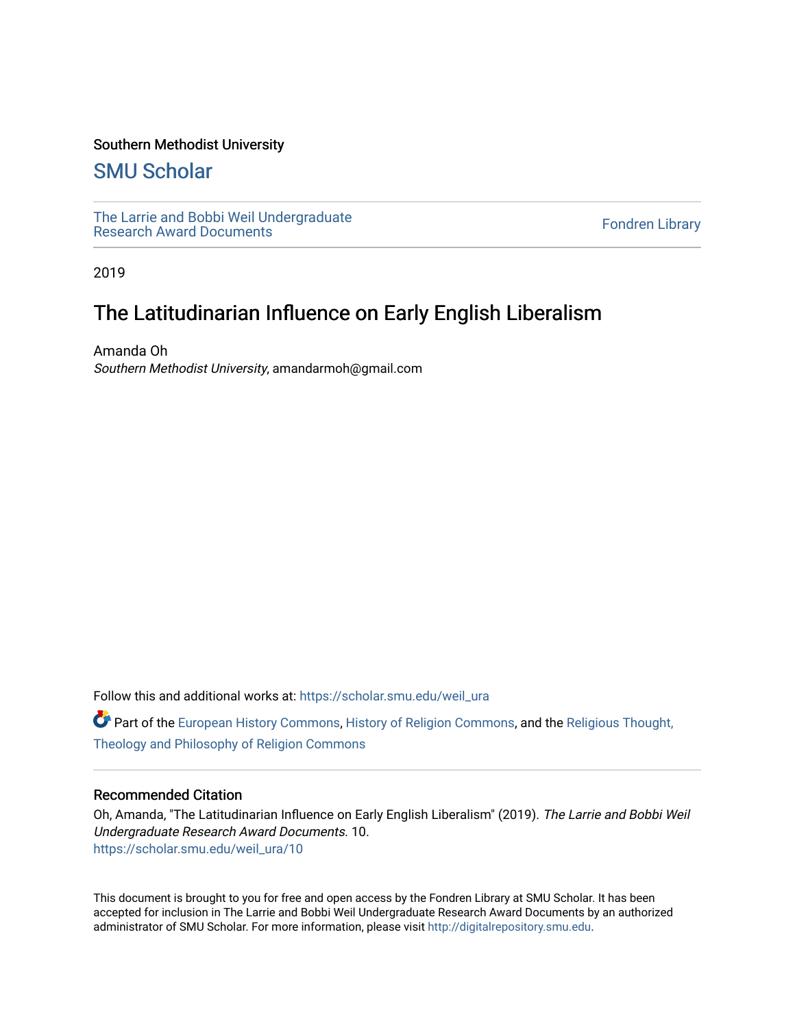Southern Methodist University

## SMU Scholar

The Larrie and Bobbi Weil Undergraduate Research Award Documents

Fondren Library

2019

# The Latitudinarian Influence on Early English Liberalism

Amanda Oh
*Southern Methodist University*, amandarmoh@gmail.com

Follow this and additional works at: https://scholar.smu.edu/weil_ura

Part of the European History Commons, History of Religion Commons, and the Religious Thought, Theology and Philosophy of Religion Commons

### Recommended Citation

Oh, Amanda, "The Latitudinarian Influence on Early English Liberalism" (2019). *The Larrie and Bobbi Weil Undergraduate Research Award Documents*. 10.
https://scholar.smu.edu/weil_ura/10

This document is brought to you for free and open access by the Fondren Library at SMU Scholar. It has been accepted for inclusion in The Larrie and Bobbi Weil Undergraduate Research Award Documents by an authorized administrator of SMU Scholar. For more information, please visit http://digitalrepository.smu.edu.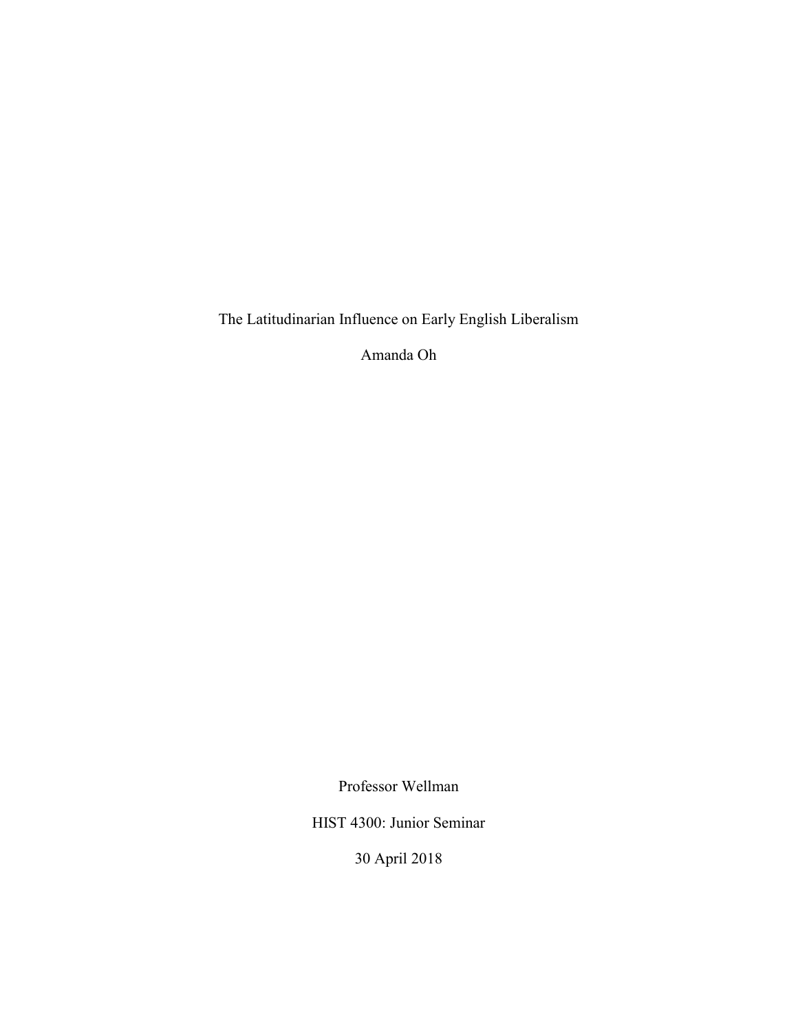# The Latitudinarian Influence on Early English Liberalism

Amanda Oh

Professor Wellman

HIST 4300: Junior Seminar

30 April 2018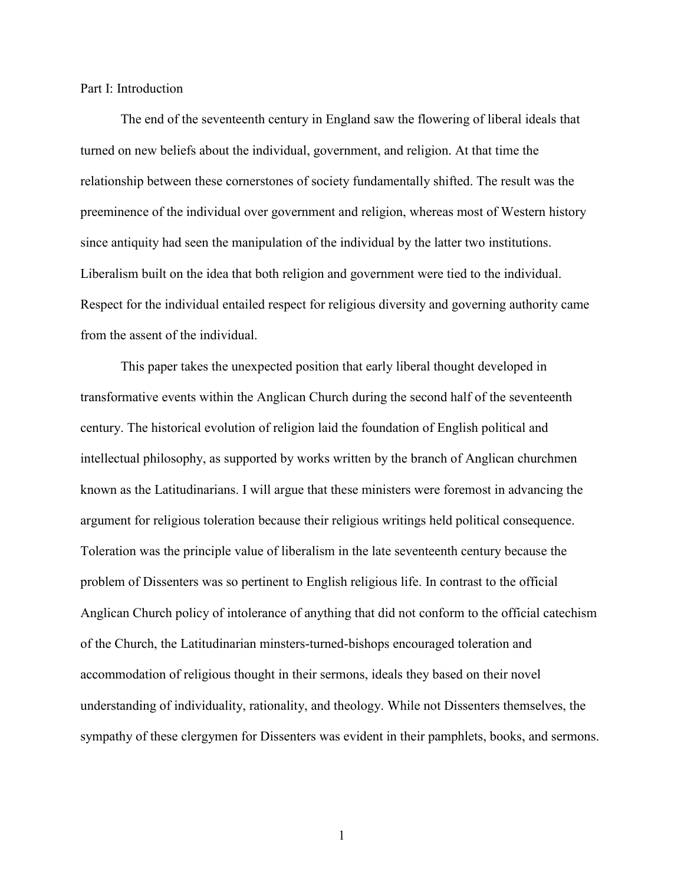## Part I: Introduction

The end of the seventeenth century in England saw the flowering of liberal ideals that turned on new beliefs about the individual, government, and religion. At that time the relationship between these cornerstones of society fundamentally shifted. The result was the preeminence of the individual over government and religion, whereas most of Western history since antiquity had seen the manipulation of the individual by the latter two institutions. Liberalism built on the idea that both religion and government were tied to the individual. Respect for the individual entailed respect for religious diversity and governing authority came from the assent of the individual.

This paper takes the unexpected position that early liberal thought developed in transformative events within the Anglican Church during the second half of the seventeenth century. The historical evolution of religion laid the foundation of English political and intellectual philosophy, as supported by works written by the branch of Anglican churchmen known as the Latitudinarians. I will argue that these ministers were foremost in advancing the argument for religious toleration because their religious writings held political consequence. Toleration was the principle value of liberalism in the late seventeenth century because the problem of Dissenters was so pertinent to English religious life. In contrast to the official Anglican Church policy of intolerance of anything that did not conform to the official catechism of the Church, the Latitudinarian minsters-turned-bishops encouraged toleration and accommodation of religious thought in their sermons, ideals they based on their novel understanding of individuality, rationality, and theology. While not Dissenters themselves, the sympathy of these clergymen for Dissenters was evident in their pamphlets, books, and sermons.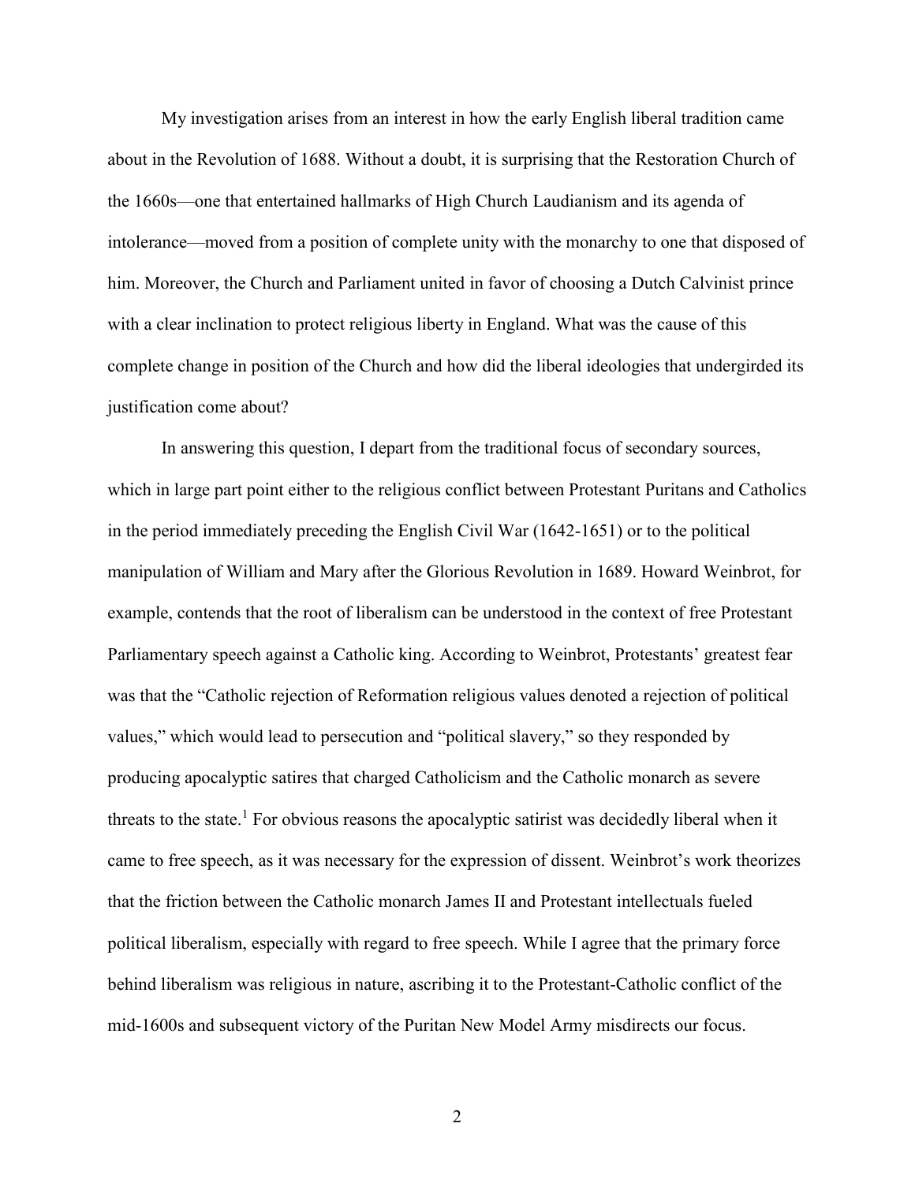My investigation arises from an interest in how the early English liberal tradition came about in the Revolution of 1688. Without a doubt, it is surprising that the Restoration Church of the 1660s—one that entertained hallmarks of High Church Laudianism and its agenda of intolerance—moved from a position of complete unity with the monarchy to one that disposed of him. Moreover, the Church and Parliament united in favor of choosing a Dutch Calvinist prince with a clear inclination to protect religious liberty in England. What was the cause of this complete change in position of the Church and how did the liberal ideologies that undergirded its justification come about?

In answering this question, I depart from the traditional focus of secondary sources, which in large part point either to the religious conflict between Protestant Puritans and Catholics in the period immediately preceding the English Civil War (1642-1651) or to the political manipulation of William and Mary after the Glorious Revolution in 1689. Howard Weinbrot, for example, contends that the root of liberalism can be understood in the context of free Protestant Parliamentary speech against a Catholic king. According to Weinbrot, Protestants' greatest fear was that the "Catholic rejection of Reformation religious values denoted a rejection of political values," which would lead to persecution and "political slavery," so they responded by producing apocalyptic satires that charged Catholicism and the Catholic monarch as severe threats to the state.[1] For obvious reasons the apocalyptic satirist was decidedly liberal when it came to free speech, as it was necessary for the expression of dissent. Weinbrot's work theorizes that the friction between the Catholic monarch James II and Protestant intellectuals fueled political liberalism, especially with regard to free speech. While I agree that the primary force behind liberalism was religious in nature, ascribing it to the Protestant-Catholic conflict of the mid-1600s and subsequent victory of the Puritan New Model Army misdirects our focus.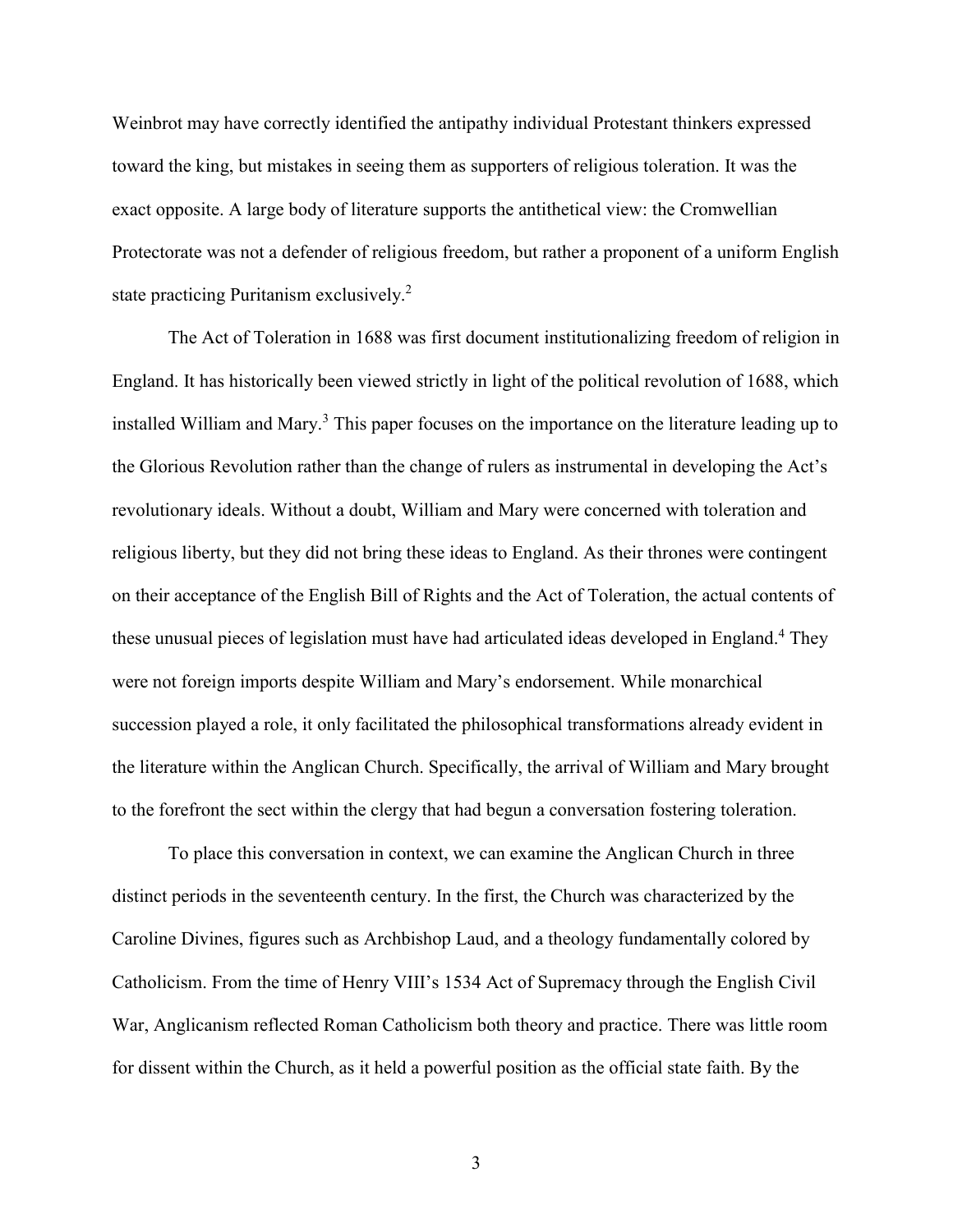Weinbrot may have correctly identified the antipathy individual Protestant thinkers expressed toward the king, but mistakes in seeing them as supporters of religious toleration. It was the exact opposite. A large body of literature supports the antithetical view: the Cromwellian Protectorate was not a defender of religious freedom, but rather a proponent of a uniform English state practicing Puritanism exclusively.[2]

The Act of Toleration in 1688 was first document institutionalizing freedom of religion in England. It has historically been viewed strictly in light of the political revolution of 1688, which installed William and Mary.[3] This paper focuses on the importance on the literature leading up to the Glorious Revolution rather than the change of rulers as instrumental in developing the Act's revolutionary ideals. Without a doubt, William and Mary were concerned with toleration and religious liberty, but they did not bring these ideas to England. As their thrones were contingent on their acceptance of the English Bill of Rights and the Act of Toleration, the actual contents of these unusual pieces of legislation must have had articulated ideas developed in England.[4] They were not foreign imports despite William and Mary's endorsement. While monarchical succession played a role, it only facilitated the philosophical transformations already evident in the literature within the Anglican Church. Specifically, the arrival of William and Mary brought to the forefront the sect within the clergy that had begun a conversation fostering toleration.

To place this conversation in context, we can examine the Anglican Church in three distinct periods in the seventeenth century. In the first, the Church was characterized by the Caroline Divines, figures such as Archbishop Laud, and a theology fundamentally colored by Catholicism. From the time of Henry VIII's 1534 Act of Supremacy through the English Civil War, Anglicanism reflected Roman Catholicism both theory and practice. There was little room for dissent within the Church, as it held a powerful position as the official state faith. By the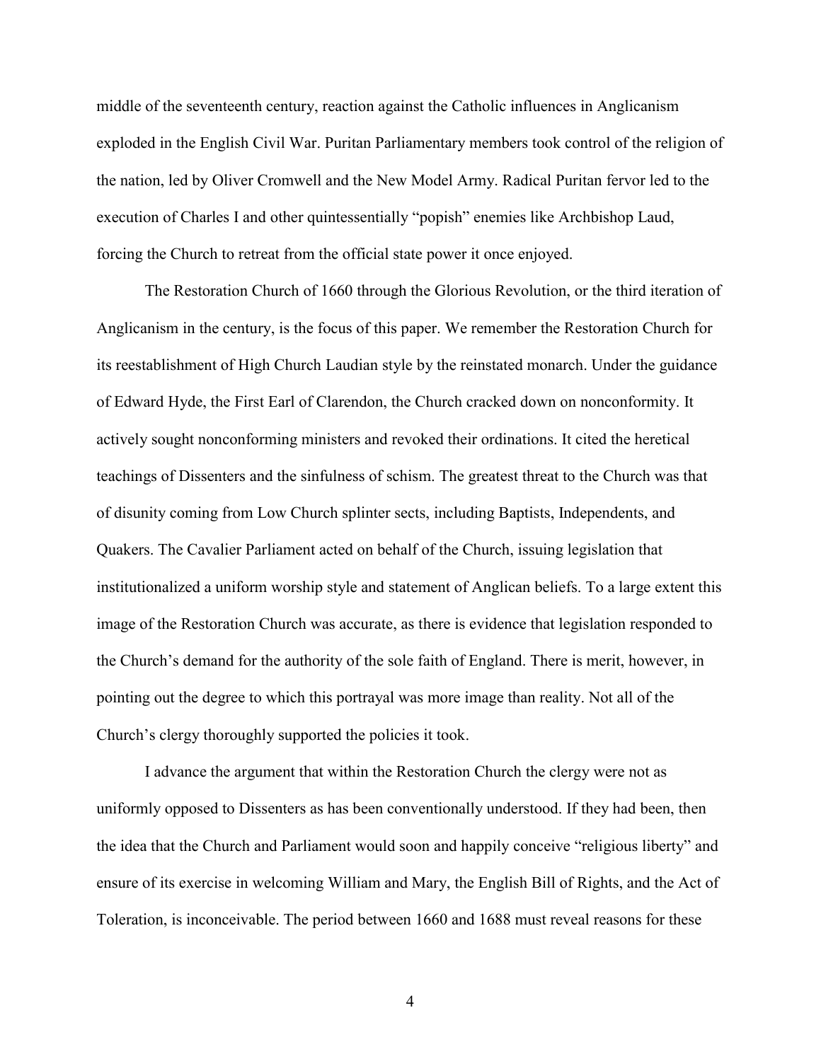middle of the seventeenth century, reaction against the Catholic influences in Anglicanism exploded in the English Civil War. Puritan Parliamentary members took control of the religion of the nation, led by Oliver Cromwell and the New Model Army. Radical Puritan fervor led to the execution of Charles I and other quintessentially "popish" enemies like Archbishop Laud, forcing the Church to retreat from the official state power it once enjoyed.

The Restoration Church of 1660 through the Glorious Revolution, or the third iteration of Anglicanism in the century, is the focus of this paper. We remember the Restoration Church for its reestablishment of High Church Laudian style by the reinstated monarch. Under the guidance of Edward Hyde, the First Earl of Clarendon, the Church cracked down on nonconformity. It actively sought nonconforming ministers and revoked their ordinations. It cited the heretical teachings of Dissenters and the sinfulness of schism. The greatest threat to the Church was that of disunity coming from Low Church splinter sects, including Baptists, Independents, and Quakers. The Cavalier Parliament acted on behalf of the Church, issuing legislation that institutionalized a uniform worship style and statement of Anglican beliefs. To a large extent this image of the Restoration Church was accurate, as there is evidence that legislation responded to the Church's demand for the authority of the sole faith of England. There is merit, however, in pointing out the degree to which this portrayal was more image than reality. Not all of the Church's clergy thoroughly supported the policies it took.

I advance the argument that within the Restoration Church the clergy were not as uniformly opposed to Dissenters as has been conventionally understood. If they had been, then the idea that the Church and Parliament would soon and happily conceive "religious liberty" and ensure of its exercise in welcoming William and Mary, the English Bill of Rights, and the Act of Toleration, is inconceivable. The period between 1660 and 1688 must reveal reasons for these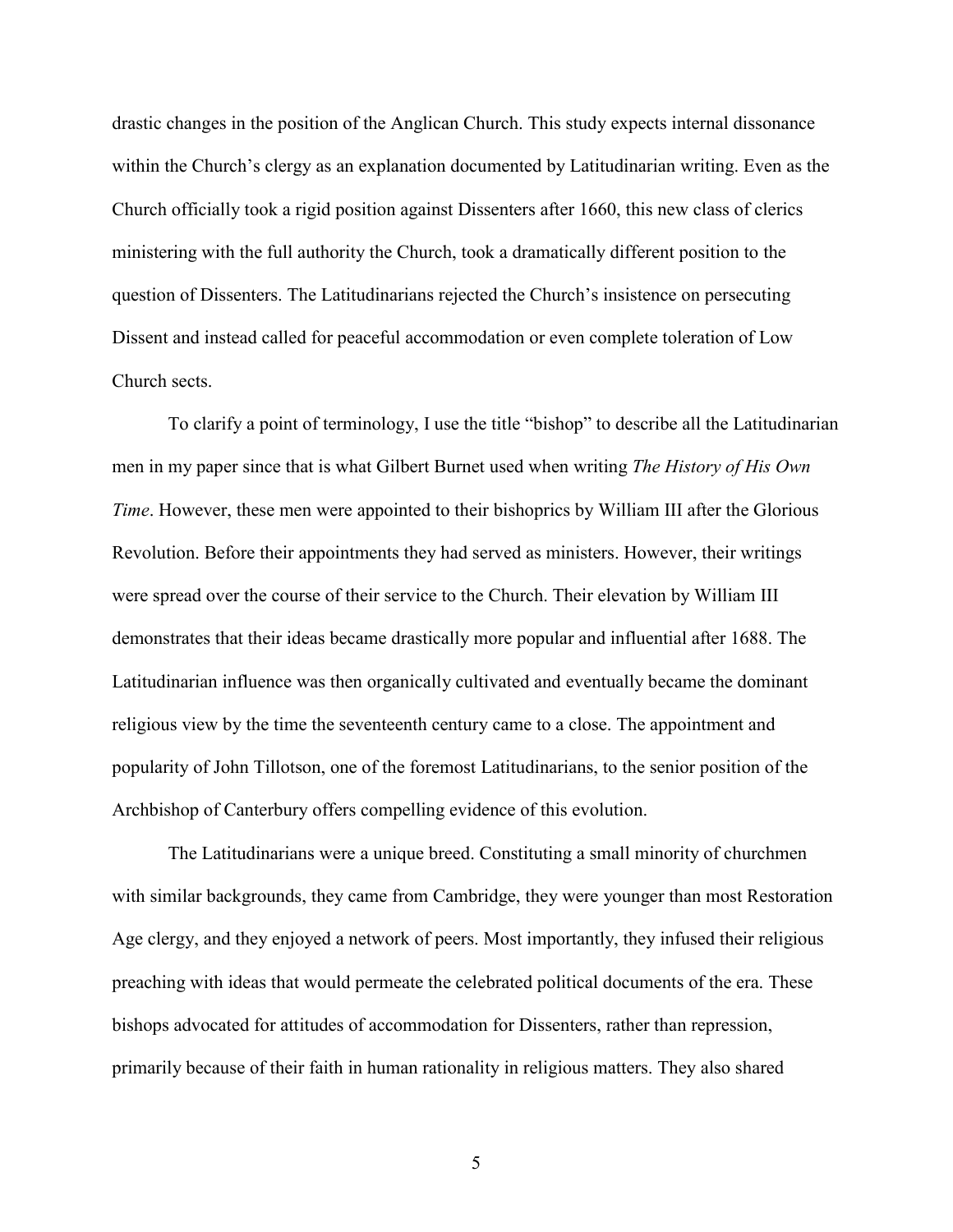drastic changes in the position of the Anglican Church. This study expects internal dissonance within the Church's clergy as an explanation documented by Latitudinarian writing. Even as the Church officially took a rigid position against Dissenters after 1660, this new class of clerics ministering with the full authority the Church, took a dramatically different position to the question of Dissenters. The Latitudinarians rejected the Church's insistence on persecuting Dissent and instead called for peaceful accommodation or even complete toleration of Low Church sects.

To clarify a point of terminology, I use the title "bishop" to describe all the Latitudinarian men in my paper since that is what Gilbert Burnet used when writing *The History of His Own Time*. However, these men were appointed to their bishoprics by William III after the Glorious Revolution. Before their appointments they had served as ministers. However, their writings were spread over the course of their service to the Church. Their elevation by William III demonstrates that their ideas became drastically more popular and influential after 1688. The Latitudinarian influence was then organically cultivated and eventually became the dominant religious view by the time the seventeenth century came to a close. The appointment and popularity of John Tillotson, one of the foremost Latitudinarians, to the senior position of the Archbishop of Canterbury offers compelling evidence of this evolution.

The Latitudinarians were a unique breed. Constituting a small minority of churchmen with similar backgrounds, they came from Cambridge, they were younger than most Restoration Age clergy, and they enjoyed a network of peers. Most importantly, they infused their religious preaching with ideas that would permeate the celebrated political documents of the era. These bishops advocated for attitudes of accommodation for Dissenters, rather than repression, primarily because of their faith in human rationality in religious matters. They also shared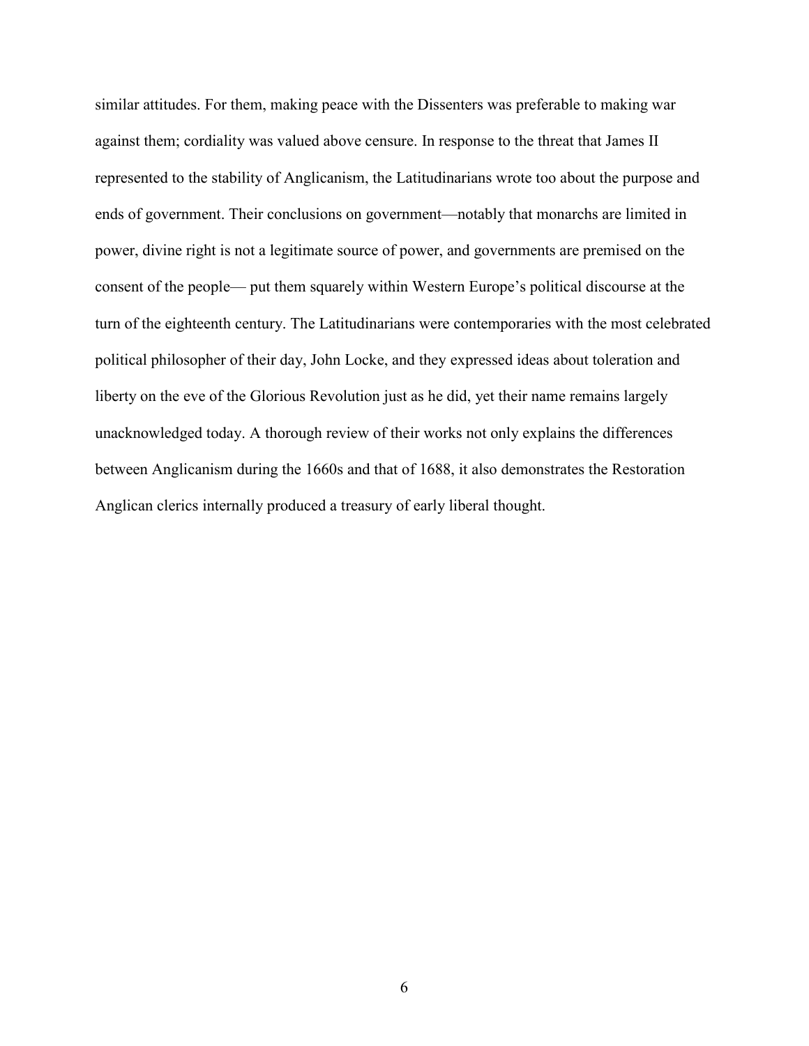similar attitudes. For them, making peace with the Dissenters was preferable to making war against them; cordiality was valued above censure. In response to the threat that James II represented to the stability of Anglicanism, the Latitudinarians wrote too about the purpose and ends of government. Their conclusions on government—notably that monarchs are limited in power, divine right is not a legitimate source of power, and governments are premised on the consent of the people— put them squarely within Western Europe's political discourse at the turn of the eighteenth century. The Latitudinarians were contemporaries with the most celebrated political philosopher of their day, John Locke, and they expressed ideas about toleration and liberty on the eve of the Glorious Revolution just as he did, yet their name remains largely unacknowledged today. A thorough review of their works not only explains the differences between Anglicanism during the 1660s and that of 1688, it also demonstrates the Restoration Anglican clerics internally produced a treasury of early liberal thought.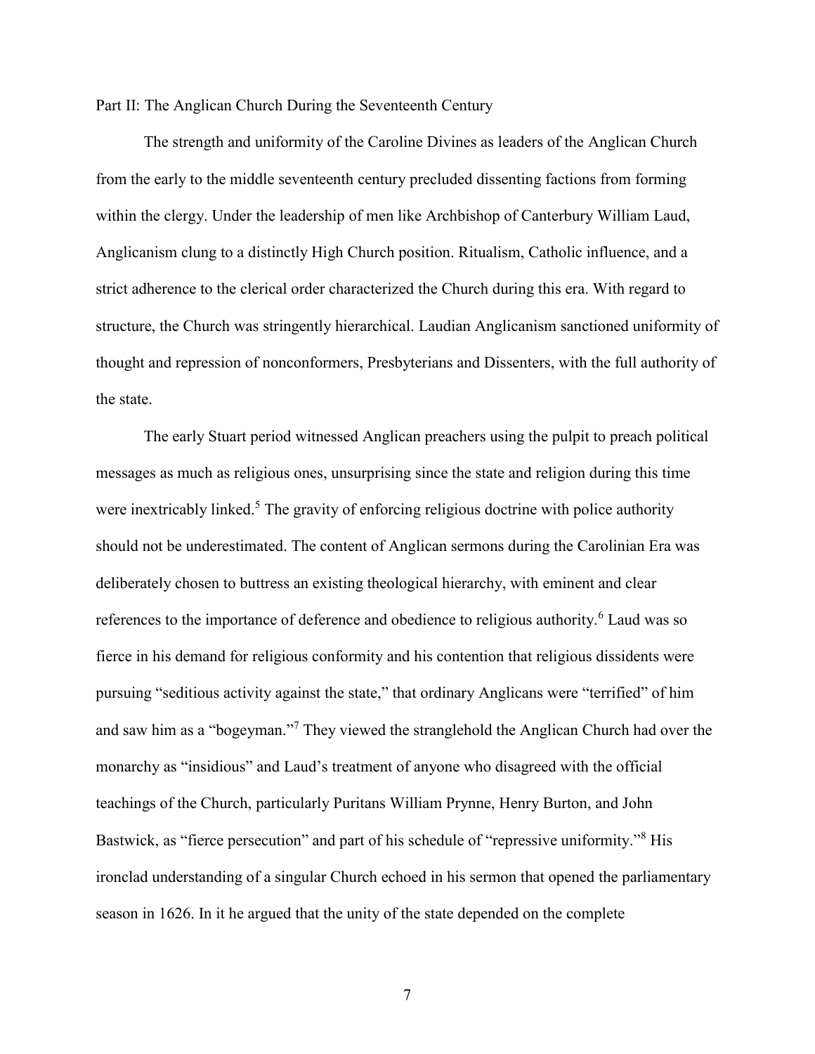## Part II: The Anglican Church During the Seventeenth Century

The strength and uniformity of the Caroline Divines as leaders of the Anglican Church from the early to the middle seventeenth century precluded dissenting factions from forming within the clergy. Under the leadership of men like Archbishop of Canterbury William Laud, Anglicanism clung to a distinctly High Church position. Ritualism, Catholic influence, and a strict adherence to the clerical order characterized the Church during this era. With regard to structure, the Church was stringently hierarchical. Laudian Anglicanism sanctioned uniformity of thought and repression of nonconformers, Presbyterians and Dissenters, with the full authority of the state.

The early Stuart period witnessed Anglican preachers using the pulpit to preach political messages as much as religious ones, unsurprising since the state and religion during this time were inextricably linked.[5] The gravity of enforcing religious doctrine with police authority should not be underestimated. The content of Anglican sermons during the Carolinian Era was deliberately chosen to buttress an existing theological hierarchy, with eminent and clear references to the importance of deference and obedience to religious authority.[6] Laud was so fierce in his demand for religious conformity and his contention that religious dissidents were pursuing "seditious activity against the state," that ordinary Anglicans were "terrified" of him and saw him as a "bogeyman."[7] They viewed the stranglehold the Anglican Church had over the monarchy as "insidious" and Laud's treatment of anyone who disagreed with the official teachings of the Church, particularly Puritans William Prynne, Henry Burton, and John Bastwick, as "fierce persecution" and part of his schedule of "repressive uniformity."[8] His ironclad understanding of a singular Church echoed in his sermon that opened the parliamentary season in 1626. In it he argued that the unity of the state depended on the complete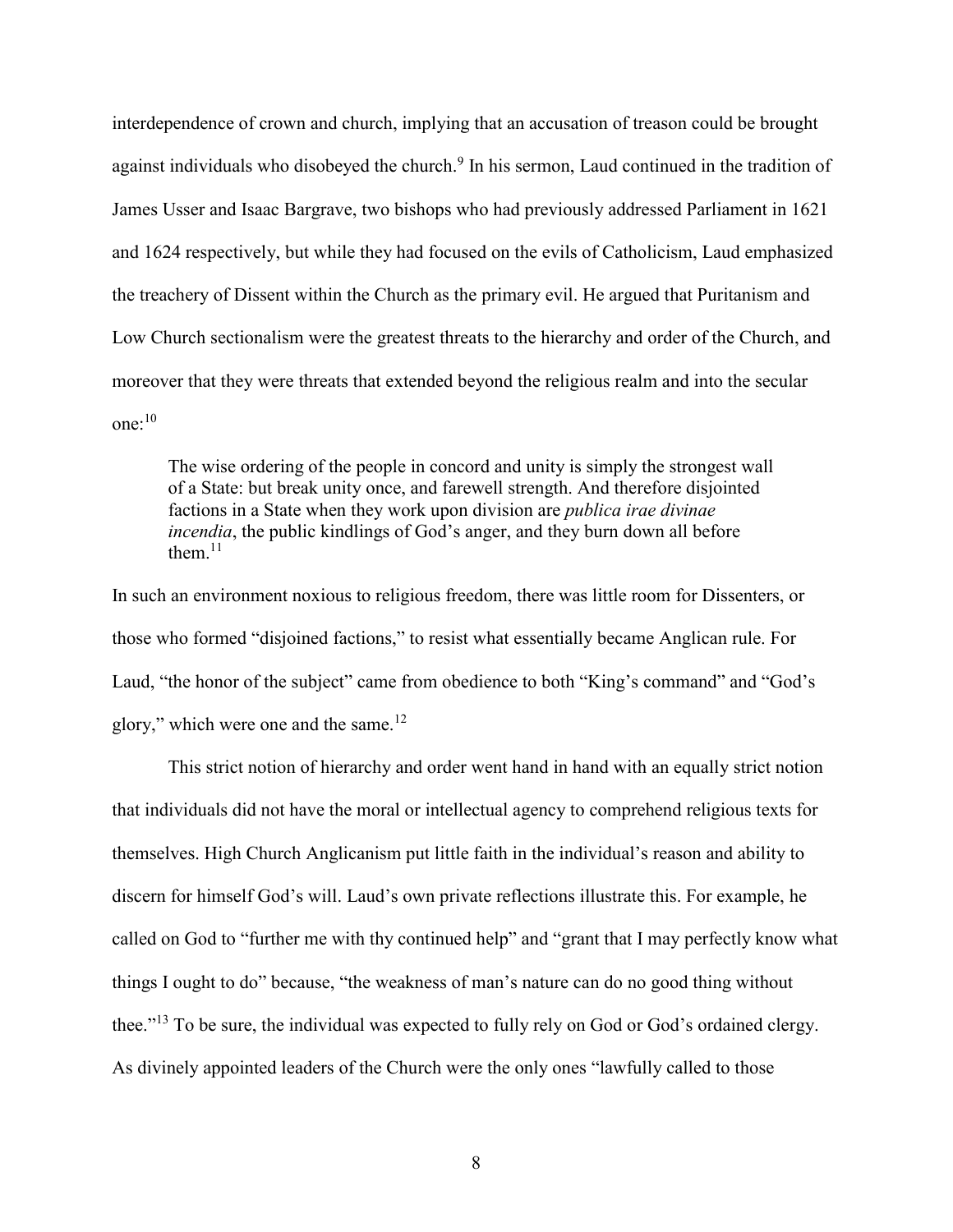interdependence of crown and church, implying that an accusation of treason could be brought against individuals who disobeyed the church.[9] In his sermon, Laud continued in the tradition of James Usser and Isaac Bargrave, two bishops who had previously addressed Parliament in 1621 and 1624 respectively, but while they had focused on the evils of Catholicism, Laud emphasized the treachery of Dissent within the Church as the primary evil. He argued that Puritanism and Low Church sectionalism were the greatest threats to the hierarchy and order of the Church, and moreover that they were threats that extended beyond the religious realm and into the secular one:[10]

> The wise ordering of the people in concord and unity is simply the strongest wall of a State: but break unity once, and farewell strength. And therefore disjointed factions in a State when they work upon division are *publica irae divinae incendia*, the public kindlings of God's anger, and they burn down all before them.[11]

In such an environment noxious to religious freedom, there was little room for Dissenters, or those who formed "disjoined factions," to resist what essentially became Anglican rule. For Laud, "the honor of the subject" came from obedience to both "King's command" and "God's glory," which were one and the same.[12]

This strict notion of hierarchy and order went hand in hand with an equally strict notion that individuals did not have the moral or intellectual agency to comprehend religious texts for themselves. High Church Anglicanism put little faith in the individual's reason and ability to discern for himself God's will. Laud's own private reflections illustrate this. For example, he called on God to "further me with thy continued help" and "grant that I may perfectly know what things I ought to do" because, "the weakness of man's nature can do no good thing without thee."[13] To be sure, the individual was expected to fully rely on God or God's ordained clergy. As divinely appointed leaders of the Church were the only ones "lawfully called to those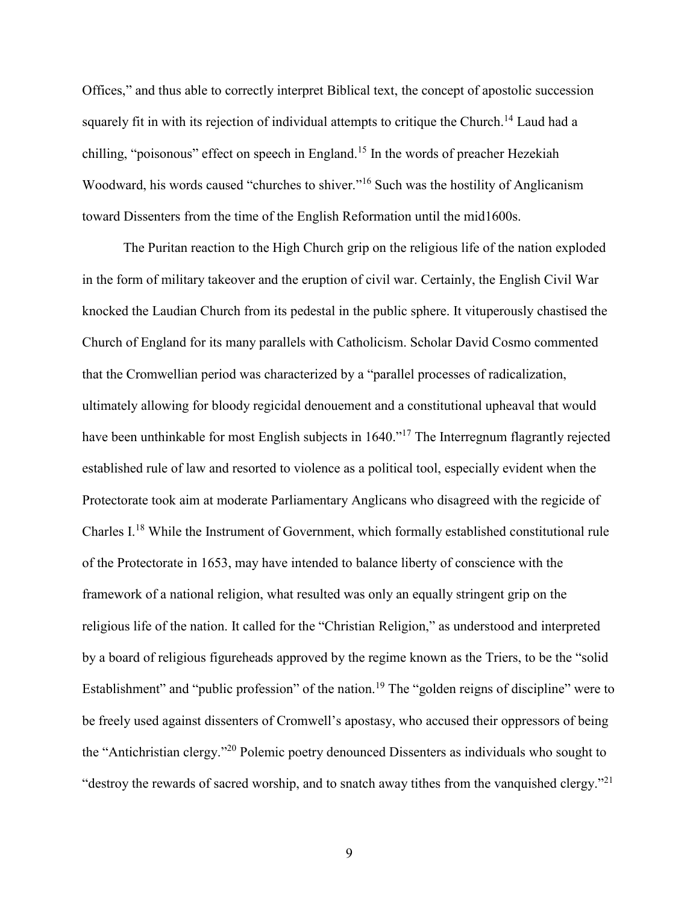Offices," and thus able to correctly interpret Biblical text, the concept of apostolic succession squarely fit in with its rejection of individual attempts to critique the Church.[14] Laud had a chilling, "poisonous" effect on speech in England.[15] In the words of preacher Hezekiah Woodward, his words caused "churches to shiver."[16] Such was the hostility of Anglicanism toward Dissenters from the time of the English Reformation until the mid1600s.

The Puritan reaction to the High Church grip on the religious life of the nation exploded in the form of military takeover and the eruption of civil war. Certainly, the English Civil War knocked the Laudian Church from its pedestal in the public sphere. It vituperously chastised the Church of England for its many parallels with Catholicism. Scholar David Cosmo commented that the Cromwellian period was characterized by a "parallel processes of radicalization, ultimately allowing for bloody regicidal denouement and a constitutional upheaval that would have been unthinkable for most English subjects in 1640."[17] The Interregnum flagrantly rejected established rule of law and resorted to violence as a political tool, especially evident when the Protectorate took aim at moderate Parliamentary Anglicans who disagreed with the regicide of Charles I.[18] While the Instrument of Government, which formally established constitutional rule of the Protectorate in 1653, may have intended to balance liberty of conscience with the framework of a national religion, what resulted was only an equally stringent grip on the religious life of the nation. It called for the "Christian Religion," as understood and interpreted by a board of religious figureheads approved by the regime known as the Triers, to be the "solid Establishment" and "public profession" of the nation.[19] The "golden reigns of discipline" were to be freely used against dissenters of Cromwell's apostasy, who accused their oppressors of being the "Antichristian clergy."[20] Polemic poetry denounced Dissenters as individuals who sought to "destroy the rewards of sacred worship, and to snatch away tithes from the vanquished clergy."[21]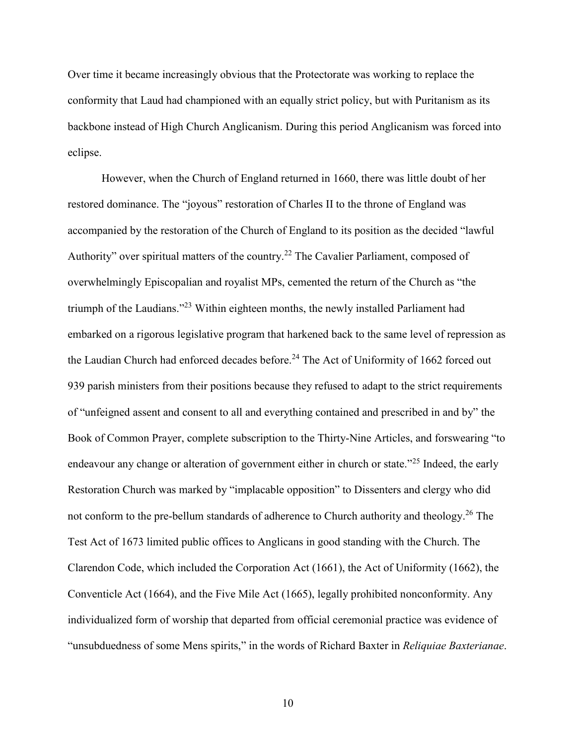Over time it became increasingly obvious that the Protectorate was working to replace the conformity that Laud had championed with an equally strict policy, but with Puritanism as its backbone instead of High Church Anglicanism. During this period Anglicanism was forced into eclipse.

However, when the Church of England returned in 1660, there was little doubt of her restored dominance. The "joyous" restoration of Charles II to the throne of England was accompanied by the restoration of the Church of England to its position as the decided "lawful Authority" over spiritual matters of the country.[22] The Cavalier Parliament, composed of overwhelmingly Episcopalian and royalist MPs, cemented the return of the Church as "the triumph of the Laudians."[23] Within eighteen months, the newly installed Parliament had embarked on a rigorous legislative program that harkened back to the same level of repression as the Laudian Church had enforced decades before.[24] The Act of Uniformity of 1662 forced out 939 parish ministers from their positions because they refused to adapt to the strict requirements of "unfeigned assent and consent to all and everything contained and prescribed in and by" the Book of Common Prayer, complete subscription to the Thirty-Nine Articles, and forswearing "to endeavour any change or alteration of government either in church or state."[25] Indeed, the early Restoration Church was marked by "implacable opposition" to Dissenters and clergy who did not conform to the pre-bellum standards of adherence to Church authority and theology.[26] The Test Act of 1673 limited public offices to Anglicans in good standing with the Church. The Clarendon Code, which included the Corporation Act (1661), the Act of Uniformity (1662), the Conventicle Act (1664), and the Five Mile Act (1665), legally prohibited nonconformity. Any individualized form of worship that departed from official ceremonial practice was evidence of "unsubduedness of some Mens spirits," in the words of Richard Baxter in *Reliquiae Baxterianae*.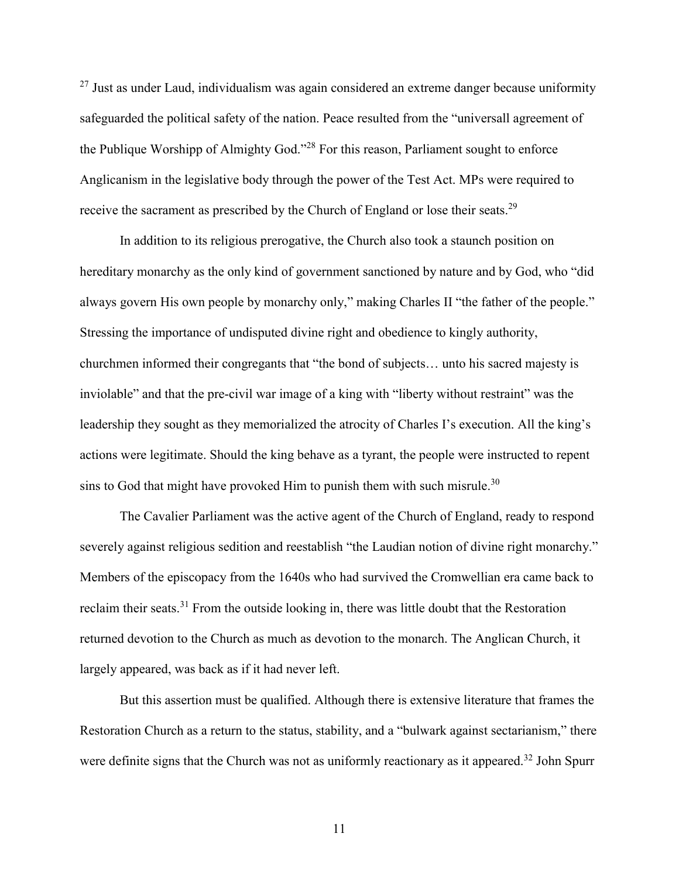[27] Just as under Laud, individualism was again considered an extreme danger because uniformity safeguarded the political safety of the nation. Peace resulted from the "universall agreement of the Publique Worshipp of Almighty God."[28] For this reason, Parliament sought to enforce Anglicanism in the legislative body through the power of the Test Act. MPs were required to receive the sacrament as prescribed by the Church of England or lose their seats.[29]

In addition to its religious prerogative, the Church also took a staunch position on hereditary monarchy as the only kind of government sanctioned by nature and by God, who "did always govern His own people by monarchy only," making Charles II "the father of the people." Stressing the importance of undisputed divine right and obedience to kingly authority, churchmen informed their congregants that "the bond of subjects… unto his sacred majesty is inviolable" and that the pre-civil war image of a king with "liberty without restraint" was the leadership they sought as they memorialized the atrocity of Charles I's execution. All the king's actions were legitimate. Should the king behave as a tyrant, the people were instructed to repent sins to God that might have provoked Him to punish them with such misrule.[30]

The Cavalier Parliament was the active agent of the Church of England, ready to respond severely against religious sedition and reestablish "the Laudian notion of divine right monarchy." Members of the episcopacy from the 1640s who had survived the Cromwellian era came back to reclaim their seats.[31] From the outside looking in, there was little doubt that the Restoration returned devotion to the Church as much as devotion to the monarch. The Anglican Church, it largely appeared, was back as if it had never left.

But this assertion must be qualified. Although there is extensive literature that frames the Restoration Church as a return to the status, stability, and a "bulwark against sectarianism," there were definite signs that the Church was not as uniformly reactionary as it appeared.[32] John Spurr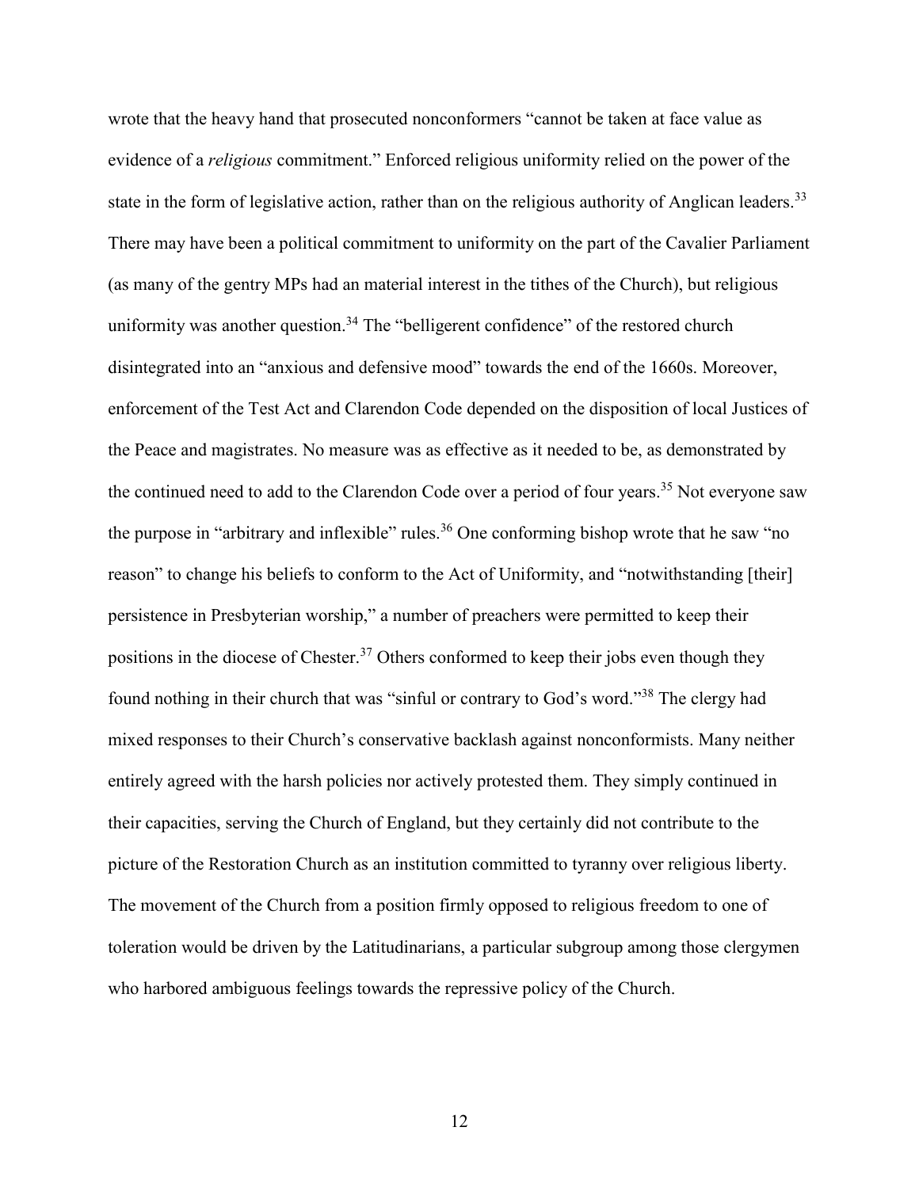wrote that the heavy hand that prosecuted nonconformers "cannot be taken at face value as evidence of a *religious* commitment." Enforced religious uniformity relied on the power of the state in the form of legislative action, rather than on the religious authority of Anglican leaders.[33] There may have been a political commitment to uniformity on the part of the Cavalier Parliament (as many of the gentry MPs had an material interest in the tithes of the Church), but religious uniformity was another question.[34] The "belligerent confidence" of the restored church disintegrated into an "anxious and defensive mood" towards the end of the 1660s. Moreover, enforcement of the Test Act and Clarendon Code depended on the disposition of local Justices of the Peace and magistrates. No measure was as effective as it needed to be, as demonstrated by the continued need to add to the Clarendon Code over a period of four years.[35] Not everyone saw the purpose in "arbitrary and inflexible" rules.[36] One conforming bishop wrote that he saw "no reason" to change his beliefs to conform to the Act of Uniformity, and "notwithstanding [their] persistence in Presbyterian worship," a number of preachers were permitted to keep their positions in the diocese of Chester.[37] Others conformed to keep their jobs even though they found nothing in their church that was "sinful or contrary to God's word."[38] The clergy had mixed responses to their Church's conservative backlash against nonconformists. Many neither entirely agreed with the harsh policies nor actively protested them. They simply continued in their capacities, serving the Church of England, but they certainly did not contribute to the picture of the Restoration Church as an institution committed to tyranny over religious liberty. The movement of the Church from a position firmly opposed to religious freedom to one of toleration would be driven by the Latitudinarians, a particular subgroup among those clergymen who harbored ambiguous feelings towards the repressive policy of the Church.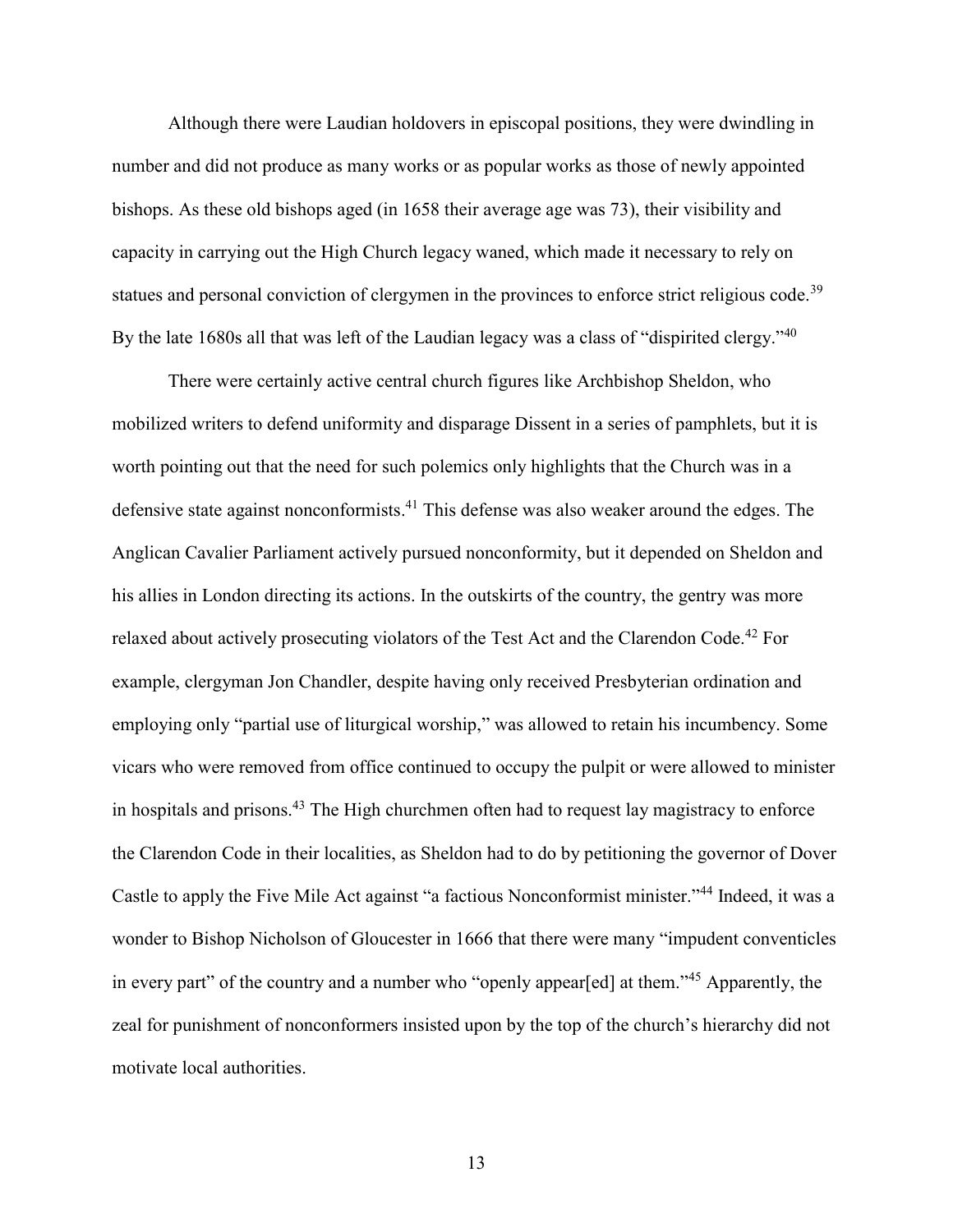Although there were Laudian holdovers in episcopal positions, they were dwindling in number and did not produce as many works or as popular works as those of newly appointed bishops. As these old bishops aged (in 1658 their average age was 73), their visibility and capacity in carrying out the High Church legacy waned, which made it necessary to rely on statues and personal conviction of clergymen in the provinces to enforce strict religious code.[39] By the late 1680s all that was left of the Laudian legacy was a class of "dispirited clergy."[40]

There were certainly active central church figures like Archbishop Sheldon, who mobilized writers to defend uniformity and disparage Dissent in a series of pamphlets, but it is worth pointing out that the need for such polemics only highlights that the Church was in a defensive state against nonconformists.[41] This defense was also weaker around the edges. The Anglican Cavalier Parliament actively pursued nonconformity, but it depended on Sheldon and his allies in London directing its actions. In the outskirts of the country, the gentry was more relaxed about actively prosecuting violators of the Test Act and the Clarendon Code.[42] For example, clergyman Jon Chandler, despite having only received Presbyterian ordination and employing only "partial use of liturgical worship," was allowed to retain his incumbency. Some vicars who were removed from office continued to occupy the pulpit or were allowed to minister in hospitals and prisons.[43] The High churchmen often had to request lay magistracy to enforce the Clarendon Code in their localities, as Sheldon had to do by petitioning the governor of Dover Castle to apply the Five Mile Act against "a factious Nonconformist minister."[44] Indeed, it was a wonder to Bishop Nicholson of Gloucester in 1666 that there were many "impudent conventicles in every part" of the country and a number who "openly appear[ed] at them."[45] Apparently, the zeal for punishment of nonconformers insisted upon by the top of the church's hierarchy did not motivate local authorities.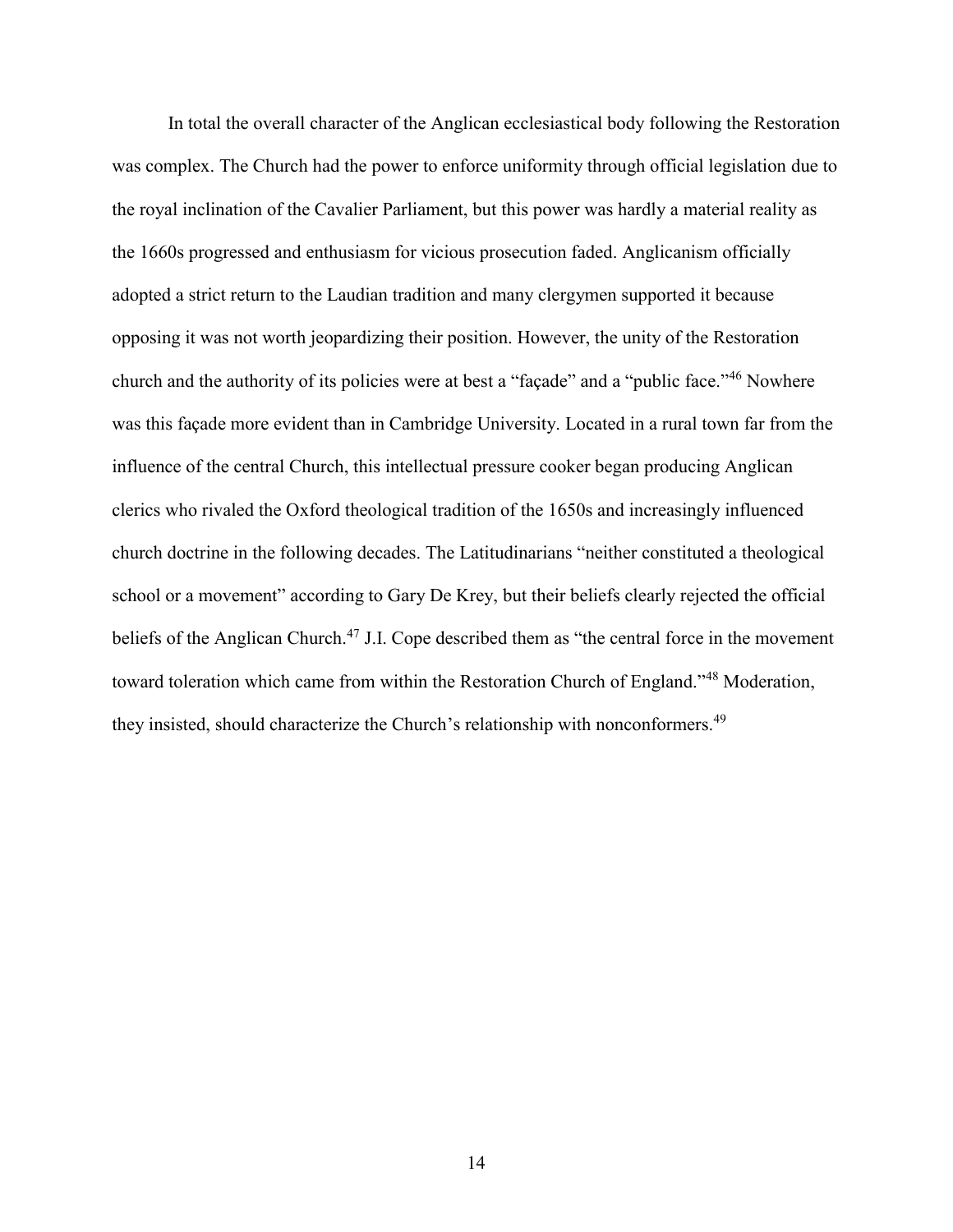In total the overall character of the Anglican ecclesiastical body following the Restoration was complex. The Church had the power to enforce uniformity through official legislation due to the royal inclination of the Cavalier Parliament, but this power was hardly a material reality as the 1660s progressed and enthusiasm for vicious prosecution faded. Anglicanism officially adopted a strict return to the Laudian tradition and many clergymen supported it because opposing it was not worth jeopardizing their position. However, the unity of the Restoration church and the authority of its policies were at best a "façade" and a "public face."[46] Nowhere was this façade more evident than in Cambridge University. Located in a rural town far from the influence of the central Church, this intellectual pressure cooker began producing Anglican clerics who rivaled the Oxford theological tradition of the 1650s and increasingly influenced church doctrine in the following decades. The Latitudinarians "neither constituted a theological school or a movement" according to Gary De Krey, but their beliefs clearly rejected the official beliefs of the Anglican Church.[47] J.I. Cope described them as "the central force in the movement toward toleration which came from within the Restoration Church of England."[48] Moderation, they insisted, should characterize the Church's relationship with nonconformers.[49]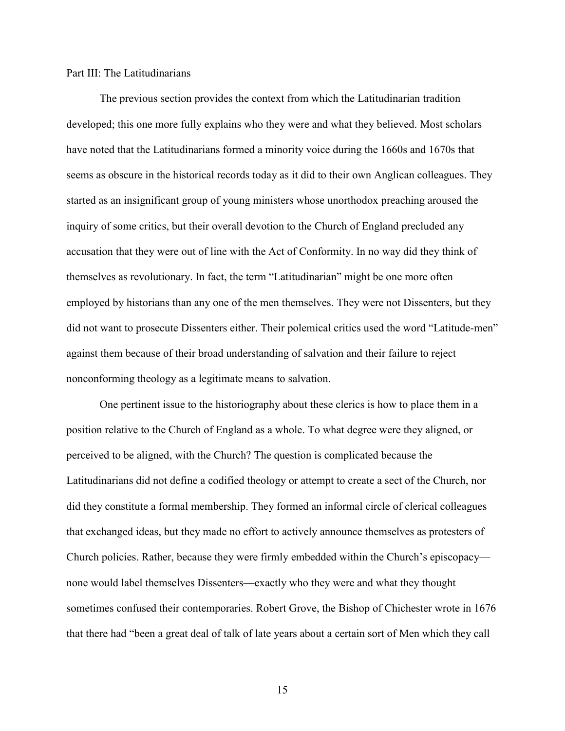## Part III: The Latitudinarians

The previous section provides the context from which the Latitudinarian tradition developed; this one more fully explains who they were and what they believed. Most scholars have noted that the Latitudinarians formed a minority voice during the 1660s and 1670s that seems as obscure in the historical records today as it did to their own Anglican colleagues. They started as an insignificant group of young ministers whose unorthodox preaching aroused the inquiry of some critics, but their overall devotion to the Church of England precluded any accusation that they were out of line with the Act of Conformity. In no way did they think of themselves as revolutionary. In fact, the term "Latitudinarian" might be one more often employed by historians than any one of the men themselves. They were not Dissenters, but they did not want to prosecute Dissenters either. Their polemical critics used the word "Latitude-men" against them because of their broad understanding of salvation and their failure to reject nonconforming theology as a legitimate means to salvation.

One pertinent issue to the historiography about these clerics is how to place them in a position relative to the Church of England as a whole. To what degree were they aligned, or perceived to be aligned, with the Church? The question is complicated because the Latitudinarians did not define a codified theology or attempt to create a sect of the Church, nor did they constitute a formal membership. They formed an informal circle of clerical colleagues that exchanged ideas, but they made no effort to actively announce themselves as protesters of Church policies. Rather, because they were firmly embedded within the Church's episcopacy—none would label themselves Dissenters—exactly who they were and what they thought sometimes confused their contemporaries. Robert Grove, the Bishop of Chichester wrote in 1676 that there had "been a great deal of talk of late years about a certain sort of Men which they call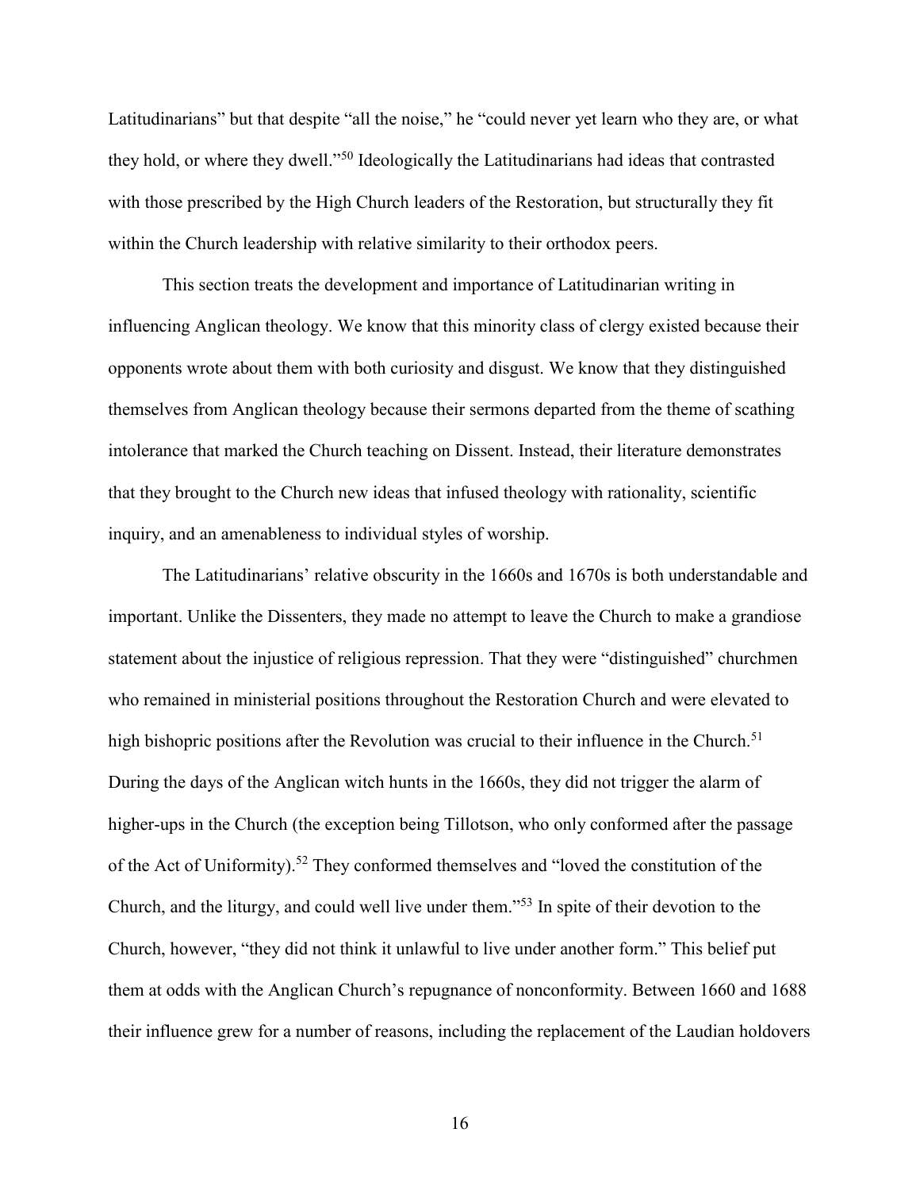Latitudinarians" but that despite "all the noise," he "could never yet learn who they are, or what they hold, or where they dwell."[50] Ideologically the Latitudinarians had ideas that contrasted with those prescribed by the High Church leaders of the Restoration, but structurally they fit within the Church leadership with relative similarity to their orthodox peers.

This section treats the development and importance of Latitudinarian writing in influencing Anglican theology. We know that this minority class of clergy existed because their opponents wrote about them with both curiosity and disgust. We know that they distinguished themselves from Anglican theology because their sermons departed from the theme of scathing intolerance that marked the Church teaching on Dissent. Instead, their literature demonstrates that they brought to the Church new ideas that infused theology with rationality, scientific inquiry, and an amenableness to individual styles of worship.

The Latitudinarians' relative obscurity in the 1660s and 1670s is both understandable and important. Unlike the Dissenters, they made no attempt to leave the Church to make a grandiose statement about the injustice of religious repression. That they were "distinguished" churchmen who remained in ministerial positions throughout the Restoration Church and were elevated to high bishopric positions after the Revolution was crucial to their influence in the Church.[51] During the days of the Anglican witch hunts in the 1660s, they did not trigger the alarm of higher-ups in the Church (the exception being Tillotson, who only conformed after the passage of the Act of Uniformity).[52] They conformed themselves and "loved the constitution of the Church, and the liturgy, and could well live under them."[53] In spite of their devotion to the Church, however, "they did not think it unlawful to live under another form." This belief put them at odds with the Anglican Church's repugnance of nonconformity. Between 1660 and 1688 their influence grew for a number of reasons, including the replacement of the Laudian holdovers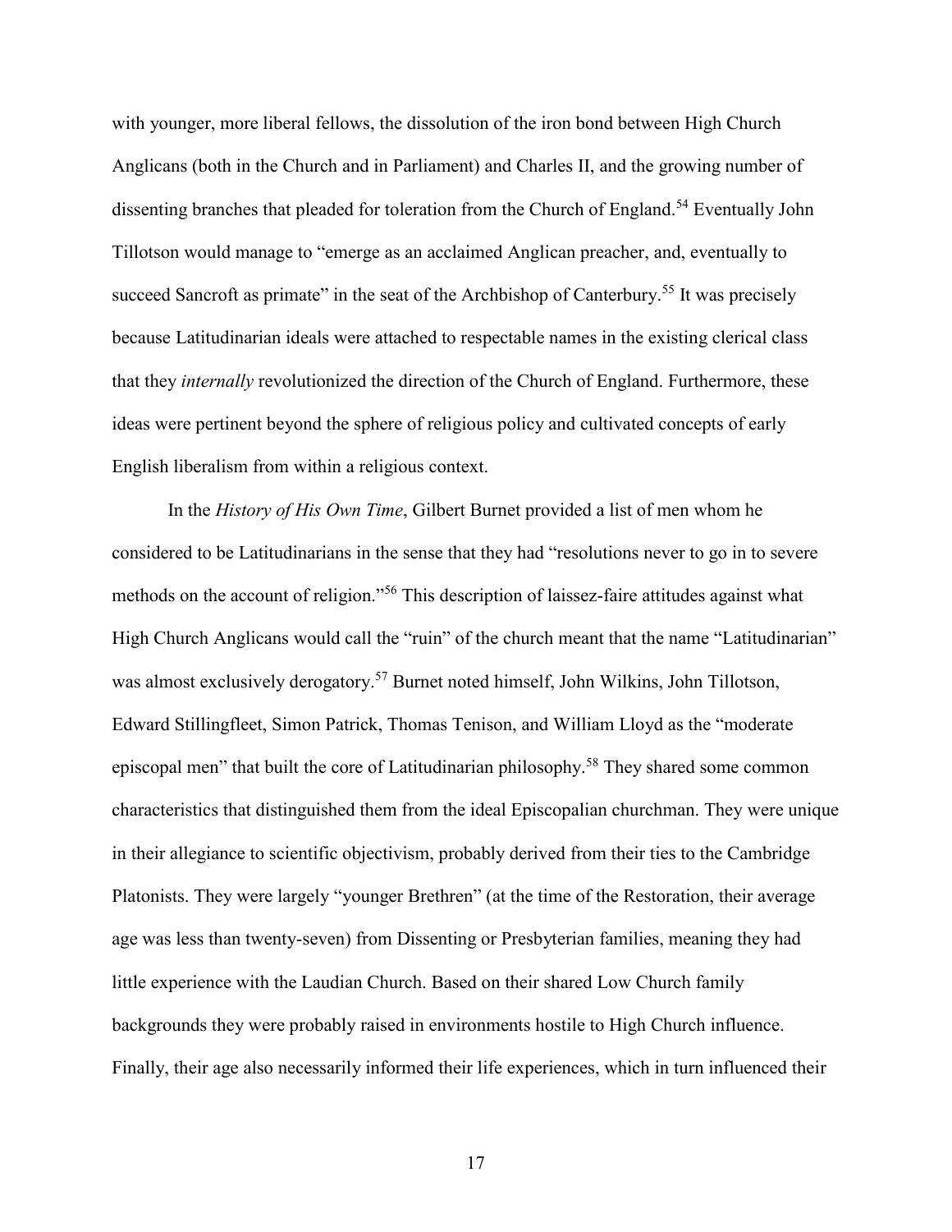with younger, more liberal fellows, the dissolution of the iron bond between High Church Anglicans (both in the Church and in Parliament) and Charles II, and the growing number of dissenting branches that pleaded for toleration from the Church of England.[54] Eventually John Tillotson would manage to "emerge as an acclaimed Anglican preacher, and, eventually to succeed Sancroft as primate" in the seat of the Archbishop of Canterbury.[55] It was precisely because Latitudinarian ideals were attached to respectable names in the existing clerical class that they *internally* revolutionized the direction of the Church of England. Furthermore, these ideas were pertinent beyond the sphere of religious policy and cultivated concepts of early English liberalism from within a religious context.

In the *History of His Own Time*, Gilbert Burnet provided a list of men whom he considered to be Latitudinarians in the sense that they had "resolutions never to go in to severe methods on the account of religion."[56] This description of laissez-faire attitudes against what High Church Anglicans would call the "ruin" of the church meant that the name "Latitudinarian" was almost exclusively derogatory.[57] Burnet noted himself, John Wilkins, John Tillotson, Edward Stillingfleet, Simon Patrick, Thomas Tenison, and William Lloyd as the "moderate episcopal men" that built the core of Latitudinarian philosophy.[58] They shared some common characteristics that distinguished them from the ideal Episcopalian churchman. They were unique in their allegiance to scientific objectivism, probably derived from their ties to the Cambridge Platonists. They were largely "younger Brethren" (at the time of the Restoration, their average age was less than twenty-seven) from Dissenting or Presbyterian families, meaning they had little experience with the Laudian Church. Based on their shared Low Church family backgrounds they were probably raised in environments hostile to High Church influence. Finally, their age also necessarily informed their life experiences, which in turn influenced their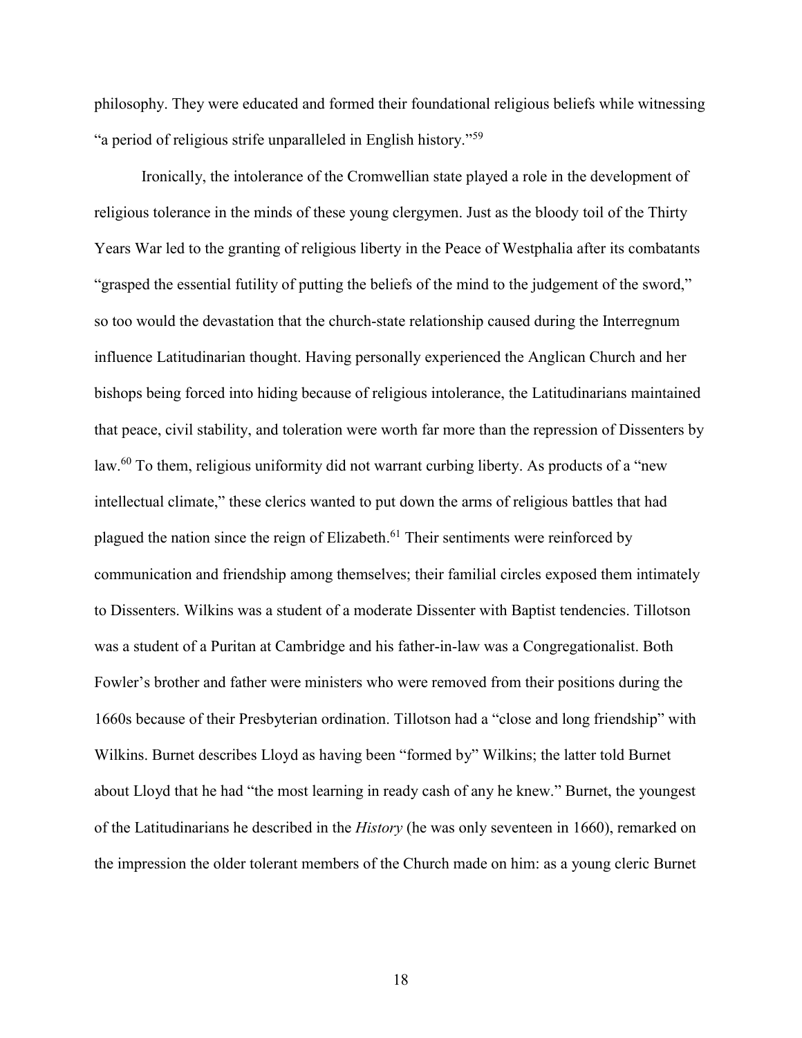philosophy. They were educated and formed their foundational religious beliefs while witnessing "a period of religious strife unparalleled in English history."[59]

Ironically, the intolerance of the Cromwellian state played a role in the development of religious tolerance in the minds of these young clergymen. Just as the bloody toil of the Thirty Years War led to the granting of religious liberty in the Peace of Westphalia after its combatants "grasped the essential futility of putting the beliefs of the mind to the judgement of the sword," so too would the devastation that the church-state relationship caused during the Interregnum influence Latitudinarian thought. Having personally experienced the Anglican Church and her bishops being forced into hiding because of religious intolerance, the Latitudinarians maintained that peace, civil stability, and toleration were worth far more than the repression of Dissenters by law.[60] To them, religious uniformity did not warrant curbing liberty. As products of a "new intellectual climate," these clerics wanted to put down the arms of religious battles that had plagued the nation since the reign of Elizabeth.[61] Their sentiments were reinforced by communication and friendship among themselves; their familial circles exposed them intimately to Dissenters. Wilkins was a student of a moderate Dissenter with Baptist tendencies. Tillotson was a student of a Puritan at Cambridge and his father-in-law was a Congregationalist. Both Fowler's brother and father were ministers who were removed from their positions during the 1660s because of their Presbyterian ordination. Tillotson had a "close and long friendship" with Wilkins. Burnet describes Lloyd as having been "formed by" Wilkins; the latter told Burnet about Lloyd that he had "the most learning in ready cash of any he knew." Burnet, the youngest of the Latitudinarians he described in the *History* (he was only seventeen in 1660), remarked on the impression the older tolerant members of the Church made on him: as a young cleric Burnet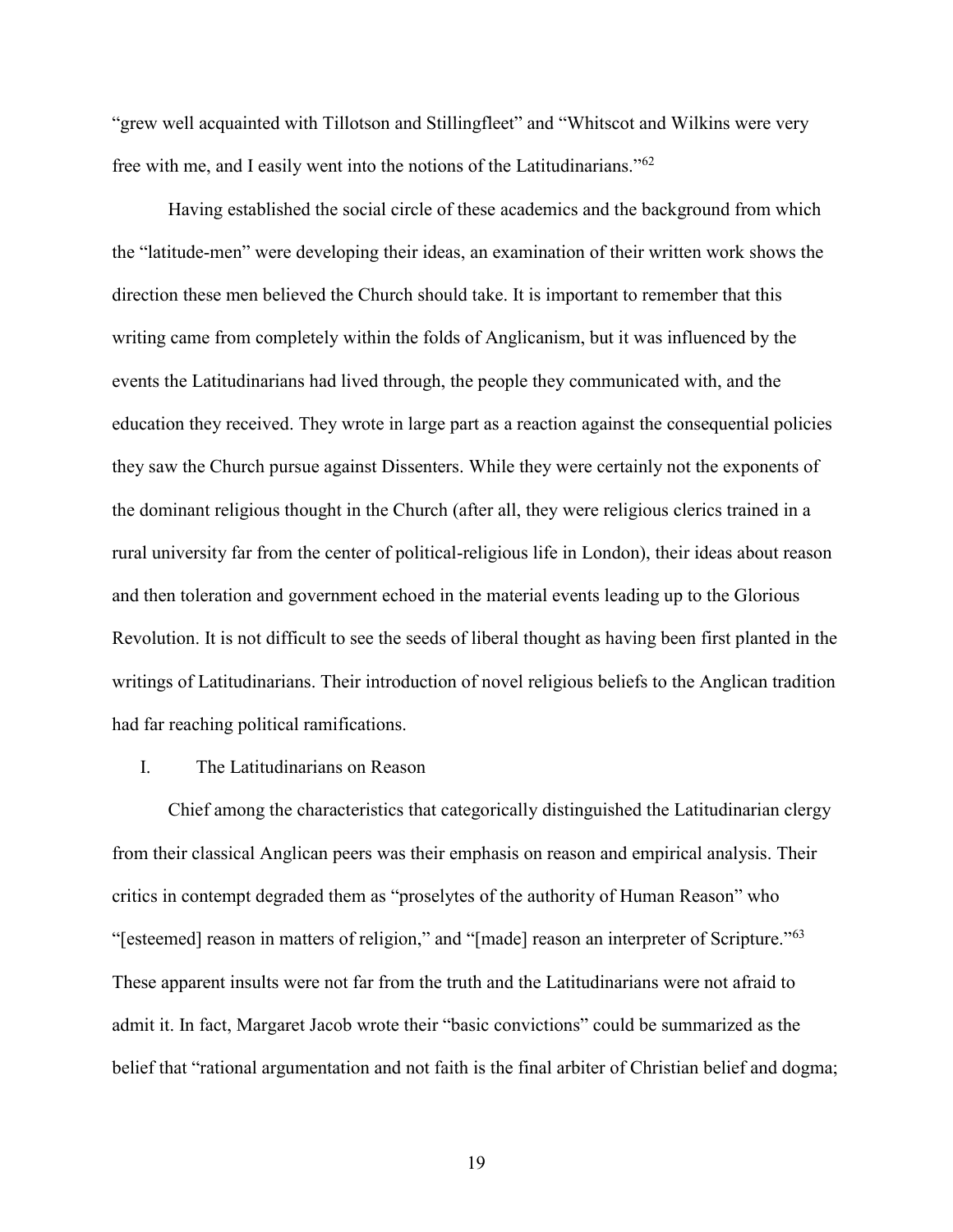"grew well acquainted with Tillotson and Stillingfleet" and "Whitscot and Wilkins were very free with me, and I easily went into the notions of the Latitudinarians."[62]

Having established the social circle of these academics and the background from which the "latitude-men" were developing their ideas, an examination of their written work shows the direction these men believed the Church should take. It is important to remember that this writing came from completely within the folds of Anglicanism, but it was influenced by the events the Latitudinarians had lived through, the people they communicated with, and the education they received. They wrote in large part as a reaction against the consequential policies they saw the Church pursue against Dissenters. While they were certainly not the exponents of the dominant religious thought in the Church (after all, they were religious clerics trained in a rural university far from the center of political-religious life in London), their ideas about reason and then toleration and government echoed in the material events leading up to the Glorious Revolution. It is not difficult to see the seeds of liberal thought as having been first planted in the writings of Latitudinarians. Their introduction of novel religious beliefs to the Anglican tradition had far reaching political ramifications.

## I. The Latitudinarians on Reason

Chief among the characteristics that categorically distinguished the Latitudinarian clergy from their classical Anglican peers was their emphasis on reason and empirical analysis. Their critics in contempt degraded them as "proselytes of the authority of Human Reason" who "[esteemed] reason in matters of religion," and "[made] reason an interpreter of Scripture."[63] These apparent insults were not far from the truth and the Latitudinarians were not afraid to admit it. In fact, Margaret Jacob wrote their "basic convictions" could be summarized as the belief that "rational argumentation and not faith is the final arbiter of Christian belief and dogma;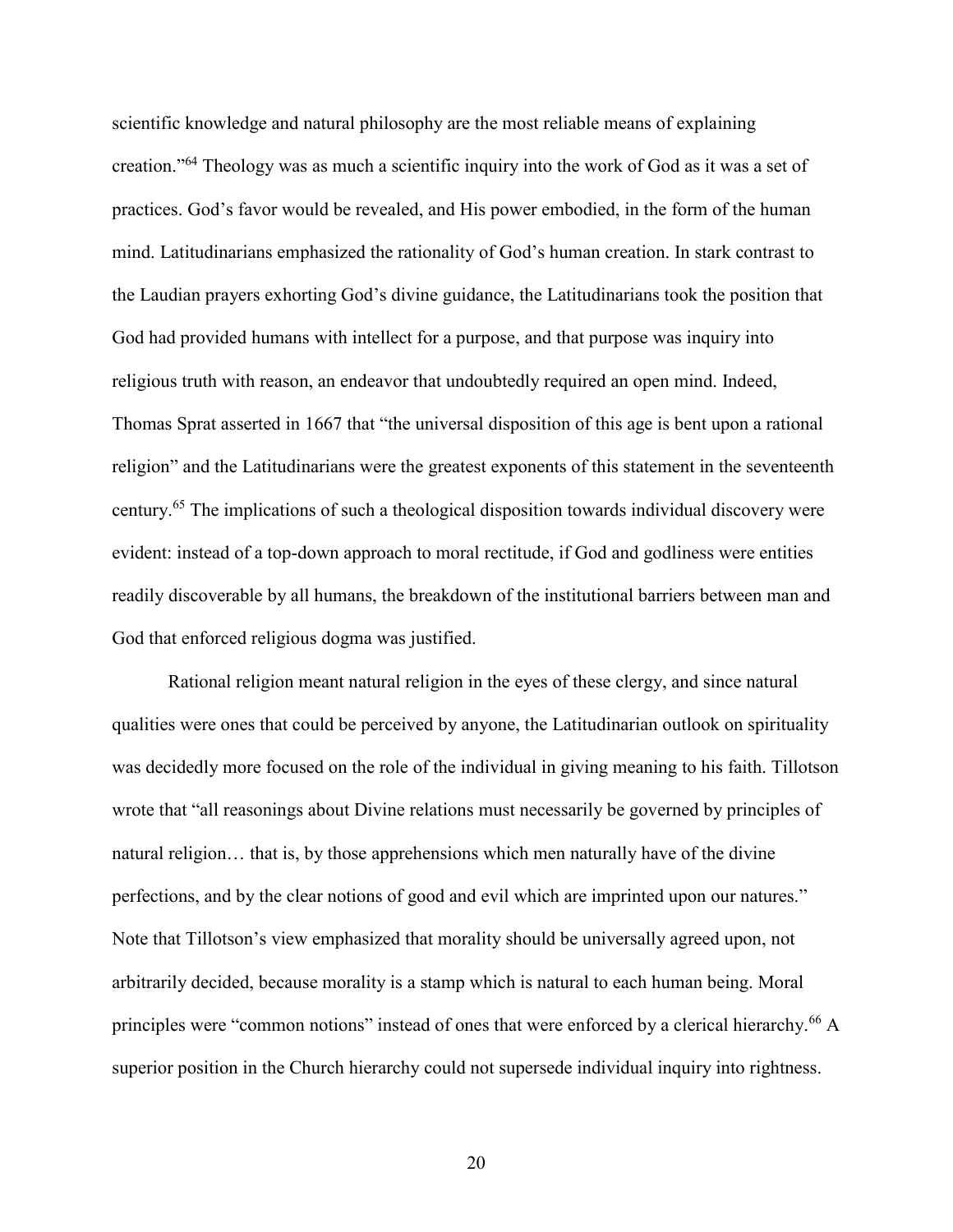scientific knowledge and natural philosophy are the most reliable means of explaining creation."[64] Theology was as much a scientific inquiry into the work of God as it was a set of practices. God's favor would be revealed, and His power embodied, in the form of the human mind. Latitudinarians emphasized the rationality of God's human creation. In stark contrast to the Laudian prayers exhorting God's divine guidance, the Latitudinarians took the position that God had provided humans with intellect for a purpose, and that purpose was inquiry into religious truth with reason, an endeavor that undoubtedly required an open mind. Indeed, Thomas Sprat asserted in 1667 that "the universal disposition of this age is bent upon a rational religion" and the Latitudinarians were the greatest exponents of this statement in the seventeenth century.[65] The implications of such a theological disposition towards individual discovery were evident: instead of a top-down approach to moral rectitude, if God and godliness were entities readily discoverable by all humans, the breakdown of the institutional barriers between man and God that enforced religious dogma was justified.

Rational religion meant natural religion in the eyes of these clergy, and since natural qualities were ones that could be perceived by anyone, the Latitudinarian outlook on spirituality was decidedly more focused on the role of the individual in giving meaning to his faith. Tillotson wrote that "all reasonings about Divine relations must necessarily be governed by principles of natural religion… that is, by those apprehensions which men naturally have of the divine perfections, and by the clear notions of good and evil which are imprinted upon our natures." Note that Tillotson's view emphasized that morality should be universally agreed upon, not arbitrarily decided, because morality is a stamp which is natural to each human being. Moral principles were "common notions" instead of ones that were enforced by a clerical hierarchy.[66] A superior position in the Church hierarchy could not supersede individual inquiry into rightness.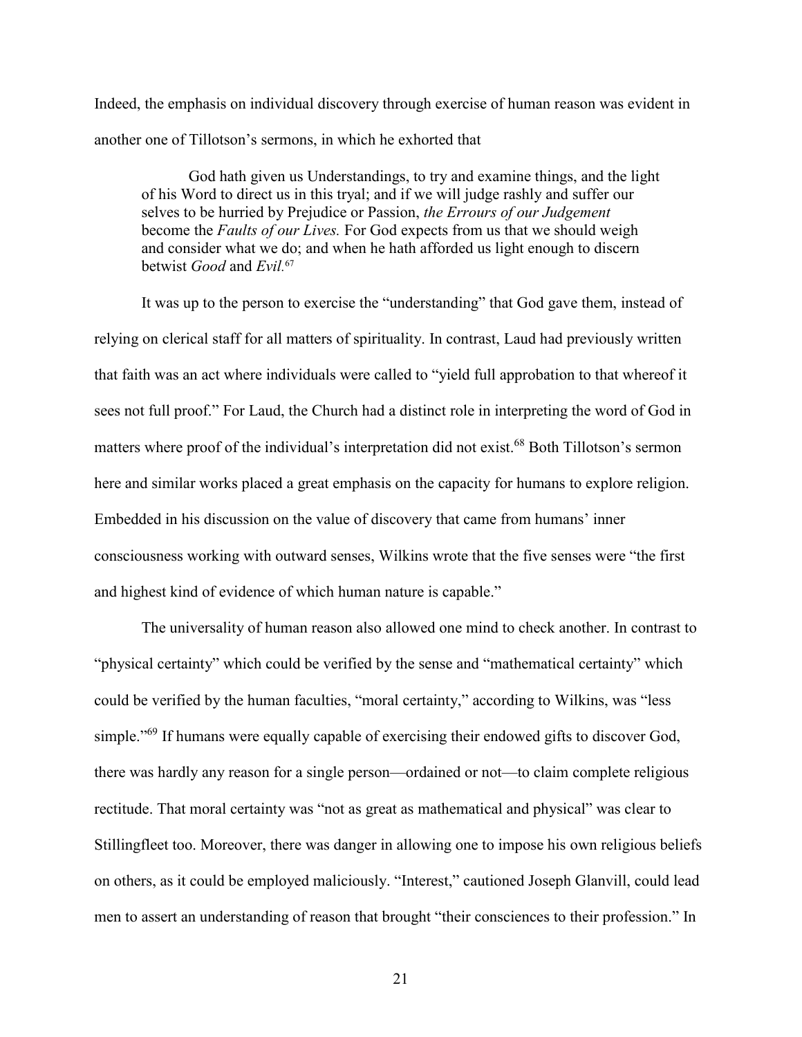Indeed, the emphasis on individual discovery through exercise of human reason was evident in another one of Tillotson's sermons, in which he exhorted that

> God hath given us Understandings, to try and examine things, and the light of his Word to direct us in this tryal; and if we will judge rashly and suffer our selves to be hurried by Prejudice or Passion, *the Errours of our Judgement* become the *Faults of our Lives.* For God expects from us that we should weigh and consider what we do; and when he hath afforded us light enough to discern betwist *Good* and *Evil*.[67]

It was up to the person to exercise the "understanding" that God gave them, instead of relying on clerical staff for all matters of spirituality. In contrast, Laud had previously written that faith was an act where individuals were called to "yield full approbation to that whereof it sees not full proof." For Laud, the Church had a distinct role in interpreting the word of God in matters where proof of the individual's interpretation did not exist.[68] Both Tillotson's sermon here and similar works placed a great emphasis on the capacity for humans to explore religion. Embedded in his discussion on the value of discovery that came from humans' inner consciousness working with outward senses, Wilkins wrote that the five senses were "the first and highest kind of evidence of which human nature is capable."

The universality of human reason also allowed one mind to check another. In contrast to "physical certainty" which could be verified by the sense and "mathematical certainty" which could be verified by the human faculties, "moral certainty," according to Wilkins, was "less simple."[69] If humans were equally capable of exercising their endowed gifts to discover God, there was hardly any reason for a single person—ordained or not—to claim complete religious rectitude. That moral certainty was "not as great as mathematical and physical" was clear to Stillingfleet too. Moreover, there was danger in allowing one to impose his own religious beliefs on others, as it could be employed maliciously. "Interest," cautioned Joseph Glanvill, could lead men to assert an understanding of reason that brought "their consciences to their profession." In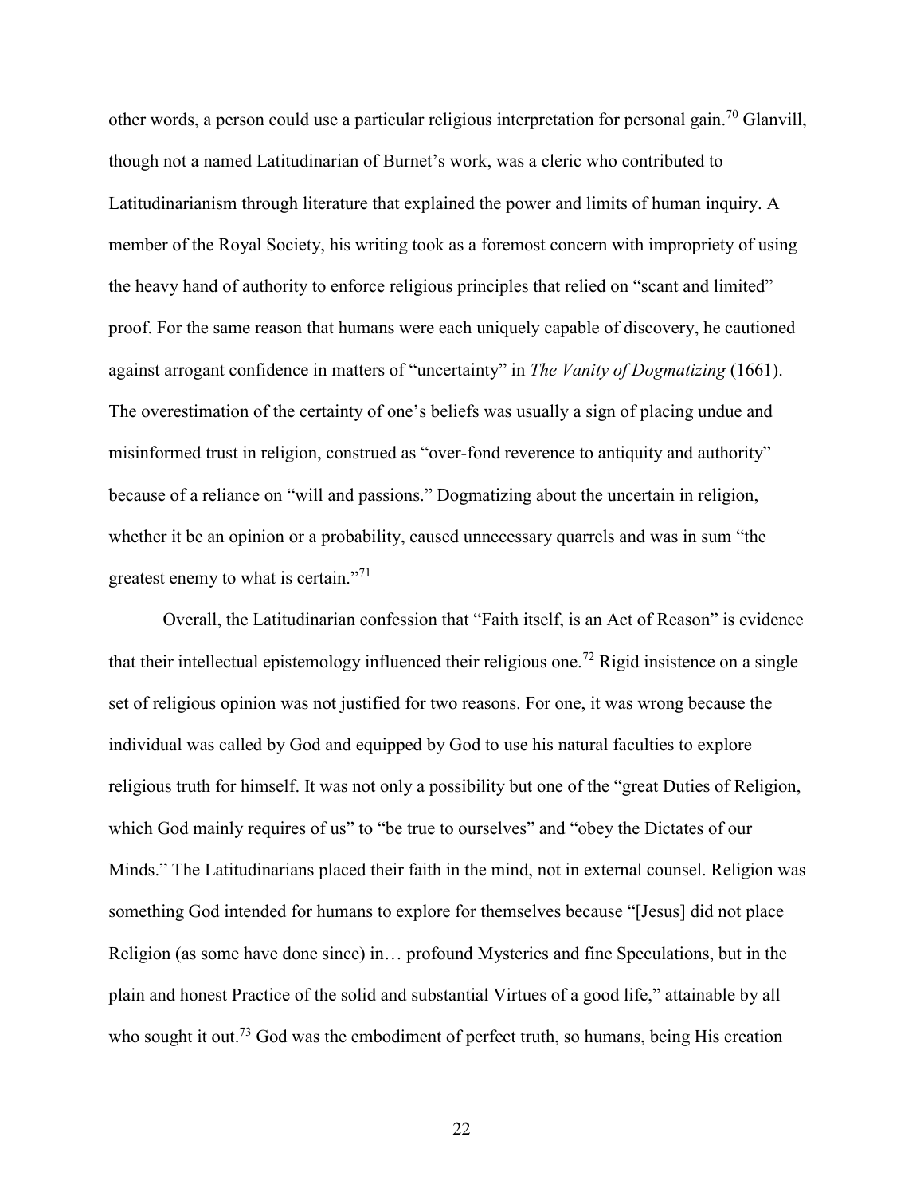other words, a person could use a particular religious interpretation for personal gain.[70] Glanvill, though not a named Latitudinarian of Burnet's work, was a cleric who contributed to Latitudinarianism through literature that explained the power and limits of human inquiry. A member of the Royal Society, his writing took as a foremost concern with impropriety of using the heavy hand of authority to enforce religious principles that relied on "scant and limited" proof. For the same reason that humans were each uniquely capable of discovery, he cautioned against arrogant confidence in matters of "uncertainty" in *The Vanity of Dogmatizing* (1661). The overestimation of the certainty of one's beliefs was usually a sign of placing undue and misinformed trust in religion, construed as "over-fond reverence to antiquity and authority" because of a reliance on "will and passions." Dogmatizing about the uncertain in religion, whether it be an opinion or a probability, caused unnecessary quarrels and was in sum "the greatest enemy to what is certain."[71]

Overall, the Latitudinarian confession that "Faith itself, is an Act of Reason" is evidence that their intellectual epistemology influenced their religious one.[72] Rigid insistence on a single set of religious opinion was not justified for two reasons. For one, it was wrong because the individual was called by God and equipped by God to use his natural faculties to explore religious truth for himself. It was not only a possibility but one of the "great Duties of Religion, which God mainly requires of us" to "be true to ourselves" and "obey the Dictates of our Minds." The Latitudinarians placed their faith in the mind, not in external counsel. Religion was something God intended for humans to explore for themselves because "[Jesus] did not place Religion (as some have done since) in… profound Mysteries and fine Speculations, but in the plain and honest Practice of the solid and substantial Virtues of a good life," attainable by all who sought it out.[73] God was the embodiment of perfect truth, so humans, being His creation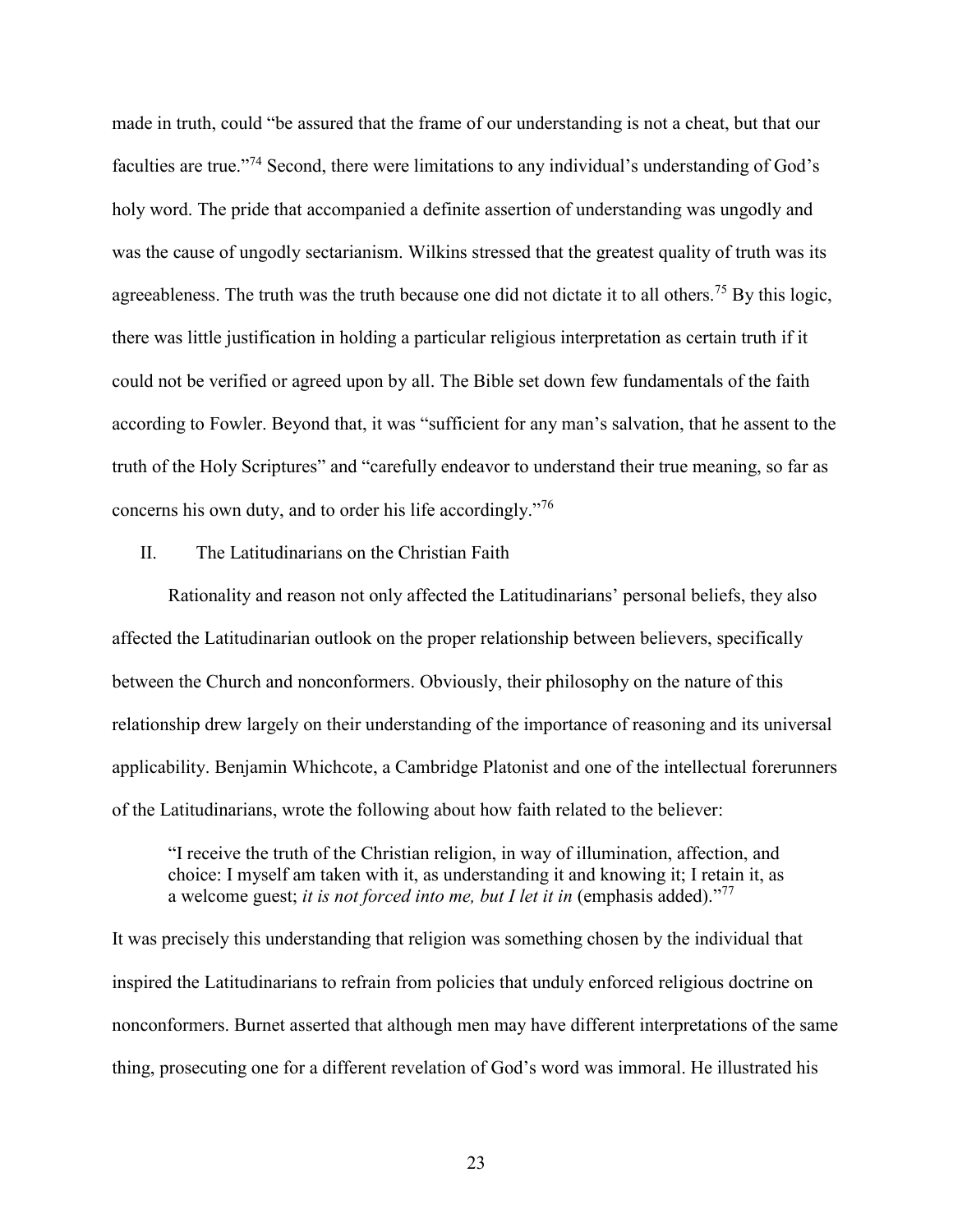made in truth, could "be assured that the frame of our understanding is not a cheat, but that our faculties are true."[74] Second, there were limitations to any individual's understanding of God's holy word. The pride that accompanied a definite assertion of understanding was ungodly and was the cause of ungodly sectarianism. Wilkins stressed that the greatest quality of truth was its agreeableness. The truth was the truth because one did not dictate it to all others.[75] By this logic, there was little justification in holding a particular religious interpretation as certain truth if it could not be verified or agreed upon by all. The Bible set down few fundamentals of the faith according to Fowler. Beyond that, it was "sufficient for any man's salvation, that he assent to the truth of the Holy Scriptures" and "carefully endeavor to understand their true meaning, so far as concerns his own duty, and to order his life accordingly."[76]

## II. The Latitudinarians on the Christian Faith

Rationality and reason not only affected the Latitudinarians' personal beliefs, they also affected the Latitudinarian outlook on the proper relationship between believers, specifically between the Church and nonconformers. Obviously, their philosophy on the nature of this relationship drew largely on their understanding of the importance of reasoning and its universal applicability. Benjamin Whichcote, a Cambridge Platonist and one of the intellectual forerunners of the Latitudinarians, wrote the following about how faith related to the believer:

> "I receive the truth of the Christian religion, in way of illumination, affection, and choice: I myself am taken with it, as understanding it and knowing it; I retain it, as a welcome guest; *it is not forced into me, but I let it in* (emphasis added)."[77]

It was precisely this understanding that religion was something chosen by the individual that inspired the Latitudinarians to refrain from policies that unduly enforced religious doctrine on nonconformers. Burnet asserted that although men may have different interpretations of the same thing, prosecuting one for a different revelation of God's word was immoral. He illustrated his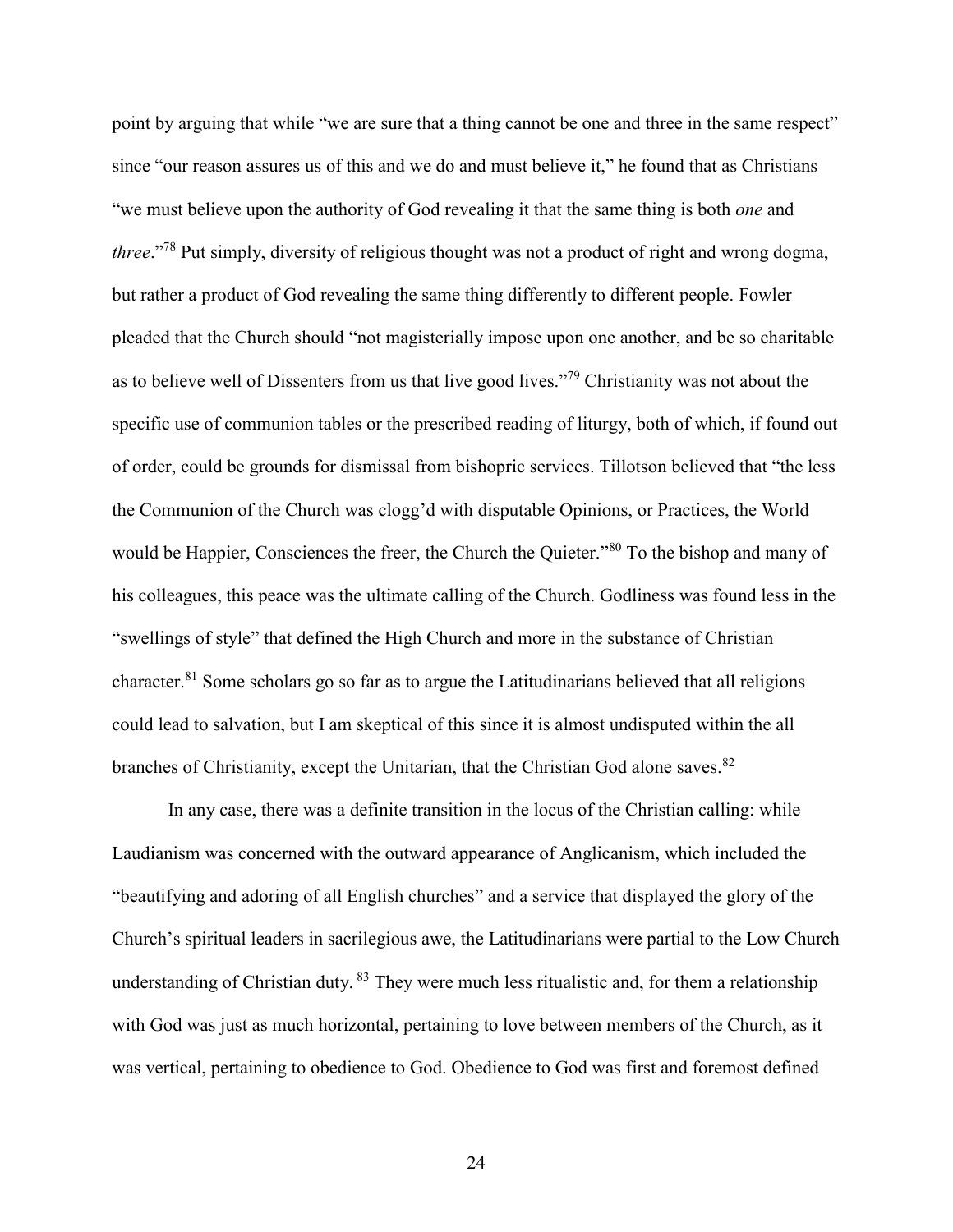point by arguing that while "we are sure that a thing cannot be one and three in the same respect" since "our reason assures us of this and we do and must believe it," he found that as Christians "we must believe upon the authority of God revealing it that the same thing is both *one* and *three*."[78] Put simply, diversity of religious thought was not a product of right and wrong dogma, but rather a product of God revealing the same thing differently to different people. Fowler pleaded that the Church should "not magisterially impose upon one another, and be so charitable as to believe well of Dissenters from us that live good lives."[79] Christianity was not about the specific use of communion tables or the prescribed reading of liturgy, both of which, if found out of order, could be grounds for dismissal from bishopric services. Tillotson believed that "the less the Communion of the Church was clogg'd with disputable Opinions, or Practices, the World would be Happier, Consciences the freer, the Church the Quieter."[80] To the bishop and many of his colleagues, this peace was the ultimate calling of the Church. Godliness was found less in the "swellings of style" that defined the High Church and more in the substance of Christian character.[81] Some scholars go so far as to argue the Latitudinarians believed that all religions could lead to salvation, but I am skeptical of this since it is almost undisputed within the all branches of Christianity, except the Unitarian, that the Christian God alone saves.[82]

In any case, there was a definite transition in the locus of the Christian calling: while Laudianism was concerned with the outward appearance of Anglicanism, which included the "beautifying and adoring of all English churches" and a service that displayed the glory of the Church's spiritual leaders in sacrilegious awe, the Latitudinarians were partial to the Low Church understanding of Christian duty. [83] They were much less ritualistic and, for them a relationship with God was just as much horizontal, pertaining to love between members of the Church, as it was vertical, pertaining to obedience to God. Obedience to God was first and foremost defined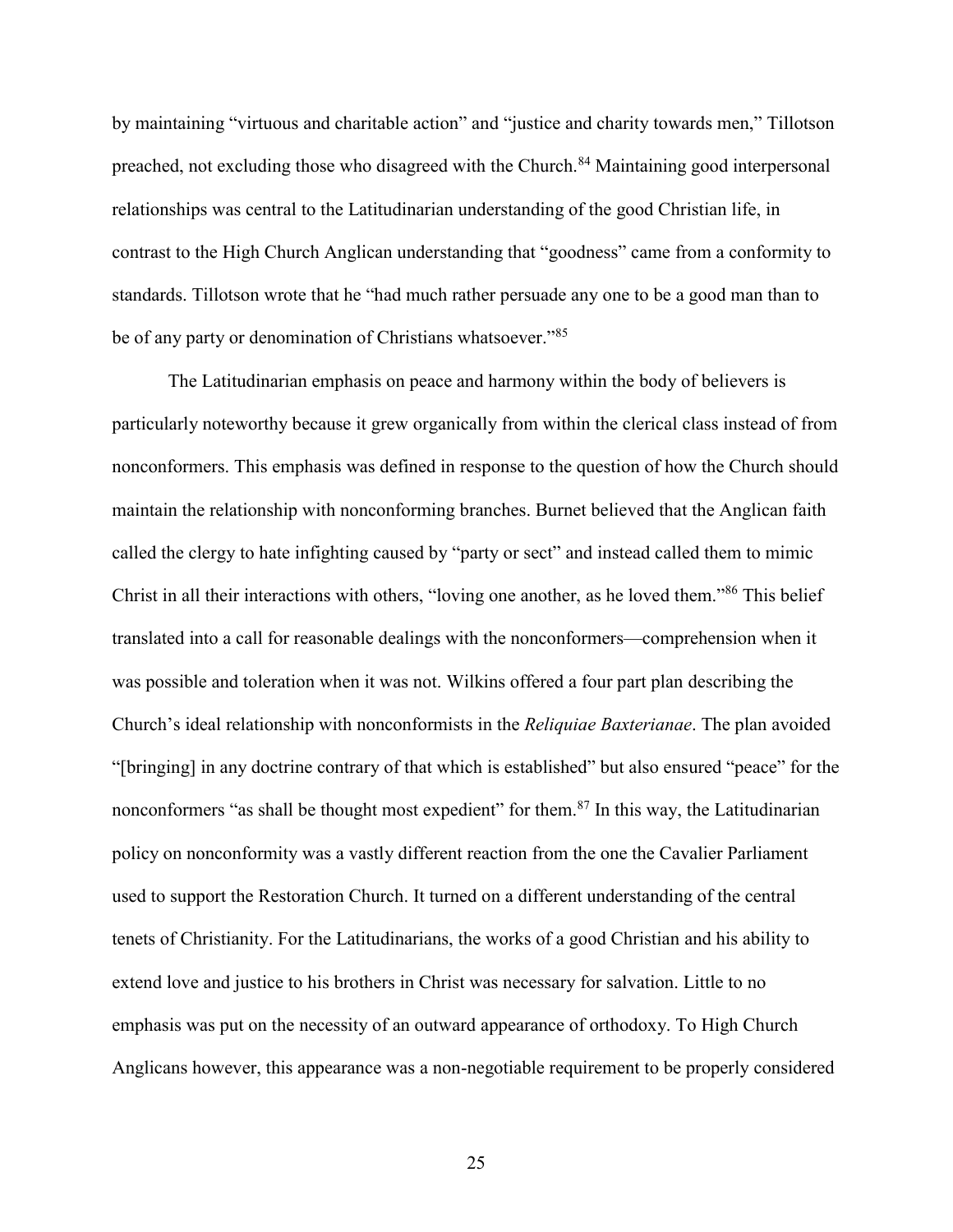by maintaining "virtuous and charitable action" and "justice and charity towards men," Tillotson preached, not excluding those who disagreed with the Church.[84] Maintaining good interpersonal relationships was central to the Latitudinarian understanding of the good Christian life, in contrast to the High Church Anglican understanding that "goodness" came from a conformity to standards. Tillotson wrote that he "had much rather persuade any one to be a good man than to be of any party or denomination of Christians whatsoever."[85]

The Latitudinarian emphasis on peace and harmony within the body of believers is particularly noteworthy because it grew organically from within the clerical class instead of from nonconformers. This emphasis was defined in response to the question of how the Church should maintain the relationship with nonconforming branches. Burnet believed that the Anglican faith called the clergy to hate infighting caused by "party or sect" and instead called them to mimic Christ in all their interactions with others, "loving one another, as he loved them."[86] This belief translated into a call for reasonable dealings with the nonconformers—comprehension when it was possible and toleration when it was not. Wilkins offered a four part plan describing the Church's ideal relationship with nonconformists in the *Reliquiae Baxterianae*. The plan avoided "[bringing] in any doctrine contrary of that which is established" but also ensured "peace" for the nonconformers "as shall be thought most expedient" for them.[87] In this way, the Latitudinarian policy on nonconformity was a vastly different reaction from the one the Cavalier Parliament used to support the Restoration Church. It turned on a different understanding of the central tenets of Christianity. For the Latitudinarians, the works of a good Christian and his ability to extend love and justice to his brothers in Christ was necessary for salvation. Little to no emphasis was put on the necessity of an outward appearance of orthodoxy. To High Church Anglicans however, this appearance was a non-negotiable requirement to be properly considered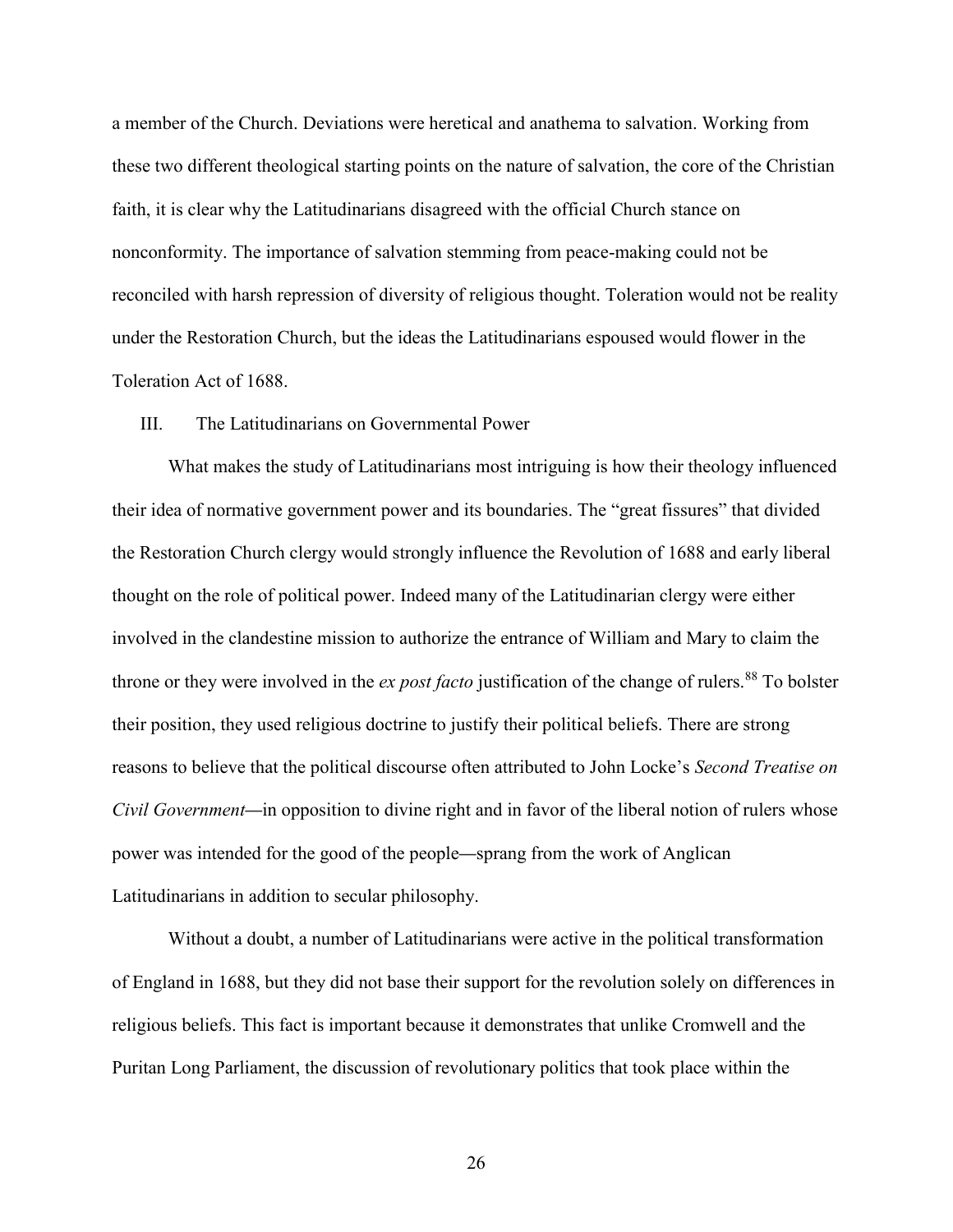a member of the Church. Deviations were heretical and anathema to salvation. Working from these two different theological starting points on the nature of salvation, the core of the Christian faith, it is clear why the Latitudinarians disagreed with the official Church stance on nonconformity. The importance of salvation stemming from peace-making could not be reconciled with harsh repression of diversity of religious thought. Toleration would not be reality under the Restoration Church, but the ideas the Latitudinarians espoused would flower in the Toleration Act of 1688.

## III. The Latitudinarians on Governmental Power

What makes the study of Latitudinarians most intriguing is how their theology influenced their idea of normative government power and its boundaries. The "great fissures" that divided the Restoration Church clergy would strongly influence the Revolution of 1688 and early liberal thought on the role of political power. Indeed many of the Latitudinarian clergy were either involved in the clandestine mission to authorize the entrance of William and Mary to claim the throne or they were involved in the *ex post facto* justification of the change of rulers.[88] To bolster their position, they used religious doctrine to justify their political beliefs. There are strong reasons to believe that the political discourse often attributed to John Locke's *Second Treatise on Civil Government*—in opposition to divine right and in favor of the liberal notion of rulers whose power was intended for the good of the people—sprang from the work of Anglican Latitudinarians in addition to secular philosophy.

Without a doubt, a number of Latitudinarians were active in the political transformation of England in 1688, but they did not base their support for the revolution solely on differences in religious beliefs. This fact is important because it demonstrates that unlike Cromwell and the Puritan Long Parliament, the discussion of revolutionary politics that took place within the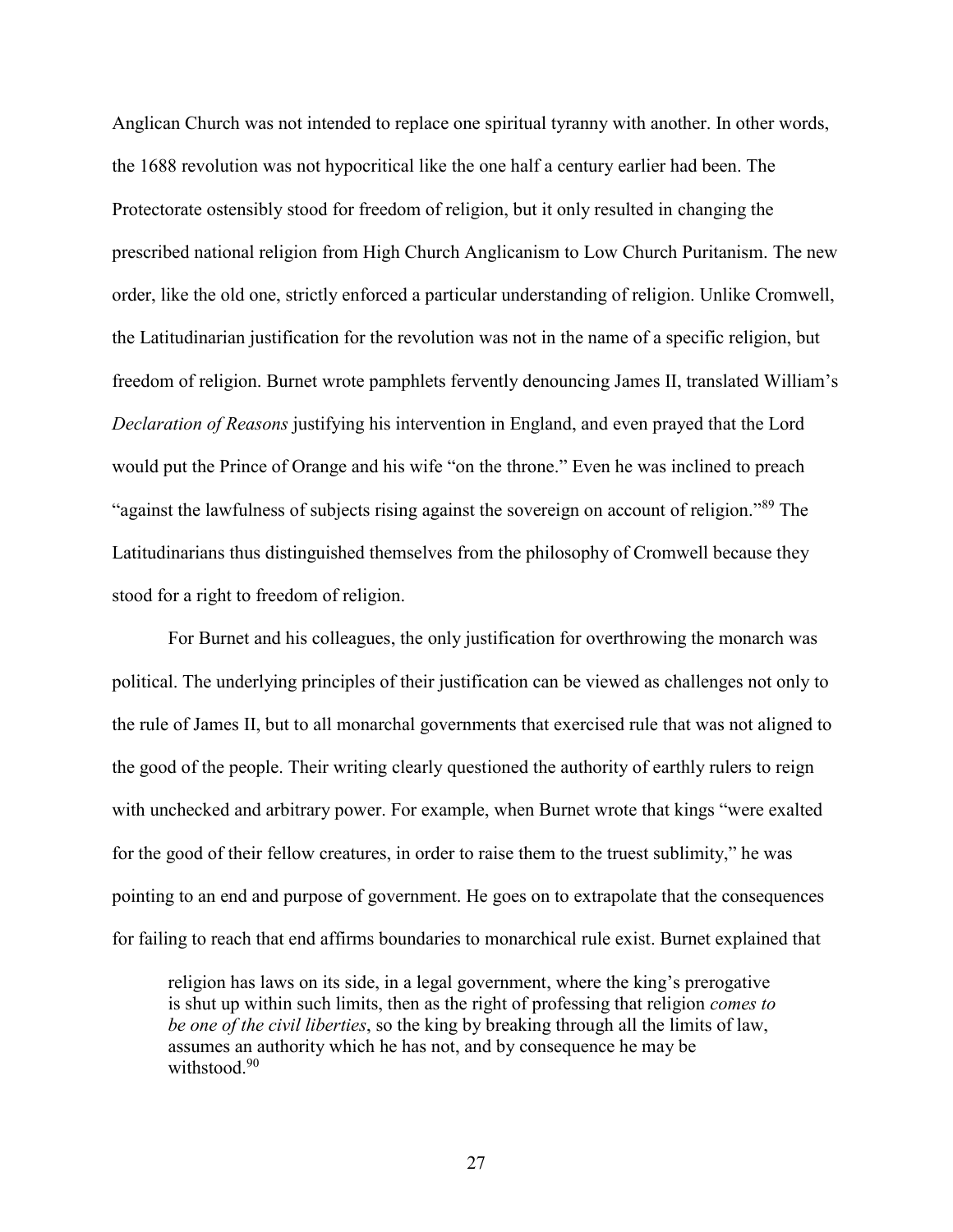Anglican Church was not intended to replace one spiritual tyranny with another. In other words, the 1688 revolution was not hypocritical like the one half a century earlier had been. The Protectorate ostensibly stood for freedom of religion, but it only resulted in changing the prescribed national religion from High Church Anglicanism to Low Church Puritanism. The new order, like the old one, strictly enforced a particular understanding of religion. Unlike Cromwell, the Latitudinarian justification for the revolution was not in the name of a specific religion, but freedom of religion. Burnet wrote pamphlets fervently denouncing James II, translated William's *Declaration of Reasons* justifying his intervention in England, and even prayed that the Lord would put the Prince of Orange and his wife "on the throne." Even he was inclined to preach "against the lawfulness of subjects rising against the sovereign on account of religion."[89] The Latitudinarians thus distinguished themselves from the philosophy of Cromwell because they stood for a right to freedom of religion.

For Burnet and his colleagues, the only justification for overthrowing the monarch was political. The underlying principles of their justification can be viewed as challenges not only to the rule of James II, but to all monarchal governments that exercised rule that was not aligned to the good of the people. Their writing clearly questioned the authority of earthly rulers to reign with unchecked and arbitrary power. For example, when Burnet wrote that kings "were exalted for the good of their fellow creatures, in order to raise them to the truest sublimity," he was pointing to an end and purpose of government. He goes on to extrapolate that the consequences for failing to reach that end affirms boundaries to monarchical rule exist. Burnet explained that

> religion has laws on its side, in a legal government, where the king's prerogative is shut up within such limits, then as the right of professing that religion *comes to be one of the civil liberties*, so the king by breaking through all the limits of law, assumes an authority which he has not, and by consequence he may be withstood.[90]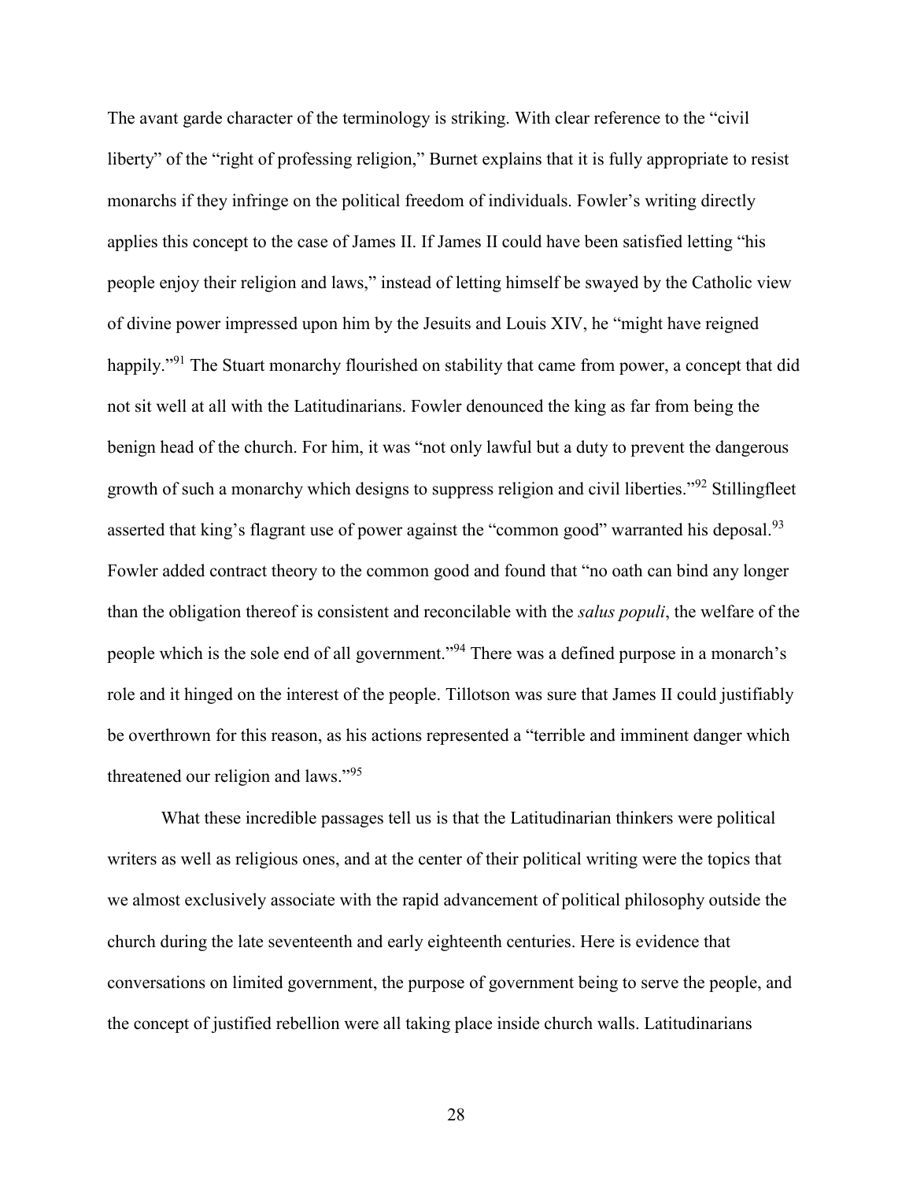The avant garde character of the terminology is striking. With clear reference to the "civil liberty" of the "right of professing religion," Burnet explains that it is fully appropriate to resist monarchs if they infringe on the political freedom of individuals. Fowler's writing directly applies this concept to the case of James II. If James II could have been satisfied letting "his people enjoy their religion and laws," instead of letting himself be swayed by the Catholic view of divine power impressed upon him by the Jesuits and Louis XIV, he "might have reigned happily."[91] The Stuart monarchy flourished on stability that came from power, a concept that did not sit well at all with the Latitudinarians. Fowler denounced the king as far from being the benign head of the church. For him, it was "not only lawful but a duty to prevent the dangerous growth of such a monarchy which designs to suppress religion and civil liberties."[92] Stillingfleet asserted that king's flagrant use of power against the "common good" warranted his deposal.[93] Fowler added contract theory to the common good and found that "no oath can bind any longer than the obligation thereof is consistent and reconcilable with the *salus populi*, the welfare of the people which is the sole end of all government."[94] There was a defined purpose in a monarch's role and it hinged on the interest of the people. Tillotson was sure that James II could justifiably be overthrown for this reason, as his actions represented a "terrible and imminent danger which threatened our religion and laws."[95]

What these incredible passages tell us is that the Latitudinarian thinkers were political writers as well as religious ones, and at the center of their political writing were the topics that we almost exclusively associate with the rapid advancement of political philosophy outside the church during the late seventeenth and early eighteenth centuries. Here is evidence that conversations on limited government, the purpose of government being to serve the people, and the concept of justified rebellion were all taking place inside church walls. Latitudinarians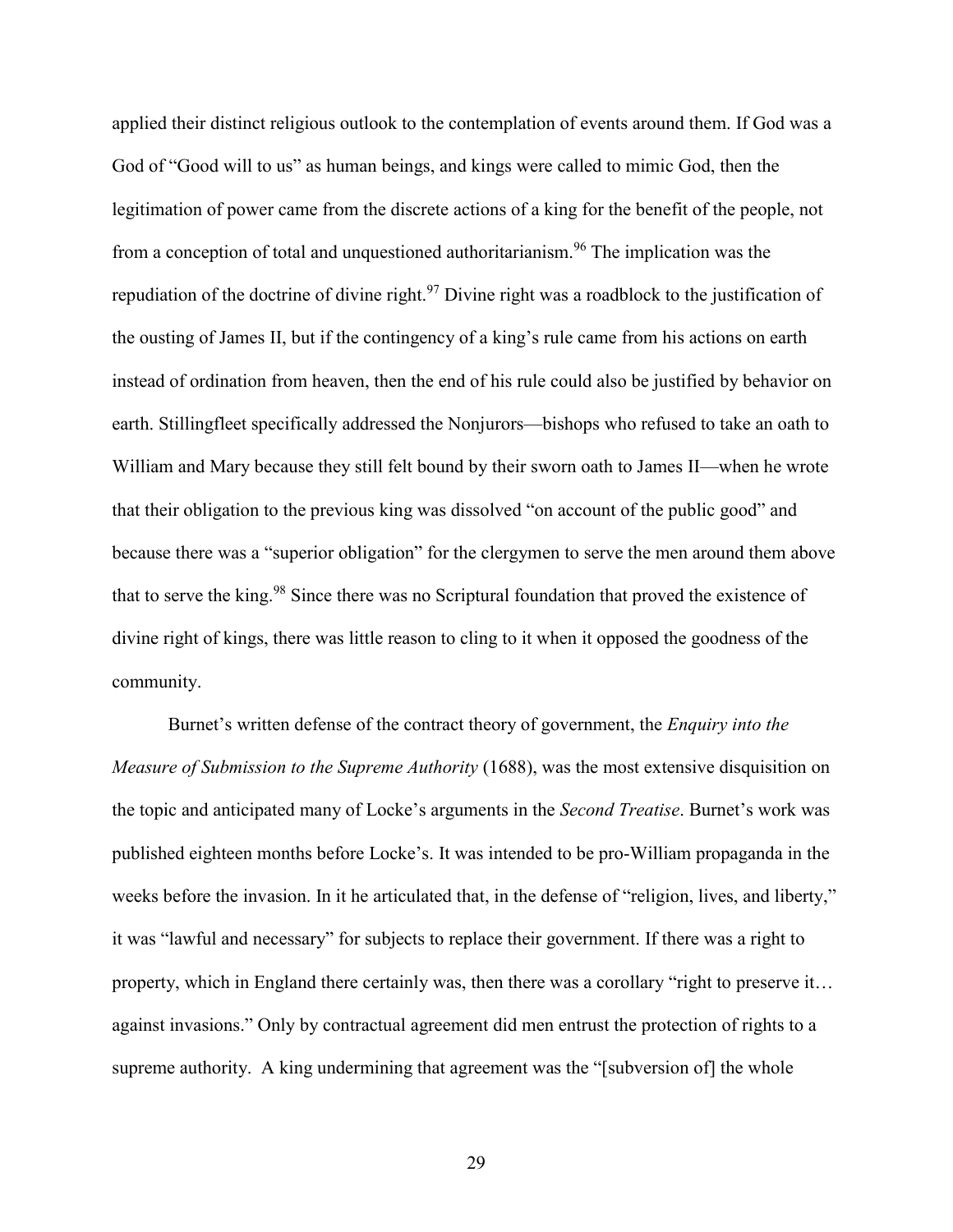applied their distinct religious outlook to the contemplation of events around them. If God was a God of "Good will to us" as human beings, and kings were called to mimic God, then the legitimation of power came from the discrete actions of a king for the benefit of the people, not from a conception of total and unquestioned authoritarianism.[96] The implication was the repudiation of the doctrine of divine right.[97] Divine right was a roadblock to the justification of the ousting of James II, but if the contingency of a king's rule came from his actions on earth instead of ordination from heaven, then the end of his rule could also be justified by behavior on earth. Stillingfleet specifically addressed the Nonjurors—bishops who refused to take an oath to William and Mary because they still felt bound by their sworn oath to James II—when he wrote that their obligation to the previous king was dissolved "on account of the public good" and because there was a "superior obligation" for the clergymen to serve the men around them above that to serve the king.[98] Since there was no Scriptural foundation that proved the existence of divine right of kings, there was little reason to cling to it when it opposed the goodness of the community.

Burnet's written defense of the contract theory of government, the *Enquiry into the Measure of Submission to the Supreme Authority* (1688), was the most extensive disquisition on the topic and anticipated many of Locke's arguments in the *Second Treatise*. Burnet's work was published eighteen months before Locke's. It was intended to be pro-William propaganda in the weeks before the invasion. In it he articulated that, in the defense of "religion, lives, and liberty," it was "lawful and necessary" for subjects to replace their government. If there was a right to property, which in England there certainly was, then there was a corollary "right to preserve it… against invasions." Only by contractual agreement did men entrust the protection of rights to a supreme authority. A king undermining that agreement was the "[subversion of] the whole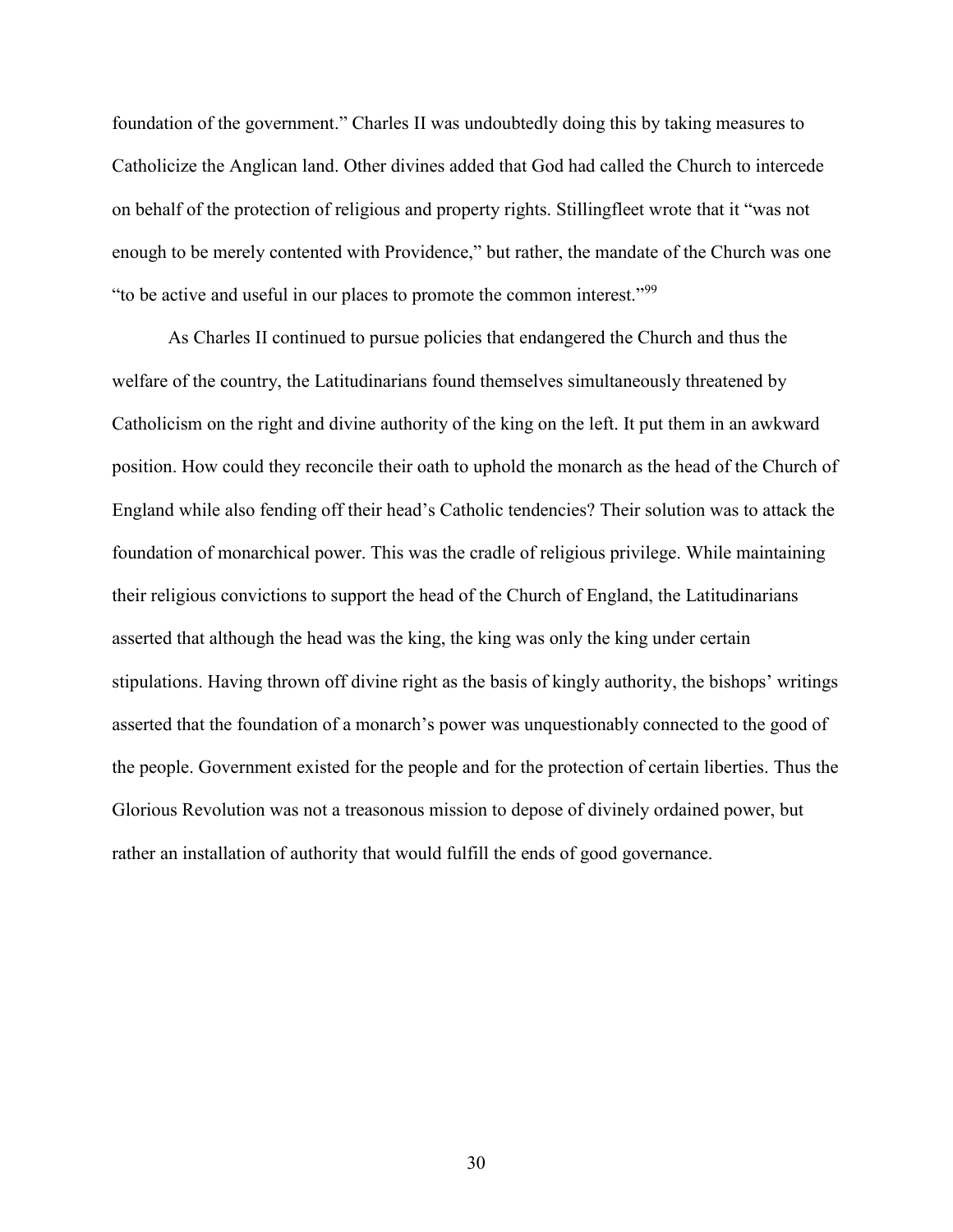foundation of the government." Charles II was undoubtedly doing this by taking measures to Catholicize the Anglican land. Other divines added that God had called the Church to intercede on behalf of the protection of religious and property rights. Stillingfleet wrote that it "was not enough to be merely contented with Providence," but rather, the mandate of the Church was one "to be active and useful in our places to promote the common interest."[99]

As Charles II continued to pursue policies that endangered the Church and thus the welfare of the country, the Latitudinarians found themselves simultaneously threatened by Catholicism on the right and divine authority of the king on the left. It put them in an awkward position. How could they reconcile their oath to uphold the monarch as the head of the Church of England while also fending off their head's Catholic tendencies? Their solution was to attack the foundation of monarchical power. This was the cradle of religious privilege. While maintaining their religious convictions to support the head of the Church of England, the Latitudinarians asserted that although the head was the king, the king was only the king under certain stipulations. Having thrown off divine right as the basis of kingly authority, the bishops' writings asserted that the foundation of a monarch's power was unquestionably connected to the good of the people. Government existed for the people and for the protection of certain liberties. Thus the Glorious Revolution was not a treasonous mission to depose of divinely ordained power, but rather an installation of authority that would fulfill the ends of good governance.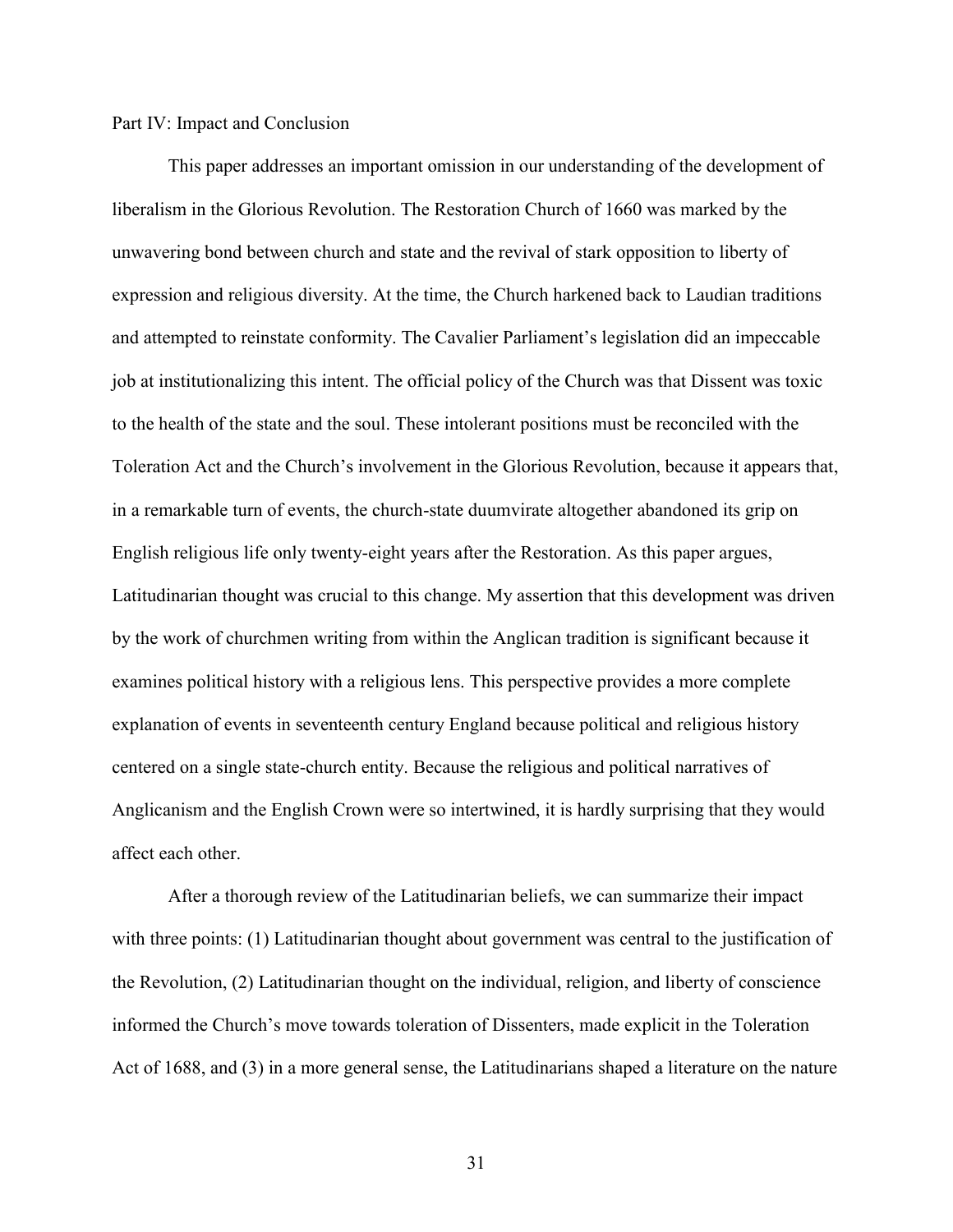## Part IV: Impact and Conclusion

This paper addresses an important omission in our understanding of the development of liberalism in the Glorious Revolution. The Restoration Church of 1660 was marked by the unwavering bond between church and state and the revival of stark opposition to liberty of expression and religious diversity. At the time, the Church harkened back to Laudian traditions and attempted to reinstate conformity. The Cavalier Parliament's legislation did an impeccable job at institutionalizing this intent. The official policy of the Church was that Dissent was toxic to the health of the state and the soul. These intolerant positions must be reconciled with the Toleration Act and the Church's involvement in the Glorious Revolution, because it appears that, in a remarkable turn of events, the church-state duumvirate altogether abandoned its grip on English religious life only twenty-eight years after the Restoration. As this paper argues, Latitudinarian thought was crucial to this change. My assertion that this development was driven by the work of churchmen writing from within the Anglican tradition is significant because it examines political history with a religious lens. This perspective provides a more complete explanation of events in seventeenth century England because political and religious history centered on a single state-church entity. Because the religious and political narratives of Anglicanism and the English Crown were so intertwined, it is hardly surprising that they would affect each other.

After a thorough review of the Latitudinarian beliefs, we can summarize their impact with three points: (1) Latitudinarian thought about government was central to the justification of the Revolution, (2) Latitudinarian thought on the individual, religion, and liberty of conscience informed the Church's move towards toleration of Dissenters, made explicit in the Toleration Act of 1688, and (3) in a more general sense, the Latitudinarians shaped a literature on the nature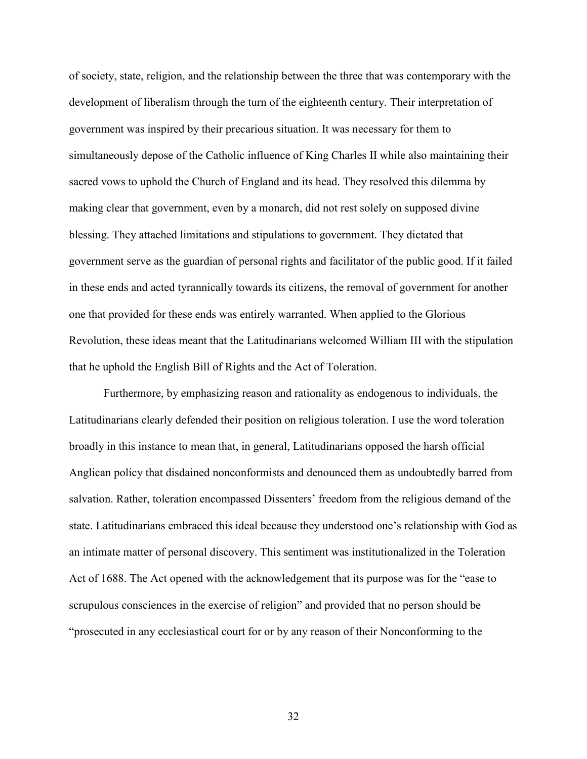of society, state, religion, and the relationship between the three that was contemporary with the development of liberalism through the turn of the eighteenth century. Their interpretation of government was inspired by their precarious situation. It was necessary for them to simultaneously depose of the Catholic influence of King Charles II while also maintaining their sacred vows to uphold the Church of England and its head. They resolved this dilemma by making clear that government, even by a monarch, did not rest solely on supposed divine blessing. They attached limitations and stipulations to government. They dictated that government serve as the guardian of personal rights and facilitator of the public good. If it failed in these ends and acted tyrannically towards its citizens, the removal of government for another one that provided for these ends was entirely warranted. When applied to the Glorious Revolution, these ideas meant that the Latitudinarians welcomed William III with the stipulation that he uphold the English Bill of Rights and the Act of Toleration.

Furthermore, by emphasizing reason and rationality as endogenous to individuals, the Latitudinarians clearly defended their position on religious toleration. I use the word toleration broadly in this instance to mean that, in general, Latitudinarians opposed the harsh official Anglican policy that disdained nonconformists and denounced them as undoubtedly barred from salvation. Rather, toleration encompassed Dissenters' freedom from the religious demand of the state. Latitudinarians embraced this ideal because they understood one's relationship with God as an intimate matter of personal discovery. This sentiment was institutionalized in the Toleration Act of 1688. The Act opened with the acknowledgement that its purpose was for the "ease to scrupulous consciences in the exercise of religion" and provided that no person should be "prosecuted in any ecclesiastical court for or by any reason of their Nonconforming to the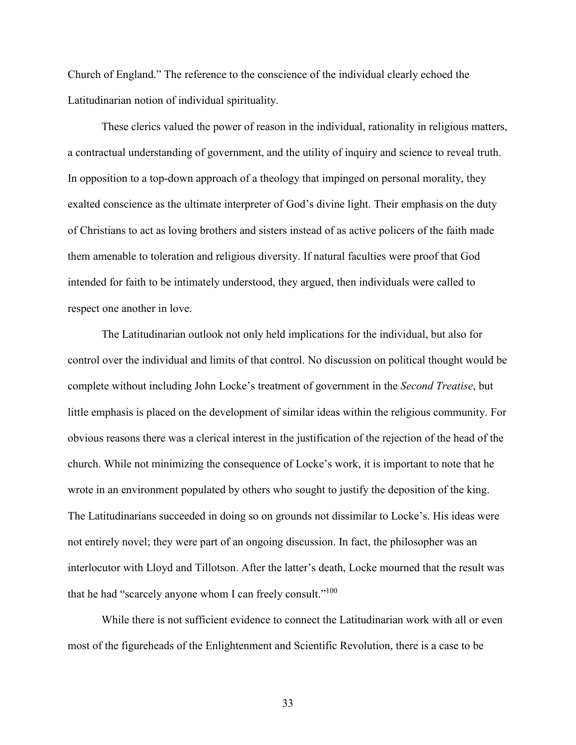Church of England." The reference to the conscience of the individual clearly echoed the Latitudinarian notion of individual spirituality.

These clerics valued the power of reason in the individual, rationality in religious matters, a contractual understanding of government, and the utility of inquiry and science to reveal truth. In opposition to a top-down approach of a theology that impinged on personal morality, they exalted conscience as the ultimate interpreter of God's divine light. Their emphasis on the duty of Christians to act as loving brothers and sisters instead of as active policers of the faith made them amenable to toleration and religious diversity. If natural faculties were proof that God intended for faith to be intimately understood, they argued, then individuals were called to respect one another in love.

The Latitudinarian outlook not only held implications for the individual, but also for control over the individual and limits of that control. No discussion on political thought would be complete without including John Locke's treatment of government in the *Second Treatise*, but little emphasis is placed on the development of similar ideas within the religious community. For obvious reasons there was a clerical interest in the justification of the rejection of the head of the church. While not minimizing the consequence of Locke's work, it is important to note that he wrote in an environment populated by others who sought to justify the deposition of the king. The Latitudinarians succeeded in doing so on grounds not dissimilar to Locke's. His ideas were not entirely novel; they were part of an ongoing discussion. In fact, the philosopher was an interlocutor with Lloyd and Tillotson. After the latter's death, Locke mourned that the result was that he had "scarcely anyone whom I can freely consult."[100]

While there is not sufficient evidence to connect the Latitudinarian work with all or even most of the figureheads of the Enlightenment and Scientific Revolution, there is a case to be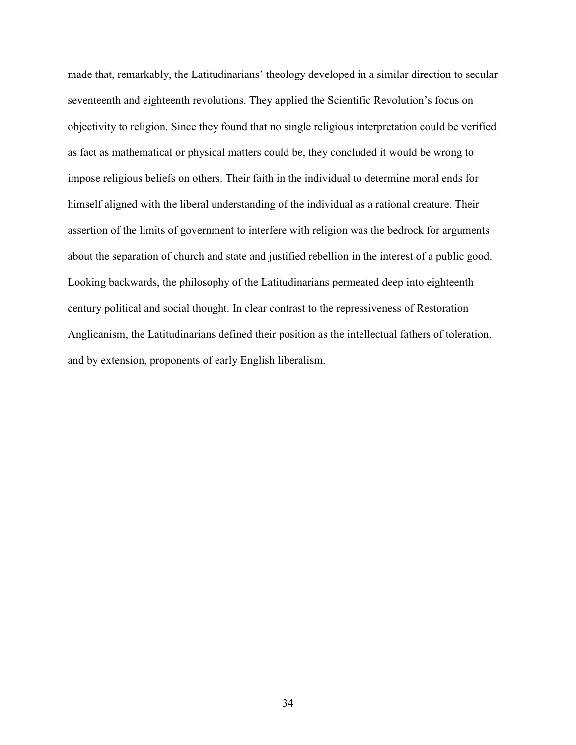made that, remarkably, the Latitudinarians' theology developed in a similar direction to secular seventeenth and eighteenth revolutions. They applied the Scientific Revolution's focus on objectivity to religion. Since they found that no single religious interpretation could be verified as fact as mathematical or physical matters could be, they concluded it would be wrong to impose religious beliefs on others. Their faith in the individual to determine moral ends for himself aligned with the liberal understanding of the individual as a rational creature. Their assertion of the limits of government to interfere with religion was the bedrock for arguments about the separation of church and state and justified rebellion in the interest of a public good. Looking backwards, the philosophy of the Latitudinarians permeated deep into eighteenth century political and social thought. In clear contrast to the repressiveness of Restoration Anglicanism, the Latitudinarians defined their position as the intellectual fathers of toleration, and by extension, proponents of early English liberalism.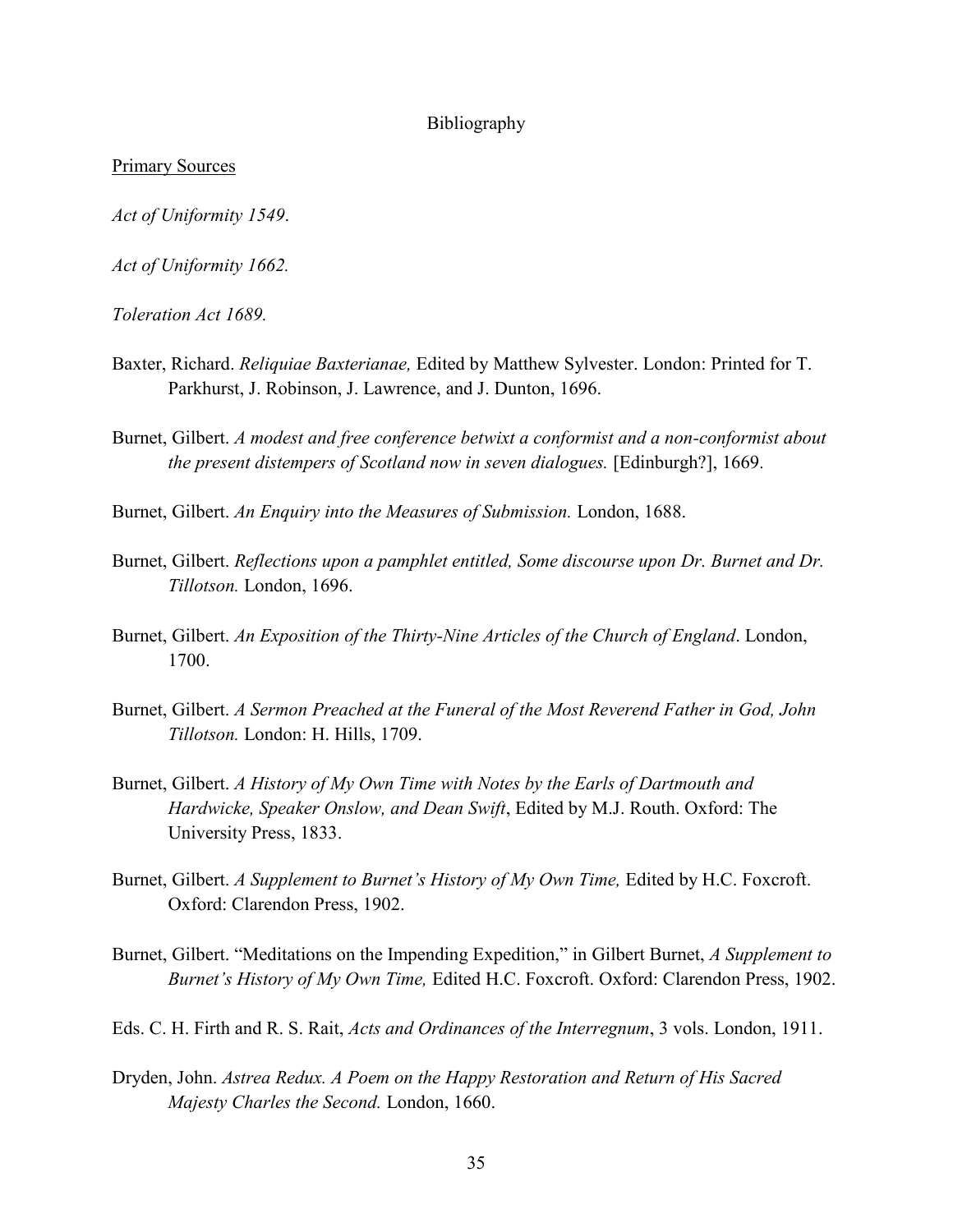# Bibliography

Primary Sources

*Act of Uniformity 1549*.

*Act of Uniformity 1662.*

*Toleration Act 1689.*

Baxter, Richard. *Reliquiae Baxterianae,* Edited by Matthew Sylvester. London: Printed for T. Parkhurst, J. Robinson, J. Lawrence, and J. Dunton, 1696.

Burnet, Gilbert. *A modest and free conference betwixt a conformist and a non-conformist about the present distempers of Scotland now in seven dialogues.* [Edinburgh?], 1669.

Burnet, Gilbert. *An Enquiry into the Measures of Submission.* London, 1688.

Burnet, Gilbert. *Reflections upon a pamphlet entitled, Some discourse upon Dr. Burnet and Dr. Tillotson.* London, 1696.

Burnet, Gilbert. *An Exposition of the Thirty-Nine Articles of the Church of England*. London, 1700.

Burnet, Gilbert. *A Sermon Preached at the Funeral of the Most Reverend Father in God, John Tillotson.* London: H. Hills, 1709.

Burnet, Gilbert. *A History of My Own Time with Notes by the Earls of Dartmouth and Hardwicke, Speaker Onslow, and Dean Swift*, Edited by M.J. Routh. Oxford: The University Press, 1833.

Burnet, Gilbert. *A Supplement to Burnet's History of My Own Time,* Edited by H.C. Foxcroft. Oxford: Clarendon Press, 1902.

Burnet, Gilbert. "Meditations on the Impending Expedition," in Gilbert Burnet, *A Supplement to Burnet's History of My Own Time,* Edited H.C. Foxcroft. Oxford: Clarendon Press, 1902.

Eds. C. H. Firth and R. S. Rait, *Acts and Ordinances of the Interregnum*, 3 vols. London, 1911.

Dryden, John. *Astrea Redux. A Poem on the Happy Restoration and Return of His Sacred Majesty Charles the Second.* London, 1660.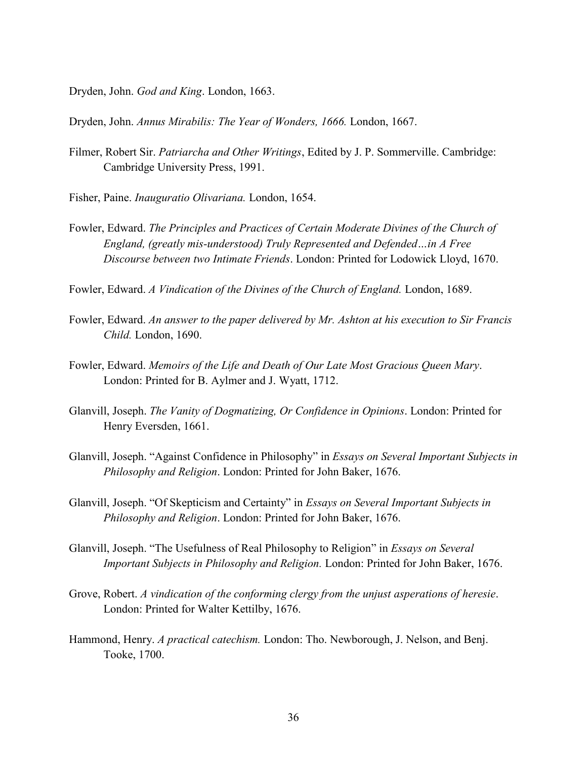Dryden, John. *God and King*. London, 1663.

Dryden, John. *Annus Mirabilis: The Year of Wonders, 1666.* London, 1667.

Filmer, Robert Sir. *Patriarcha and Other Writings*, Edited by J. P. Sommerville. Cambridge: Cambridge University Press, 1991.

Fisher, Paine. *Inauguratio Olivariana.* London, 1654.

Fowler, Edward. *The Principles and Practices of Certain Moderate Divines of the Church of England, (greatly mis-understood) Truly Represented and Defended…in A Free Discourse between two Intimate Friends*. London: Printed for Lodowick Lloyd, 1670.

Fowler, Edward. *A Vindication of the Divines of the Church of England.* London, 1689.

Fowler, Edward. *An answer to the paper delivered by Mr. Ashton at his execution to Sir Francis Child.* London, 1690.

Fowler, Edward. *Memoirs of the Life and Death of Our Late Most Gracious Queen Mary*. London: Printed for B. Aylmer and J. Wyatt, 1712.

Glanvill, Joseph. *The Vanity of Dogmatizing, Or Confidence in Opinions*. London: Printed for Henry Eversden, 1661.

Glanvill, Joseph. "Against Confidence in Philosophy" in *Essays on Several Important Subjects in Philosophy and Religion*. London: Printed for John Baker, 1676.

Glanvill, Joseph. "Of Skepticism and Certainty" in *Essays on Several Important Subjects in Philosophy and Religion*. London: Printed for John Baker, 1676.

Glanvill, Joseph. "The Usefulness of Real Philosophy to Religion" in *Essays on Several Important Subjects in Philosophy and Religion.* London: Printed for John Baker, 1676.

Grove, Robert. *A vindication of the conforming clergy from the unjust asperations of heresie*. London: Printed for Walter Kettilby, 1676.

Hammond, Henry. *A practical catechism.* London: Tho. Newborough, J. Nelson, and Benj. Tooke, 1700.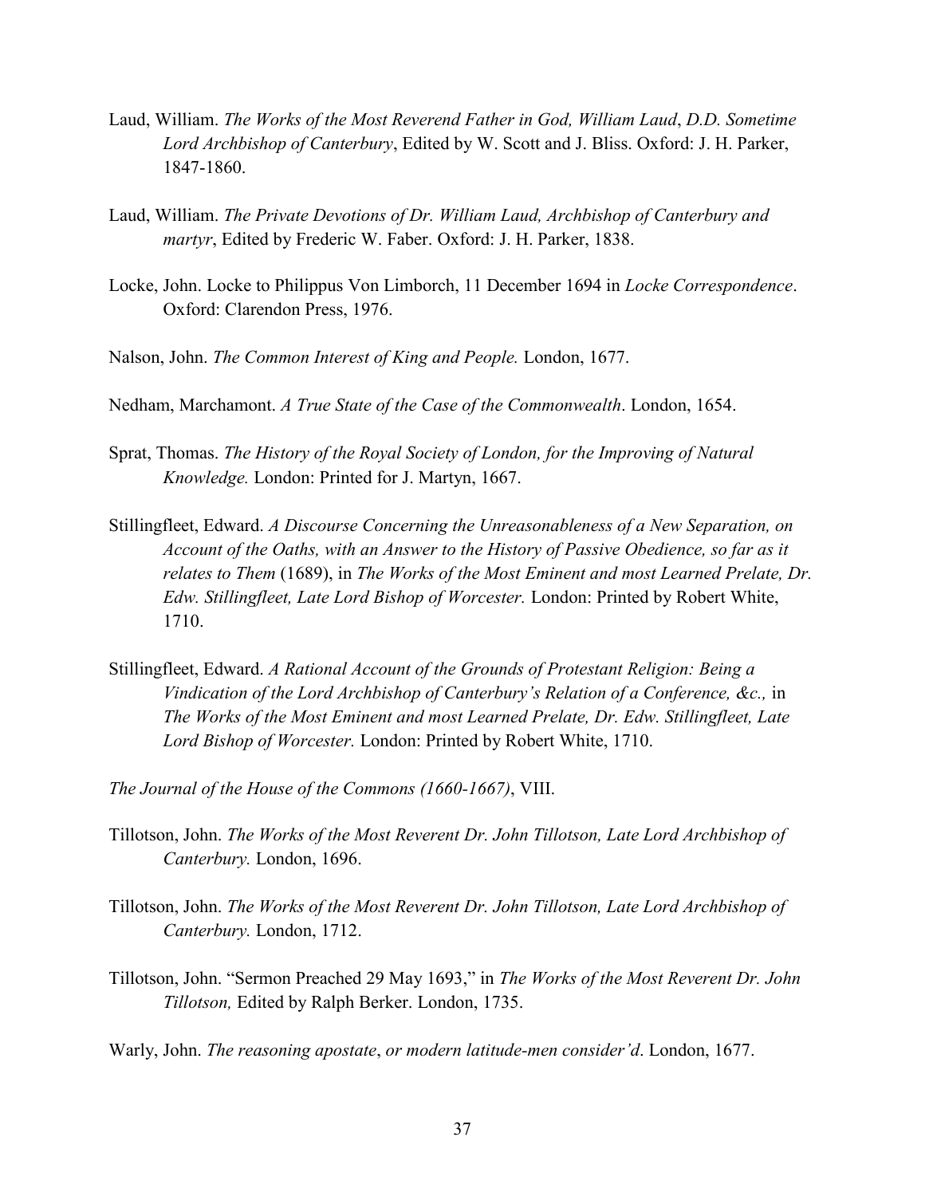Laud, William. *The Works of the Most Reverend Father in God, William Laud*, *D.D. Sometime Lord Archbishop of Canterbury*, Edited by W. Scott and J. Bliss. Oxford: J. H. Parker, 1847-1860.

Laud, William. *The Private Devotions of Dr. William Laud, Archbishop of Canterbury and martyr*, Edited by Frederic W. Faber. Oxford: J. H. Parker, 1838.

Locke, John. Locke to Philippus Von Limborch, 11 December 1694 in *Locke Correspondence*. Oxford: Clarendon Press, 1976.

Nalson, John. *The Common Interest of King and People.* London, 1677.

Nedham, Marchamont. *A True State of the Case of the Commonwealth*. London, 1654.

Sprat, Thomas. *The History of the Royal Society of London, for the Improving of Natural Knowledge.* London: Printed for J. Martyn, 1667.

Stillingfleet, Edward. *A Discourse Concerning the Unreasonableness of a New Separation, on Account of the Oaths, with an Answer to the History of Passive Obedience, so far as it relates to Them* (1689), in *The Works of the Most Eminent and most Learned Prelate, Dr. Edw. Stillingfleet, Late Lord Bishop of Worcester.* London: Printed by Robert White, 1710.

Stillingfleet, Edward. *A Rational Account of the Grounds of Protestant Religion: Being a Vindication of the Lord Archbishop of Canterbury's Relation of a Conference, &c.,* in *The Works of the Most Eminent and most Learned Prelate, Dr. Edw. Stillingfleet, Late Lord Bishop of Worcester.* London: Printed by Robert White, 1710.

*The Journal of the House of the Commons (1660-1667)*, VIII.

Tillotson, John. *The Works of the Most Reverent Dr. John Tillotson, Late Lord Archbishop of Canterbury.* London, 1696.

Tillotson, John. *The Works of the Most Reverent Dr. John Tillotson, Late Lord Archbishop of Canterbury.* London, 1712.

Tillotson, John. "Sermon Preached 29 May 1693," in *The Works of the Most Reverent Dr. John Tillotson,* Edited by Ralph Berker. London, 1735.

Warly, John. *The reasoning apostate*, *or modern latitude-men consider'd*. London, 1677.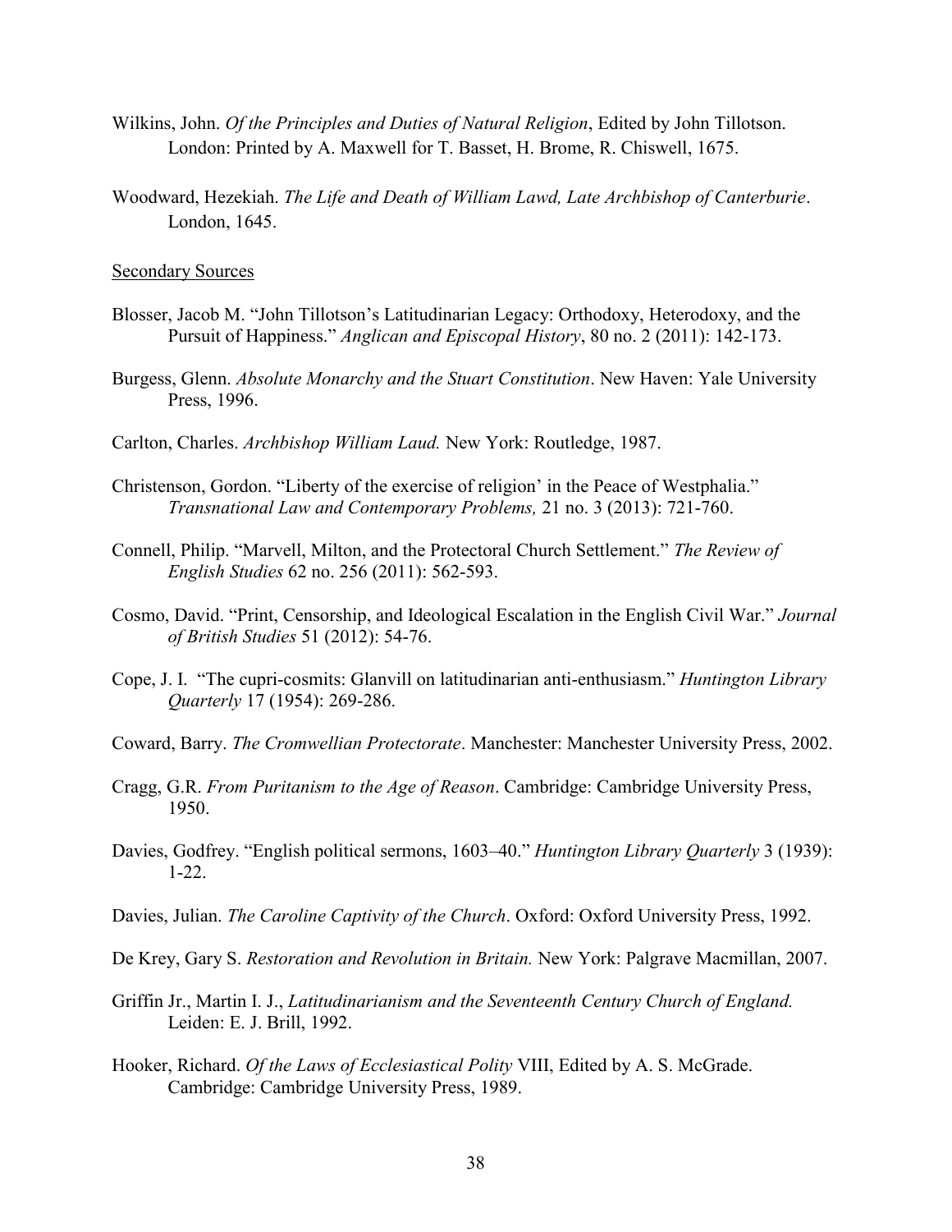Wilkins, John. *Of the Principles and Duties of Natural Religion*, Edited by John Tillotson. London: Printed by A. Maxwell for T. Basset, H. Brome, R. Chiswell, 1675.

Woodward, Hezekiah. *The Life and Death of William Lawd, Late Archbishop of Canterburie*. London, 1645.

Secondary Sources

Blosser, Jacob M. "John Tillotson's Latitudinarian Legacy: Orthodoxy, Heterodoxy, and the Pursuit of Happiness." *Anglican and Episcopal History*, 80 no. 2 (2011): 142-173.

Burgess, Glenn. *Absolute Monarchy and the Stuart Constitution*. New Haven: Yale University Press, 1996.

Carlton, Charles. *Archbishop William Laud.* New York: Routledge, 1987.

Christenson, Gordon. "Liberty of the exercise of religion' in the Peace of Westphalia." *Transnational Law and Contemporary Problems,* 21 no. 3 (2013): 721-760.

Connell, Philip. "Marvell, Milton, and the Protectoral Church Settlement." *The Review of English Studies* 62 no. 256 (2011): 562-593.

Cosmo, David. "Print, Censorship, and Ideological Escalation in the English Civil War." *Journal of British Studies* 51 (2012): 54-76.

Cope, J. I. "The cupri-cosmits: Glanvill on latitudinarian anti-enthusiasm." *Huntington Library Quarterly* 17 (1954): 269-286.

Coward, Barry. *The Cromwellian Protectorate*. Manchester: Manchester University Press, 2002.

Cragg, G.R. *From Puritanism to the Age of Reason*. Cambridge: Cambridge University Press, 1950.

Davies, Godfrey. "English political sermons, 1603–40." *Huntington Library Quarterly* 3 (1939): 1-22.

Davies, Julian. *The Caroline Captivity of the Church*. Oxford: Oxford University Press, 1992.

De Krey, Gary S. *Restoration and Revolution in Britain.* New York: Palgrave Macmillan, 2007.

Griffin Jr., Martin I. J., *Latitudinarianism and the Seventeenth Century Church of England.* Leiden: E. J. Brill, 1992.

Hooker, Richard. *Of the Laws of Ecclesiastical Polity* VIII, Edited by A. S. McGrade. Cambridge: Cambridge University Press, 1989.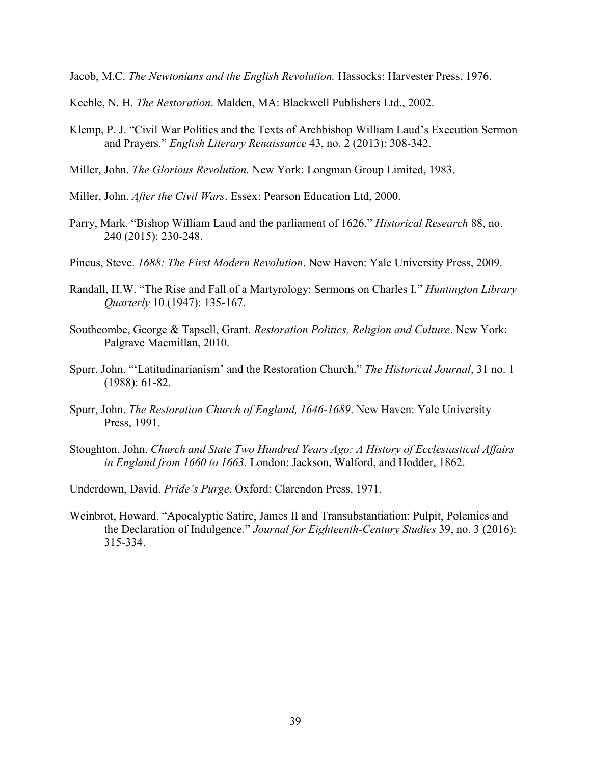Jacob, M.C. *The Newtonians and the English Revolution.* Hassocks: Harvester Press, 1976.

Keeble, N. H. *The Restoration*. Malden, MA: Blackwell Publishers Ltd., 2002.

Klemp, P. J. "Civil War Politics and the Texts of Archbishop William Laud's Execution Sermon and Prayers." *English Literary Renaissance* 43, no. 2 (2013): 308-342.

Miller, John. *The Glorious Revolution.* New York: Longman Group Limited, 1983.

Miller, John. *After the Civil Wars*. Essex: Pearson Education Ltd, 2000.

Parry, Mark. "Bishop William Laud and the parliament of 1626." *Historical Research* 88, no. 240 (2015): 230-248.

Pincus, Steve. *1688: The First Modern Revolution*. New Haven: Yale University Press, 2009.

Randall, H.W. "The Rise and Fall of a Martyrology: Sermons on Charles I." *Huntington Library Quarterly* 10 (1947): 135-167.

Southcombe, George & Tapsell, Grant. *Restoration Politics, Religion and Culture*. New York: Palgrave Macmillan, 2010.

Spurr, John. "'Latitudinarianism' and the Restoration Church." *The Historical Journal*, 31 no. 1 (1988): 61-82.

Spurr, John. *The Restoration Church of England, 1646-1689*. New Haven: Yale University Press, 1991.

Stoughton, John. *Church and State Two Hundred Years Ago: A History of Ecclesiastical Affairs in England from 1660 to 1663.* London: Jackson, Walford, and Hodder, 1862.

Underdown, David. *Pride's Purge*. Oxford: Clarendon Press, 1971.

Weinbrot, Howard. "Apocalyptic Satire, James II and Transubstantiation: Pulpit, Polemics and the Declaration of Indulgence." *Journal for Eighteenth-Century Studies* 39, no. 3 (2016): 315-334.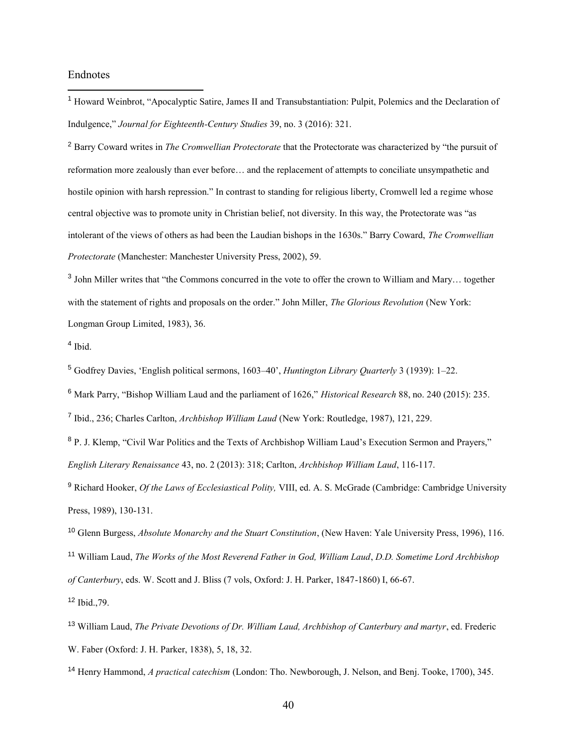# Endnotes

[1] Howard Weinbrot, "Apocalyptic Satire, James II and Transubstantiation: Pulpit, Polemics and the Declaration of Indulgence," *Journal for Eighteenth-Century Studies* 39, no. 3 (2016): 321.

[2] Barry Coward writes in *The Cromwellian Protectorate* that the Protectorate was characterized by "the pursuit of reformation more zealously than ever before… and the replacement of attempts to conciliate unsympathetic and hostile opinion with harsh repression." In contrast to standing for religious liberty, Cromwell led a regime whose central objective was to promote unity in Christian belief, not diversity. In this way, the Protectorate was "as intolerant of the views of others as had been the Laudian bishops in the 1630s." Barry Coward, *The Cromwellian Protectorate* (Manchester: Manchester University Press, 2002), 59.

[3] John Miller writes that "the Commons concurred in the vote to offer the crown to William and Mary… together with the statement of rights and proposals on the order." John Miller, *The Glorious Revolution* (New York: Longman Group Limited, 1983), 36.

[4] Ibid.

[5] Godfrey Davies, 'English political sermons, 1603–40', *Huntington Library Quarterly* 3 (1939): 1–22.

[6] Mark Parry, "Bishop William Laud and the parliament of 1626," *Historical Research* 88, no. 240 (2015): 235.

[7] Ibid., 236; Charles Carlton, *Archbishop William Laud* (New York: Routledge, 1987), 121, 229.

[8] P. J. Klemp, "Civil War Politics and the Texts of Archbishop William Laud's Execution Sermon and Prayers," *English Literary Renaissance* 43, no. 2 (2013): 318; Carlton, *Archbishop William Laud*, 116-117.

[9] Richard Hooker, *Of the Laws of Ecclesiastical Polity,* VIII, ed. A. S. McGrade (Cambridge: Cambridge University Press, 1989), 130-131.

[10] Glenn Burgess, *Absolute Monarchy and the Stuart Constitution*, (New Haven: Yale University Press, 1996), 116.

[11] William Laud, *The Works of the Most Reverend Father in God, William Laud*, *D.D. Sometime Lord Archbishop of Canterbury*, eds. W. Scott and J. Bliss (7 vols, Oxford: J. H. Parker, 1847-1860) I, 66-67.

[12] Ibid.,79.

[13] William Laud, *The Private Devotions of Dr. William Laud, Archbishop of Canterbury and martyr*, ed. Frederic W. Faber (Oxford: J. H. Parker, 1838), 5, 18, 32.

[14] Henry Hammond, *A practical catechism* (London: Tho. Newborough, J. Nelson, and Benj. Tooke, 1700), 345.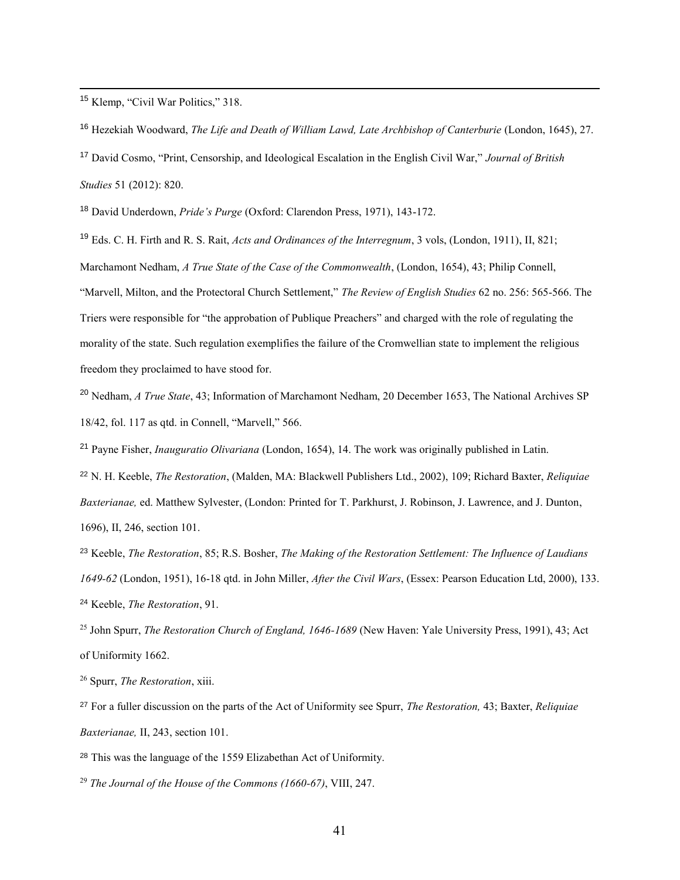[15] Klemp, "Civil War Politics," 318.

[16] Hezekiah Woodward, *The Life and Death of William Lawd, Late Archbishop of Canterburie* (London, 1645), 27.

[17] David Cosmo, "Print, Censorship, and Ideological Escalation in the English Civil War," *Journal of British Studies* 51 (2012): 820.

[18] David Underdown, *Pride's Purge* (Oxford: Clarendon Press, 1971), 143-172.

[19] Eds. C. H. Firth and R. S. Rait, *Acts and Ordinances of the Interregnum*, 3 vols, (London, 1911), II, 821; Marchamont Nedham, *A True State of the Case of the Commonwealth*, (London, 1654), 43; Philip Connell, "Marvell, Milton, and the Protectoral Church Settlement," *The Review of English Studies* 62 no. 256: 565-566. The Triers were responsible for "the approbation of Publique Preachers" and charged with the role of regulating the morality of the state. Such regulation exemplifies the failure of the Cromwellian state to implement the religious freedom they proclaimed to have stood for.

[20] Nedham, *A True State*, 43; Information of Marchamont Nedham, 20 December 1653, The National Archives SP 18/42, fol. 117 as qtd. in Connell, "Marvell," 566.

[21] Payne Fisher, *Inauguratio Olivariana* (London, 1654), 14. The work was originally published in Latin.

[22] N. H. Keeble, *The Restoration*, (Malden, MA: Blackwell Publishers Ltd., 2002), 109; Richard Baxter, *Reliquiae Baxterianae,* ed. Matthew Sylvester, (London: Printed for T. Parkhurst, J. Robinson, J. Lawrence, and J. Dunton, 1696), II, 246, section 101.

[23] Keeble, *The Restoration*, 85; R.S. Bosher, *The Making of the Restoration Settlement: The Influence of Laudians 1649-62* (London, 1951), 16-18 qtd. in John Miller, *After the Civil Wars*, (Essex: Pearson Education Ltd, 2000), 133.

[24] Keeble, *The Restoration*, 91.

[25] John Spurr, *The Restoration Church of England, 1646-1689* (New Haven: Yale University Press, 1991), 43; Act of Uniformity 1662.

[26] Spurr, *The Restoration*, xiii.

[27] For a fuller discussion on the parts of the Act of Uniformity see Spurr, *The Restoration,* 43; Baxter, *Reliquiae Baxterianae,* II, 243, section 101.

[28] This was the language of the 1559 Elizabethan Act of Uniformity.

[29] *The Journal of the House of the Commons (1660-67)*, VIII, 247.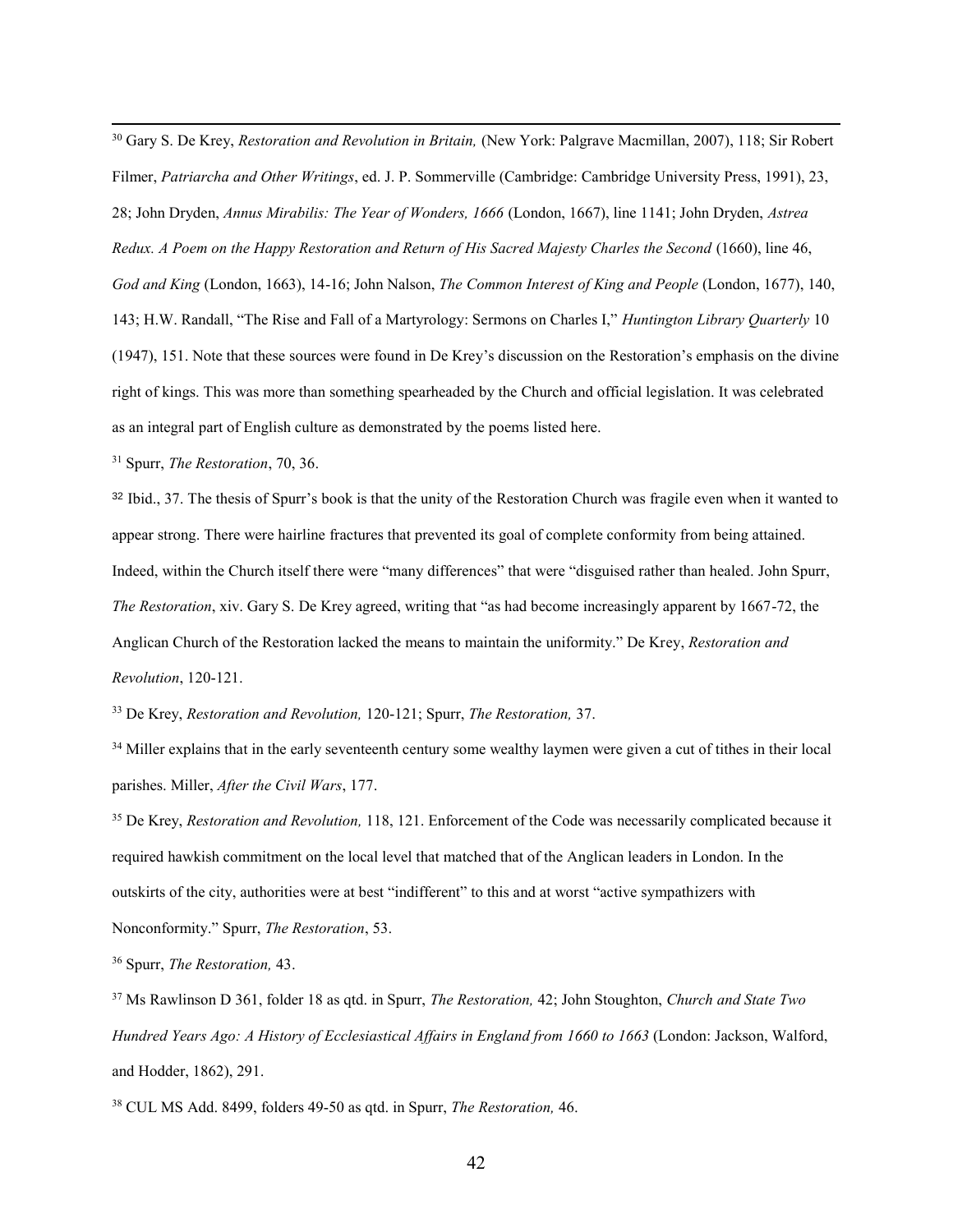[30] Gary S. De Krey, *Restoration and Revolution in Britain,* (New York: Palgrave Macmillan, 2007), 118; Sir Robert Filmer, *Patriarcha and Other Writings*, ed. J. P. Sommerville (Cambridge: Cambridge University Press, 1991), 23, 28; John Dryden, *Annus Mirabilis: The Year of Wonders, 1666* (London, 1667), line 1141; John Dryden, *Astrea Redux. A Poem on the Happy Restoration and Return of His Sacred Majesty Charles the Second* (1660), line 46, *God and King* (London, 1663), 14-16; John Nalson, *The Common Interest of King and People* (London, 1677), 140, 143; H.W. Randall, "The Rise and Fall of a Martyrology: Sermons on Charles I," *Huntington Library Quarterly* 10 (1947), 151. Note that these sources were found in De Krey's discussion on the Restoration's emphasis on the divine right of kings. This was more than something spearheaded by the Church and official legislation. It was celebrated as an integral part of English culture as demonstrated by the poems listed here.

[31] Spurr, *The Restoration*, 70, 36.

[32] Ibid., 37. The thesis of Spurr's book is that the unity of the Restoration Church was fragile even when it wanted to appear strong. There were hairline fractures that prevented its goal of complete conformity from being attained. Indeed, within the Church itself there were "many differences" that were "disguised rather than healed. John Spurr, *The Restoration*, xiv. Gary S. De Krey agreed, writing that "as had become increasingly apparent by 1667-72, the Anglican Church of the Restoration lacked the means to maintain the uniformity." De Krey, *Restoration and Revolution*, 120-121.

[33] De Krey, *Restoration and Revolution,* 120-121; Spurr, *The Restoration,* 37.

[34] Miller explains that in the early seventeenth century some wealthy laymen were given a cut of tithes in their local parishes. Miller, *After the Civil Wars*, 177.

[35] De Krey, *Restoration and Revolution,* 118, 121. Enforcement of the Code was necessarily complicated because it required hawkish commitment on the local level that matched that of the Anglican leaders in London. In the outskirts of the city, authorities were at best "indifferent" to this and at worst "active sympathizers with Nonconformity." Spurr, *The Restoration*, 53.

[36] Spurr, *The Restoration,* 43.

[37] Ms Rawlinson D 361, folder 18 as qtd. in Spurr, *The Restoration,* 42; John Stoughton, *Church and State Two Hundred Years Ago: A History of Ecclesiastical Affairs in England from 1660 to 1663* (London: Jackson, Walford, and Hodder, 1862), 291.

[38] CUL MS Add. 8499, folders 49-50 as qtd. in Spurr, *The Restoration,* 46.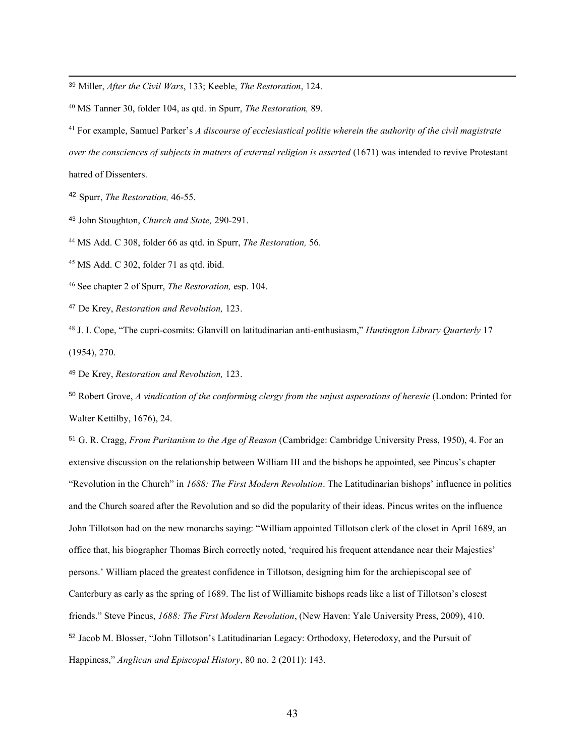[39] Miller, *After the Civil Wars*, 133; Keeble, *The Restoration*, 124.

[40] MS Tanner 30, folder 104, as qtd. in Spurr, *The Restoration,* 89.

[41] For example, Samuel Parker's *A discourse of ecclesiastical politie wherein the authority of the civil magistrate over the consciences of subjects in matters of external religion is asserted* (1671) was intended to revive Protestant hatred of Dissenters.

[42] Spurr, *The Restoration,* 46-55.

[43] John Stoughton, *Church and State,* 290-291.

[44] MS Add. C 308, folder 66 as qtd. in Spurr, *The Restoration,* 56.

[45] MS Add. C 302, folder 71 as qtd. ibid.

[46] See chapter 2 of Spurr, *The Restoration,* esp. 104.

[47] De Krey, *Restoration and Revolution,* 123.

[48] J. I. Cope, "The cupri-cosmits: Glanvill on latitudinarian anti-enthusiasm," *Huntington Library Quarterly* 17 (1954), 270.

[49] De Krey, *Restoration and Revolution,* 123.

[50] Robert Grove, *A vindication of the conforming clergy from the unjust asperations of heresie* (London: Printed for Walter Kettilby, 1676), 24.

[51] G. R. Cragg, *From Puritanism to the Age of Reason* (Cambridge: Cambridge University Press, 1950), 4. For an extensive discussion on the relationship between William III and the bishops he appointed, see Pincus's chapter "Revolution in the Church" in *1688: The First Modern Revolution*. The Latitudinarian bishops' influence in politics and the Church soared after the Revolution and so did the popularity of their ideas. Pincus writes on the influence John Tillotson had on the new monarchs saying: "William appointed Tillotson clerk of the closet in April 1689, an office that, his biographer Thomas Birch correctly noted, 'required his frequent attendance near their Majesties' persons.' William placed the greatest confidence in Tillotson, designing him for the archiepiscopal see of Canterbury as early as the spring of 1689. The list of Williamite bishops reads like a list of Tillotson's closest friends." Steve Pincus, *1688: The First Modern Revolution*, (New Haven: Yale University Press, 2009), 410.

[52] Jacob M. Blosser, "John Tillotson's Latitudinarian Legacy: Orthodoxy, Heterodoxy, and the Pursuit of Happiness," *Anglican and Episcopal History*, 80 no. 2 (2011): 143.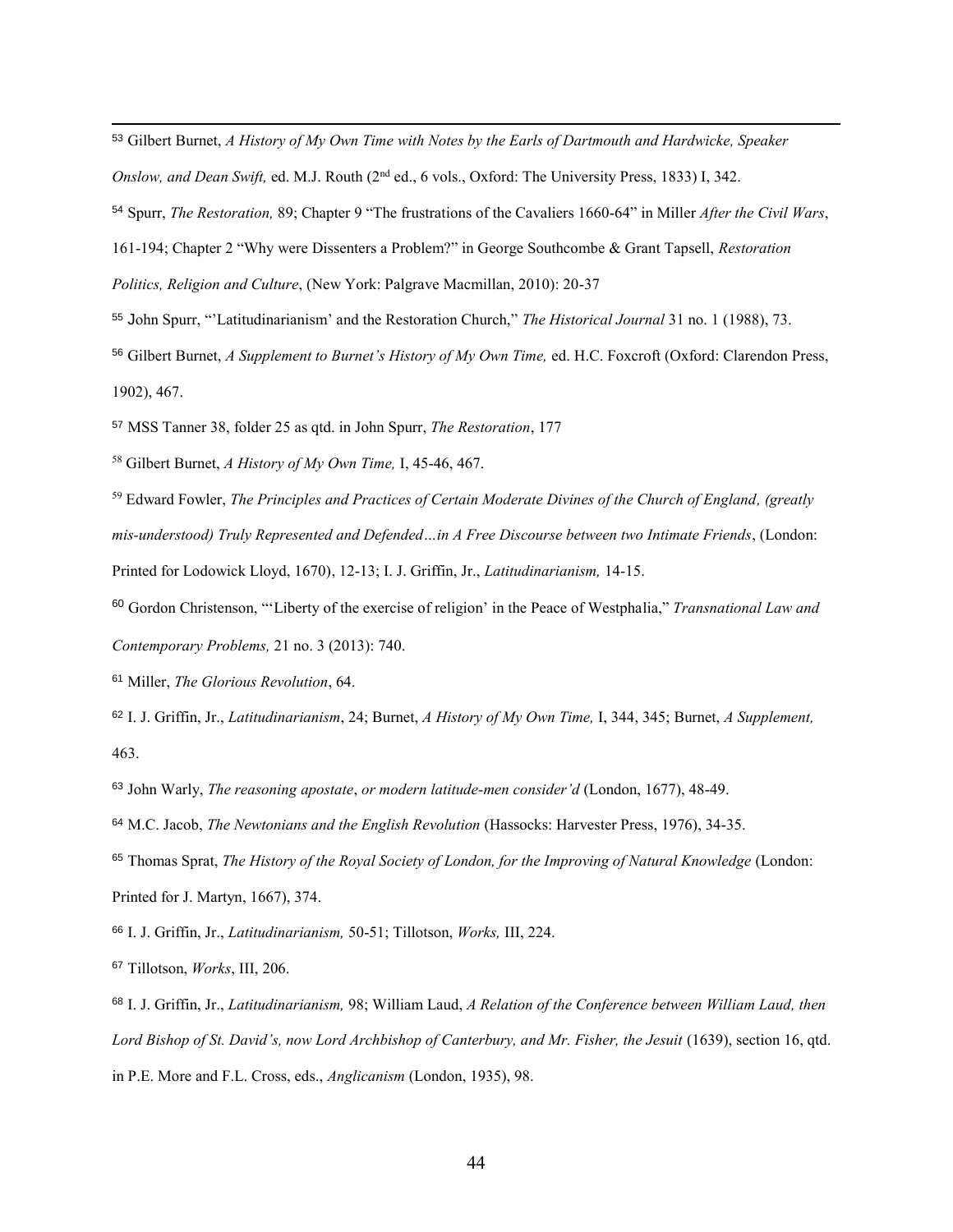[53] Gilbert Burnet, *A History of My Own Time with Notes by the Earls of Dartmouth and Hardwicke, Speaker Onslow, and Dean Swift,* ed. M.J. Routh (2nd ed., 6 vols., Oxford: The University Press, 1833) I, 342.

[54] Spurr, *The Restoration,* 89; Chapter 9 "The frustrations of the Cavaliers 1660-64" in Miller *After the Civil Wars*, 161-194; Chapter 2 "Why were Dissenters a Problem?" in George Southcombe & Grant Tapsell, *Restoration Politics, Religion and Culture*, (New York: Palgrave Macmillan, 2010): 20-37

[55] John Spurr, "'Latitudinarianism' and the Restoration Church," *The Historical Journal* 31 no. 1 (1988), 73.

[56] Gilbert Burnet, *A Supplement to Burnet's History of My Own Time,* ed. H.C. Foxcroft (Oxford: Clarendon Press, 1902), 467.

[57] MSS Tanner 38, folder 25 as qtd. in John Spurr, *The Restoration*, 177

[58] Gilbert Burnet, *A History of My Own Time,* I, 45-46, 467.

[59] Edward Fowler, *The Principles and Practices of Certain Moderate Divines of the Church of England, (greatly mis-understood) Truly Represented and Defended…in A Free Discourse between two Intimate Friends*, (London: Printed for Lodowick Lloyd, 1670), 12-13; I. J. Griffin, Jr., *Latitudinarianism,* 14-15.

[60] Gordon Christenson, "'Liberty of the exercise of religion' in the Peace of Westphalia," *Transnational Law and Contemporary Problems,* 21 no. 3 (2013): 740.

[61] Miller, *The Glorious Revolution*, 64.

[62] I. J. Griffin, Jr., *Latitudinarianism*, 24; Burnet, *A History of My Own Time,* I, 344, 345; Burnet, *A Supplement,* 463.

[63] John Warly, *The reasoning apostate*, *or modern latitude-men consider'd* (London, 1677), 48-49.

[64] M.C. Jacob, *The Newtonians and the English Revolution* (Hassocks: Harvester Press, 1976), 34-35.

[65] Thomas Sprat, *The History of the Royal Society of London, for the Improving of Natural Knowledge* (London: Printed for J. Martyn, 1667), 374.

[66] I. J. Griffin, Jr., *Latitudinarianism,* 50-51; Tillotson, *Works,* III, 224.

[67] Tillotson, *Works*, III, 206.

[68] I. J. Griffin, Jr., *Latitudinarianism,* 98; William Laud, *A Relation of the Conference between William Laud, then Lord Bishop of St. David's, now Lord Archbishop of Canterbury, and Mr. Fisher, the Jesuit* (1639), section 16, qtd. in P.E. More and F.L. Cross, eds., *Anglicanism* (London, 1935), 98.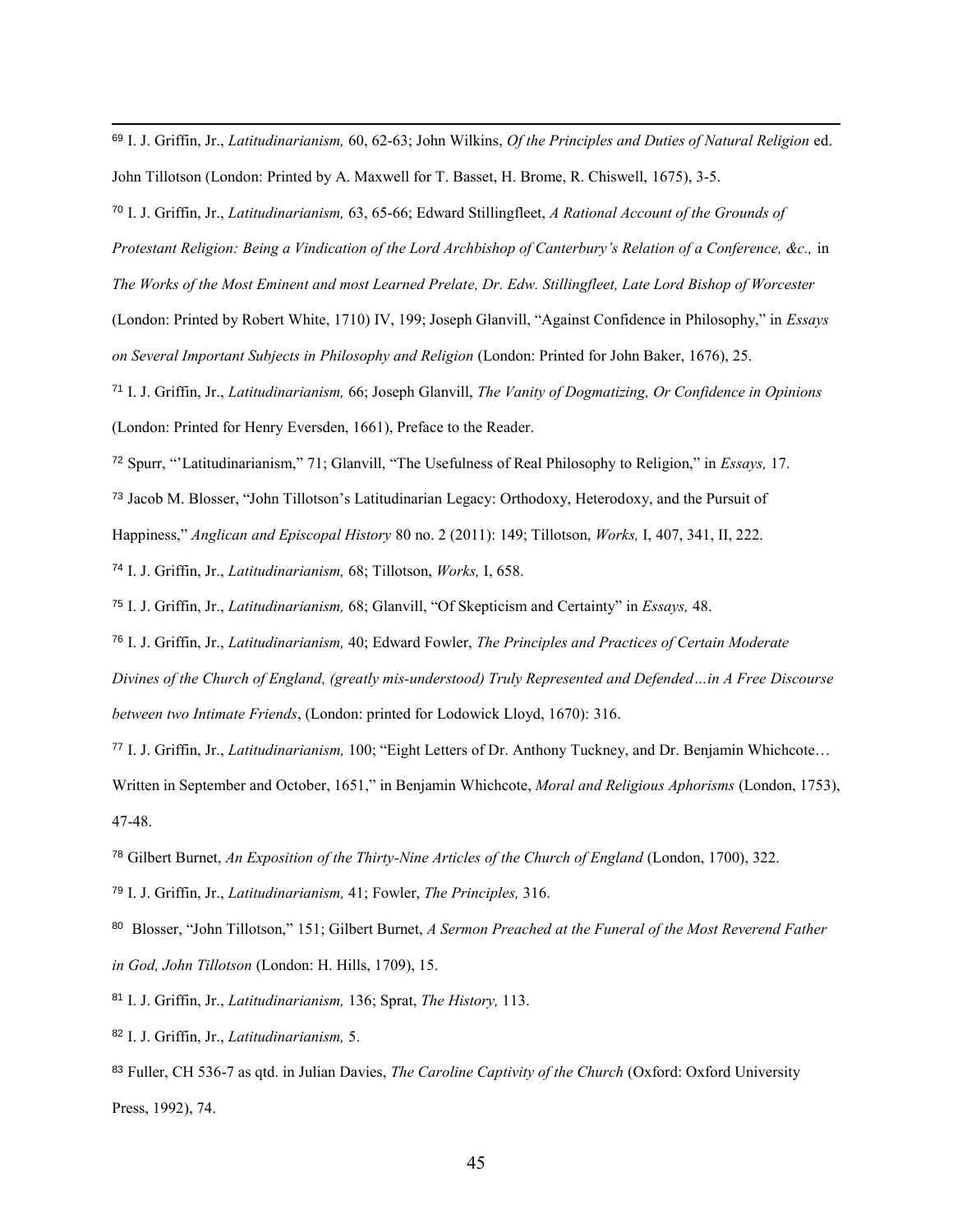[69] I. J. Griffin, Jr., *Latitudinarianism,* 60, 62-63; John Wilkins, *Of the Principles and Duties of Natural Religion* ed. John Tillotson (London: Printed by A. Maxwell for T. Basset, H. Brome, R. Chiswell, 1675), 3-5.

[70] I. J. Griffin, Jr., *Latitudinarianism,* 63, 65-66; Edward Stillingfleet, *A Rational Account of the Grounds of Protestant Religion: Being a Vindication of the Lord Archbishop of Canterbury's Relation of a Conference, &c.,* in *The Works of the Most Eminent and most Learned Prelate, Dr. Edw. Stillingfleet, Late Lord Bishop of Worcester* (London: Printed by Robert White, 1710) IV, 199; Joseph Glanvill, "Against Confidence in Philosophy," in *Essays on Several Important Subjects in Philosophy and Religion* (London: Printed for John Baker, 1676), 25.

[71] I. J. Griffin, Jr., *Latitudinarianism,* 66; Joseph Glanvill, *The Vanity of Dogmatizing, Or Confidence in Opinions* (London: Printed for Henry Eversden, 1661), Preface to the Reader.

[72] Spurr, "'Latitudinarianism," 71; Glanvill, "The Usefulness of Real Philosophy to Religion," in *Essays,* 17.

[73] Jacob M. Blosser, "John Tillotson's Latitudinarian Legacy: Orthodoxy, Heterodoxy, and the Pursuit of Happiness," *Anglican and Episcopal History* 80 no. 2 (2011): 149; Tillotson, *Works,* I, 407, 341, II, 222.

[74] I. J. Griffin, Jr., *Latitudinarianism,* 68; Tillotson, *Works,* I, 658.

[75] I. J. Griffin, Jr., *Latitudinarianism,* 68; Glanvill, "Of Skepticism and Certainty" in *Essays,* 48.

[76] I. J. Griffin, Jr., *Latitudinarianism,* 40; Edward Fowler, *The Principles and Practices of Certain Moderate Divines of the Church of England, (greatly mis-understood) Truly Represented and Defended…in A Free Discourse between two Intimate Friends*, (London: printed for Lodowick Lloyd, 1670): 316.

[77] I. J. Griffin, Jr., *Latitudinarianism,* 100; "Eight Letters of Dr. Anthony Tuckney, and Dr. Benjamin Whichcote… Written in September and October, 1651," in Benjamin Whichcote, *Moral and Religious Aphorisms* (London, 1753), 47-48.

[78] Gilbert Burnet, *An Exposition of the Thirty-Nine Articles of the Church of England* (London, 1700), 322.

[79] I. J. Griffin, Jr., *Latitudinarianism,* 41; Fowler, *The Principles,* 316.

[80] Blosser, "John Tillotson," 151; Gilbert Burnet, *A Sermon Preached at the Funeral of the Most Reverend Father in God, John Tillotson* (London: H. Hills, 1709), 15.

[81] I. J. Griffin, Jr., *Latitudinarianism,* 136; Sprat, *The History,* 113.

[82] I. J. Griffin, Jr., *Latitudinarianism,* 5.

[83] Fuller, CH 536-7 as qtd. in Julian Davies, *The Caroline Captivity of the Church* (Oxford: Oxford University Press, 1992), 74.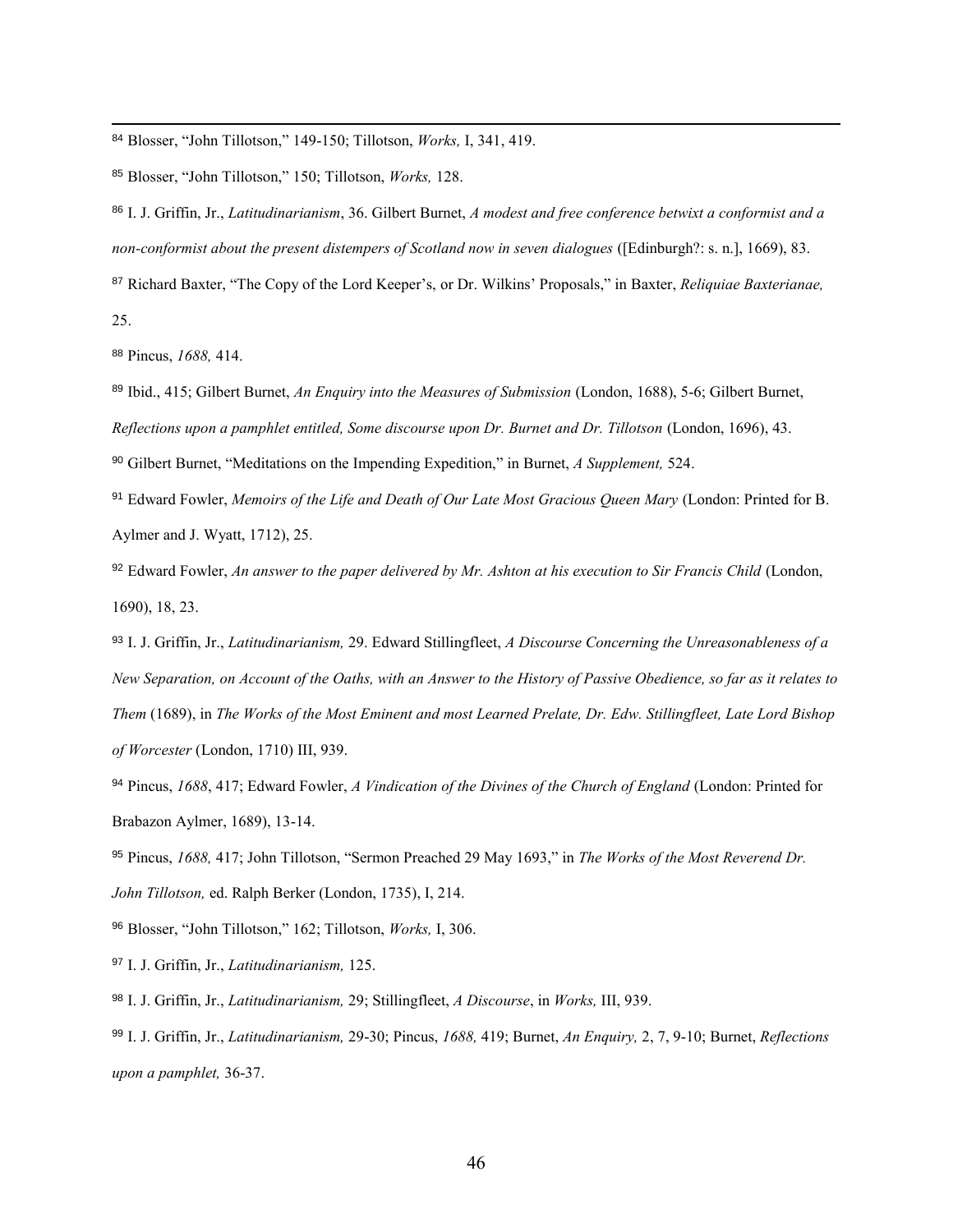[84] Blosser, "John Tillotson," 149-150; Tillotson, *Works,* I, 341, 419.

[85] Blosser, "John Tillotson," 150; Tillotson, *Works,* 128.

[86] I. J. Griffin, Jr., *Latitudinarianism*, 36. Gilbert Burnet, *A modest and free conference betwixt a conformist and a non-conformist about the present distempers of Scotland now in seven dialogues* ([Edinburgh?: s. n.], 1669), 83.

[87] Richard Baxter, "The Copy of the Lord Keeper's, or Dr. Wilkins' Proposals," in Baxter, *Reliquiae Baxterianae,* 25.

[88] Pincus, *1688,* 414.

[89] Ibid., 415; Gilbert Burnet, *An Enquiry into the Measures of Submission* (London, 1688), 5-6; Gilbert Burnet, *Reflections upon a pamphlet entitled, Some discourse upon Dr. Burnet and Dr. Tillotson* (London, 1696), 43.

[90] Gilbert Burnet, "Meditations on the Impending Expedition," in Burnet, *A Supplement,* 524.

[91] Edward Fowler, *Memoirs of the Life and Death of Our Late Most Gracious Queen Mary* (London: Printed for B. Aylmer and J. Wyatt, 1712), 25.

[92] Edward Fowler, *An answer to the paper delivered by Mr. Ashton at his execution to Sir Francis Child* (London, 1690), 18, 23.

[93] I. J. Griffin, Jr., *Latitudinarianism,* 29. Edward Stillingfleet, *A Discourse Concerning the Unreasonableness of a New Separation, on Account of the Oaths, with an Answer to the History of Passive Obedience, so far as it relates to Them* (1689), in *The Works of the Most Eminent and most Learned Prelate, Dr. Edw. Stillingfleet, Late Lord Bishop of Worcester* (London, 1710) III, 939.

[94] Pincus, *1688*, 417; Edward Fowler, *A Vindication of the Divines of the Church of England* (London: Printed for Brabazon Aylmer, 1689), 13-14.

[95] Pincus, *1688,* 417; John Tillotson, "Sermon Preached 29 May 1693," in *The Works of the Most Reverend Dr. John Tillotson,* ed. Ralph Berker (London, 1735), I, 214.

[96] Blosser, "John Tillotson," 162; Tillotson, *Works,* I, 306.

[97] I. J. Griffin, Jr., *Latitudinarianism,* 125.

[98] I. J. Griffin, Jr., *Latitudinarianism,* 29; Stillingfleet, *A Discourse*, in *Works,* III, 939.

[99] I. J. Griffin, Jr., *Latitudinarianism,* 29-30; Pincus, *1688,* 419; Burnet, *An Enquiry,* 2, 7, 9-10; Burnet, *Reflections upon a pamphlet,* 36-37.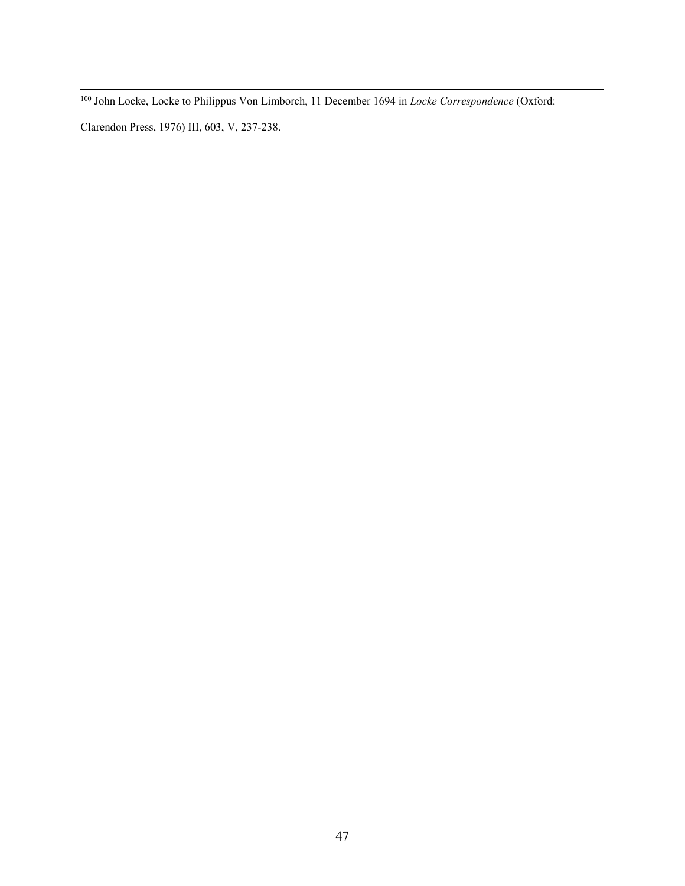[100] John Locke, Locke to Philippus Von Limborch, 11 December 1694 in *Locke Correspondence* (Oxford: Clarendon Press, 1976) III, 603, V, 237-238.